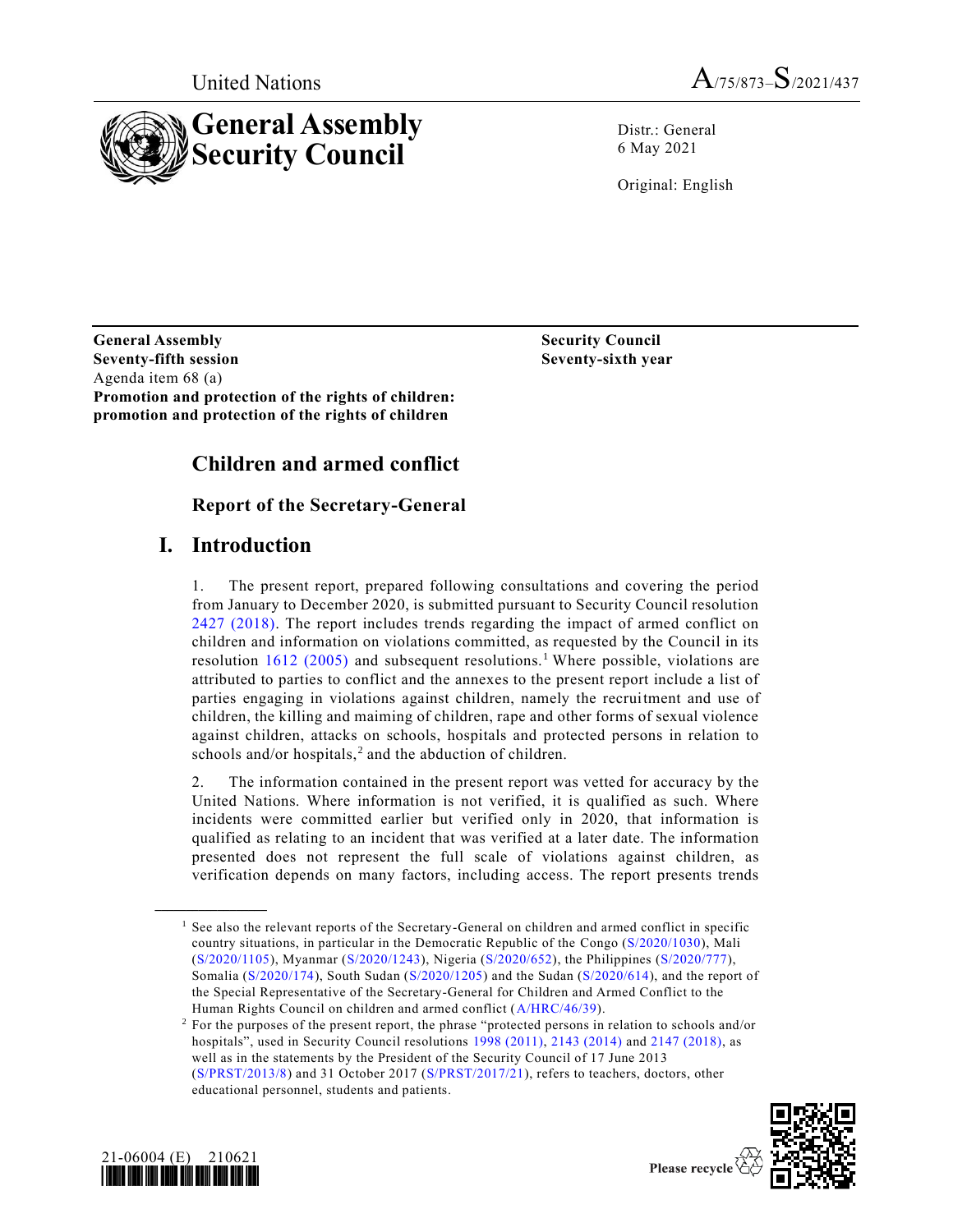United Nations A/75/873–S/2021/437

# General Assembly Security Council

Distr.: General
6 May 2021

Original: English

**General Assembly**
**Seventy-fifth session**
Agenda item 68 (a)
**Promotion and protection of the rights of children: promotion and protection of the rights of children**

**Security Council**
**Seventy-sixth year**

## Children and armed conflict

### Report of the Secretary-General

## I. Introduction

1. The present report, prepared following consultations and covering the period from January to December 2020, is submitted pursuant to Security Council resolution 2427 (2018). The report includes trends regarding the impact of armed conflict on children and information on violations committed, as requested by the Council in its resolution 1612 (2005) and subsequent resolutions.[1] Where possible, violations are attributed to parties to conflict and the annexes to the present report include a list of parties engaging in violations against children, namely the recruitment and use of children, the killing and maiming of children, rape and other forms of sexual violence against children, attacks on schools, hospitals and protected persons in relation to schools and/or hospitals,[2] and the abduction of children.

2. The information contained in the present report was vetted for accuracy by the United Nations. Where information is not verified, it is qualified as such. Where incidents were committed earlier but verified only in 2020, that information is qualified as relating to an incident that was verified at a later date. The information presented does not represent the full scale of violations against children, as verification depends on many factors, including access. The report presents trends

---

[1] See also the relevant reports of the Secretary-General on children and armed conflict in specific country situations, in particular in the Democratic Republic of the Congo (S/2020/1030), Mali (S/2020/1105), Myanmar (S/2020/1243), Nigeria (S/2020/652), the Philippines (S/2020/777), Somalia (S/2020/174), South Sudan (S/2020/1205) and the Sudan (S/2020/614), and the report of the Special Representative of the Secretary-General for Children and Armed Conflict to the Human Rights Council on children and armed conflict (A/HRC/46/39).

[2] For the purposes of the present report, the phrase "protected persons in relation to schools and/or hospitals", used in Security Council resolutions 1998 (2011), 2143 (2014) and 2147 (2018), as well as in the statements by the President of the Security Council of 17 June 2013 (S/PRST/2013/8) and 31 October 2017 (S/PRST/2017/21), refers to teachers, doctors, other educational personnel, students and patients.

21-06004 (E) 210621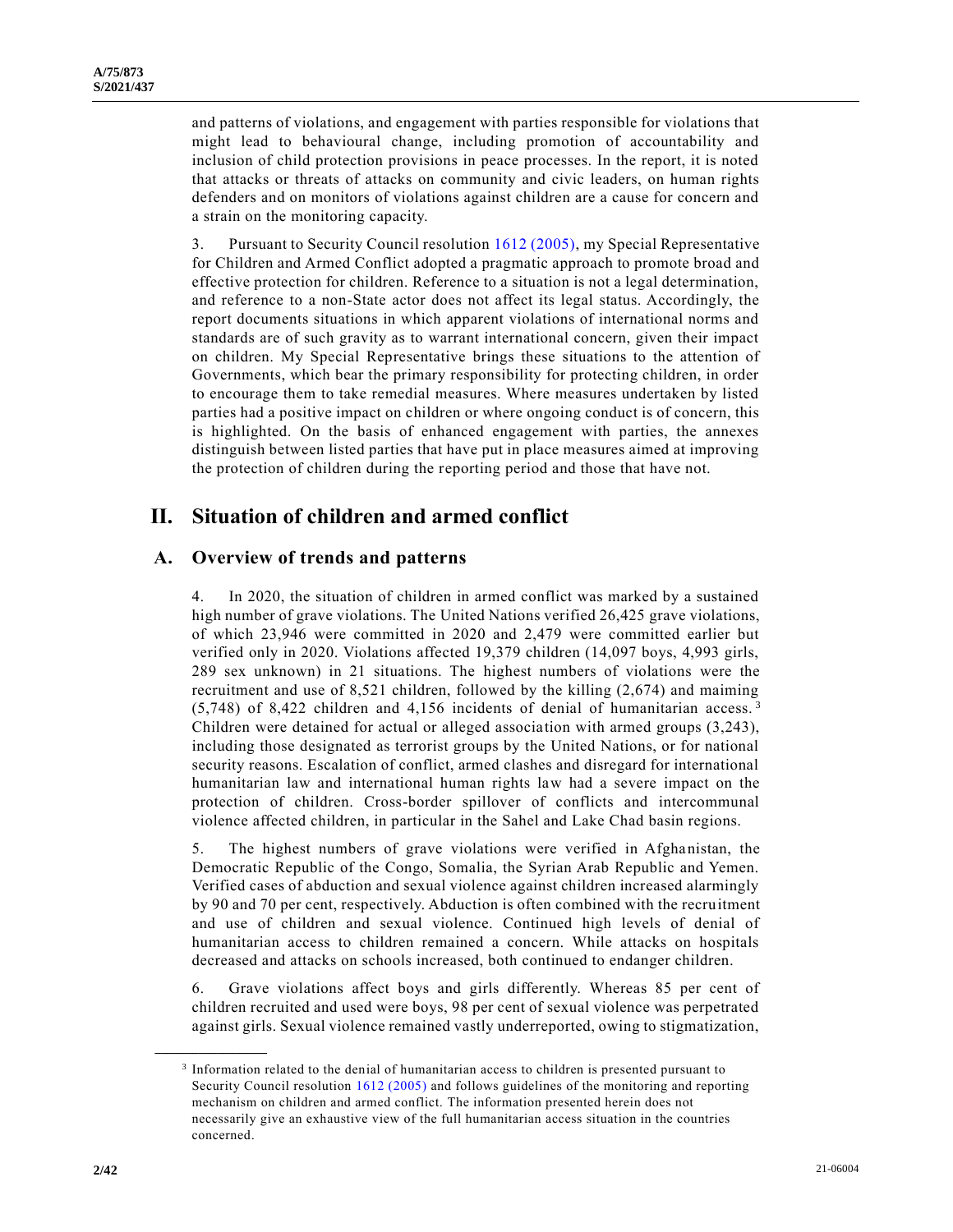and patterns of violations, and engagement with parties responsible for violations that might lead to behavioural change, including promotion of accountability and inclusion of child protection provisions in peace processes. In the report, it is noted that attacks or threats of attacks on community and civic leaders, on human rights defenders and on monitors of violations against children are a cause for concern and a strain on the monitoring capacity.

3. Pursuant to Security Council resolution 1612 (2005), my Special Representative for Children and Armed Conflict adopted a pragmatic approach to promote broad and effective protection for children. Reference to a situation is not a legal determination, and reference to a non-State actor does not affect its legal status. Accordingly, the report documents situations in which apparent violations of international norms and standards are of such gravity as to warrant international concern, given their impact on children. My Special Representative brings these situations to the attention of Governments, which bear the primary responsibility for protecting children, in order to encourage them to take remedial measures. Where measures undertaken by listed parties had a positive impact on children or where ongoing conduct is of concern, this is highlighted. On the basis of enhanced engagement with parties, the annexes distinguish between listed parties that have put in place measures aimed at improving the protection of children during the reporting period and those that have not.

# II. Situation of children and armed conflict

## A. Overview of trends and patterns

4. In 2020, the situation of children in armed conflict was marked by a sustained high number of grave violations. The United Nations verified 26,425 grave violations, of which 23,946 were committed in 2020 and 2,479 were committed earlier but verified only in 2020. Violations affected 19,379 children (14,097 boys, 4,993 girls, 289 sex unknown) in 21 situations. The highest numbers of violations were the recruitment and use of 8,521 children, followed by the killing (2,674) and maiming (5,748) of 8,422 children and 4,156 incidents of denial of humanitarian access.[3] Children were detained for actual or alleged association with armed groups (3,243), including those designated as terrorist groups by the United Nations, or for national security reasons. Escalation of conflict, armed clashes and disregard for international humanitarian law and international human rights law had a severe impact on the protection of children. Cross-border spillover of conflicts and intercommunal violence affected children, in particular in the Sahel and Lake Chad basin regions.

5. The highest numbers of grave violations were verified in Afghanistan, the Democratic Republic of the Congo, Somalia, the Syrian Arab Republic and Yemen. Verified cases of abduction and sexual violence against children increased alarmingly by 90 and 70 per cent, respectively. Abduction is often combined with the recruitment and use of children and sexual violence. Continued high levels of denial of humanitarian access to children remained a concern. While attacks on hospitals decreased and attacks on schools increased, both continued to endanger children.

6. Grave violations affect boys and girls differently. Whereas 85 per cent of children recruited and used were boys, 98 per cent of sexual violence was perpetrated against girls. Sexual violence remained vastly underreported, owing to stigmatization,

[3] Information related to the denial of humanitarian access to children is presented pursuant to Security Council resolution 1612 (2005) and follows guidelines of the monitoring and reporting mechanism on children and armed conflict. The information presented herein does not necessarily give an exhaustive view of the full humanitarian access situation in the countries concerned.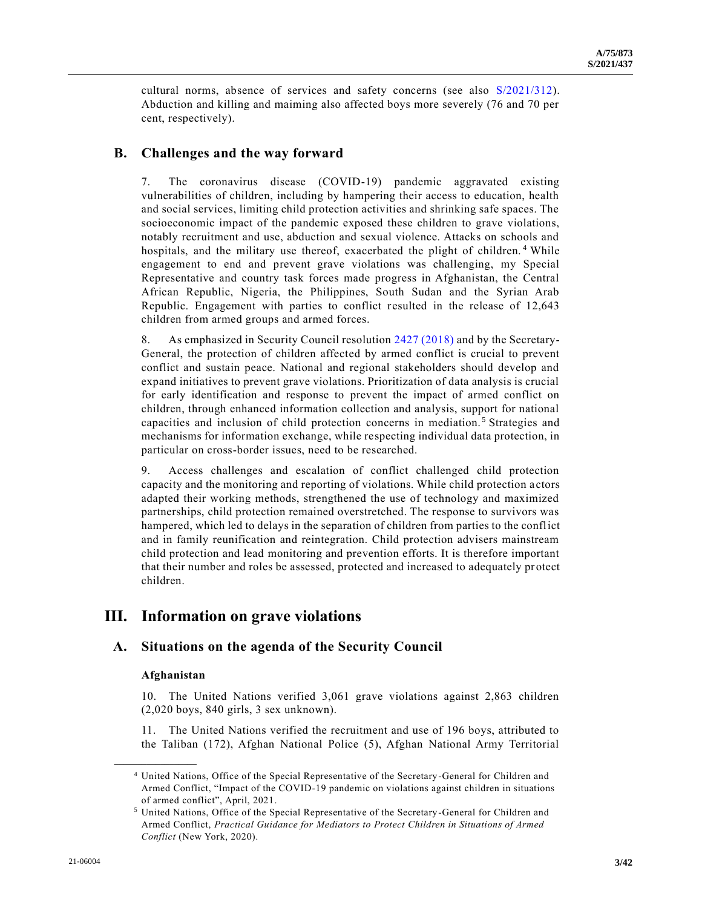cultural norms, absence of services and safety concerns (see also S/2021/312). Abduction and killing and maiming also affected boys more severely (76 and 70 per cent, respectively).

## B. Challenges and the way forward

7. The coronavirus disease (COVID-19) pandemic aggravated existing vulnerabilities of children, including by hampering their access to education, health and social services, limiting child protection activities and shrinking safe spaces. The socioeconomic impact of the pandemic exposed these children to grave violations, notably recruitment and use, abduction and sexual violence. Attacks on schools and hospitals, and the military use thereof, exacerbated the plight of children.[4] While engagement to end and prevent grave violations was challenging, my Special Representative and country task forces made progress in Afghanistan, the Central African Republic, Nigeria, the Philippines, South Sudan and the Syrian Arab Republic. Engagement with parties to conflict resulted in the release of 12,643 children from armed groups and armed forces.

8. As emphasized in Security Council resolution 2427 (2018) and by the Secretary-General, the protection of children affected by armed conflict is crucial to prevent conflict and sustain peace. National and regional stakeholders should develop and expand initiatives to prevent grave violations. Prioritization of data analysis is crucial for early identification and response to prevent the impact of armed conflict on children, through enhanced information collection and analysis, support for national capacities and inclusion of child protection concerns in mediation.[5] Strategies and mechanisms for information exchange, while respecting individual data protection, in particular on cross-border issues, need to be researched.

9. Access challenges and escalation of conflict challenged child protection capacity and the monitoring and reporting of violations. While child protection actors adapted their working methods, strengthened the use of technology and maximized partnerships, child protection remained overstretched. The response to survivors was hampered, which led to delays in the separation of children from parties to the conflict and in family reunification and reintegration. Child protection advisers mainstream child protection and lead monitoring and prevention efforts. It is therefore important that their number and roles be assessed, protected and increased to adequately protect children.

# III. Information on grave violations

## A. Situations on the agenda of the Security Council

### Afghanistan

10. The United Nations verified 3,061 grave violations against 2,863 children (2,020 boys, 840 girls, 3 sex unknown).

11. The United Nations verified the recruitment and use of 196 boys, attributed to the Taliban (172), Afghan National Police (5), Afghan National Army Territorial

---

[4] United Nations, Office of the Special Representative of the Secretary-General for Children and Armed Conflict, "Impact of the COVID-19 pandemic on violations against children in situations of armed conflict", April, 2021.

[5] United Nations, Office of the Special Representative of the Secretary-General for Children and Armed Conflict, *Practical Guidance for Mediators to Protect Children in Situations of Armed Conflict* (New York, 2020).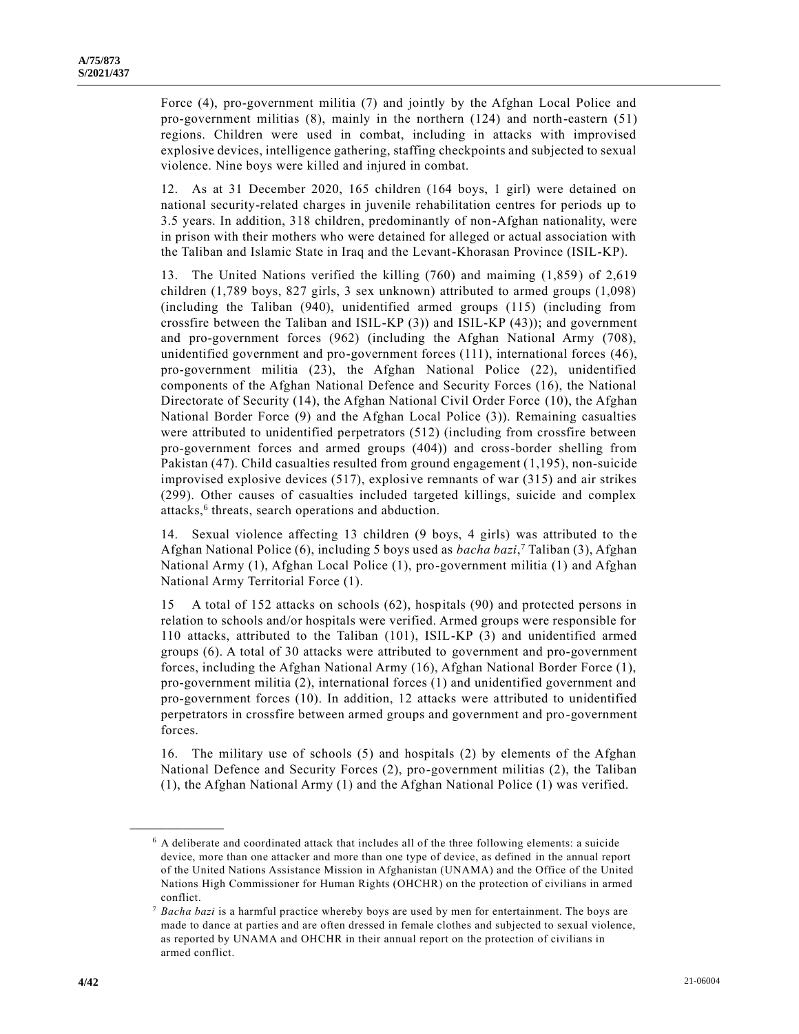Force (4), pro-government militia (7) and jointly by the Afghan Local Police and pro-government militias (8), mainly in the northern (124) and north-eastern (51) regions. Children were used in combat, including in attacks with improvised explosive devices, intelligence gathering, staffing checkpoints and subjected to sexual violence. Nine boys were killed and injured in combat.

12. As at 31 December 2020, 165 children (164 boys, 1 girl) were detained on national security-related charges in juvenile rehabilitation centres for periods up to 3.5 years. In addition, 318 children, predominantly of non-Afghan nationality, were in prison with their mothers who were detained for alleged or actual association with the Taliban and Islamic State in Iraq and the Levant-Khorasan Province (ISIL-KP).

13. The United Nations verified the killing (760) and maiming (1,859) of 2,619 children (1,789 boys, 827 girls, 3 sex unknown) attributed to armed groups (1,098) (including the Taliban (940), unidentified armed groups (115) (including from crossfire between the Taliban and ISIL-KP (3)) and ISIL-KP (43)); and government and pro-government forces (962) (including the Afghan National Army (708), unidentified government and pro-government forces (111), international forces (46), pro-government militia (23), the Afghan National Police (22), unidentified components of the Afghan National Defence and Security Forces (16), the National Directorate of Security (14), the Afghan National Civil Order Force (10), the Afghan National Border Force (9) and the Afghan Local Police (3)). Remaining casualties were attributed to unidentified perpetrators (512) (including from crossfire between pro-government forces and armed groups (404)) and cross-border shelling from Pakistan (47). Child casualties resulted from ground engagement (1,195), non-suicide improvised explosive devices (517), explosive remnants of war (315) and air strikes (299). Other causes of casualties included targeted killings, suicide and complex attacks,[6] threats, search operations and abduction.

14. Sexual violence affecting 13 children (9 boys, 4 girls) was attributed to the Afghan National Police (6), including 5 boys used as *bacha bazi*,[7] Taliban (3), Afghan National Army (1), Afghan Local Police (1), pro-government militia (1) and Afghan National Army Territorial Force (1).

15 A total of 152 attacks on schools (62), hospitals (90) and protected persons in relation to schools and/or hospitals were verified. Armed groups were responsible for 110 attacks, attributed to the Taliban (101), ISIL-KP (3) and unidentified armed groups (6). A total of 30 attacks were attributed to government and pro-government forces, including the Afghan National Army (16), Afghan National Border Force (1), pro-government militia (2), international forces (1) and unidentified government and pro-government forces (10). In addition, 12 attacks were attributed to unidentified perpetrators in crossfire between armed groups and government and pro-government forces.

16. The military use of schools (5) and hospitals (2) by elements of the Afghan National Defence and Security Forces (2), pro-government militias (2), the Taliban (1), the Afghan National Army (1) and the Afghan National Police (1) was verified.

---

[6] A deliberate and coordinated attack that includes all of the three following elements: a suicide device, more than one attacker and more than one type of device, as defined in the annual report of the United Nations Assistance Mission in Afghanistan (UNAMA) and the Office of the United Nations High Commissioner for Human Rights (OHCHR) on the protection of civilians in armed conflict.

[7] *Bacha bazi* is a harmful practice whereby boys are used by men for entertainment. The boys are made to dance at parties and are often dressed in female clothes and subjected to sexual violence, as reported by UNAMA and OHCHR in their annual report on the protection of civilians in armed conflict.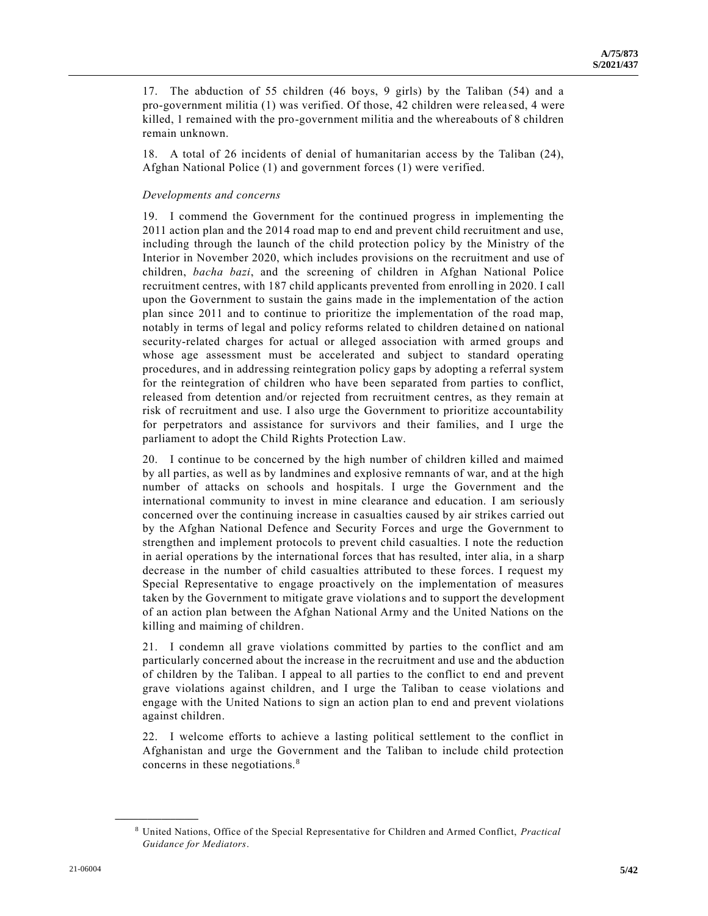17. The abduction of 55 children (46 boys, 9 girls) by the Taliban (54) and a pro-government militia (1) was verified. Of those, 42 children were released, 4 were killed, 1 remained with the pro-government militia and the whereabouts of 8 children remain unknown.

18. A total of 26 incidents of denial of humanitarian access by the Taliban (24), Afghan National Police (1) and government forces (1) were verified.

*Developments and concerns*

19. I commend the Government for the continued progress in implementing the 2011 action plan and the 2014 road map to end and prevent child recruitment and use, including through the launch of the child protection policy by the Ministry of the Interior in November 2020, which includes provisions on the recruitment and use of children, *bacha bazi*, and the screening of children in Afghan National Police recruitment centres, with 187 child applicants prevented from enrolling in 2020. I call upon the Government to sustain the gains made in the implementation of the action plan since 2011 and to continue to prioritize the implementation of the road map, notably in terms of legal and policy reforms related to children detained on national security-related charges for actual or alleged association with armed groups and whose age assessment must be accelerated and subject to standard operating procedures, and in addressing reintegration policy gaps by adopting a referral system for the reintegration of children who have been separated from parties to conflict, released from detention and/or rejected from recruitment centres, as they remain at risk of recruitment and use. I also urge the Government to prioritize accountability for perpetrators and assistance for survivors and their families, and I urge the parliament to adopt the Child Rights Protection Law.

20. I continue to be concerned by the high number of children killed and maimed by all parties, as well as by landmines and explosive remnants of war, and at the high number of attacks on schools and hospitals. I urge the Government and the international community to invest in mine clearance and education. I am seriously concerned over the continuing increase in casualties caused by air strikes carried out by the Afghan National Defence and Security Forces and urge the Government to strengthen and implement protocols to prevent child casualties. I note the reduction in aerial operations by the international forces that has resulted, inter alia, in a sharp decrease in the number of child casualties attributed to these forces. I request my Special Representative to engage proactively on the implementation of measures taken by the Government to mitigate grave violations and to support the development of an action plan between the Afghan National Army and the United Nations on the killing and maiming of children.

21. I condemn all grave violations committed by parties to the conflict and am particularly concerned about the increase in the recruitment and use and the abduction of children by the Taliban. I appeal to all parties to the conflict to end and prevent grave violations against children, and I urge the Taliban to cease violations and engage with the United Nations to sign an action plan to end and prevent violations against children.

22. I welcome efforts to achieve a lasting political settlement to the conflict in Afghanistan and urge the Government and the Taliban to include child protection concerns in these negotiations.[8]

---

[8] United Nations, Office of the Special Representative for Children and Armed Conflict, *Practical Guidance for Mediators*.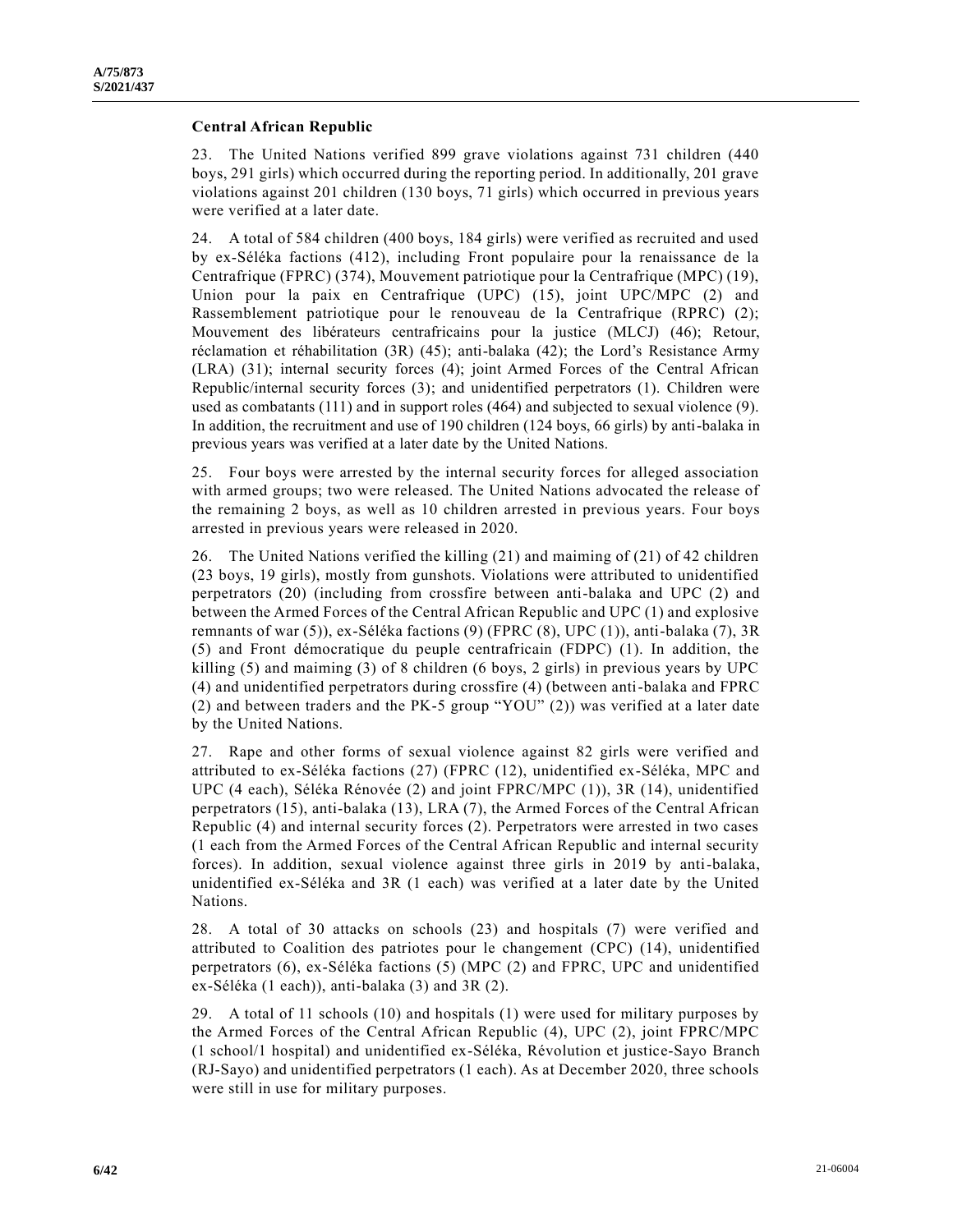**Central African Republic**

23. The United Nations verified 899 grave violations against 731 children (440 boys, 291 girls) which occurred during the reporting period. In additionally, 201 grave violations against 201 children (130 boys, 71 girls) which occurred in previous years were verified at a later date.

24. A total of 584 children (400 boys, 184 girls) were verified as recruited and used by ex-Séléka factions (412), including Front populaire pour la renaissance de la Centrafrique (FPRC) (374), Mouvement patriotique pour la Centrafrique (MPC) (19), Union pour la paix en Centrafrique (UPC) (15), joint UPC/MPC (2) and Rassemblement patriotique pour le renouveau de la Centrafrique (RPRC) (2); Mouvement des libérateurs centrafricains pour la justice (MLCJ) (46); Retour, réclamation et réhabilitation (3R) (45); anti-balaka (42); the Lord's Resistance Army (LRA) (31); internal security forces (4); joint Armed Forces of the Central African Republic/internal security forces (3); and unidentified perpetrators (1). Children were used as combatants (111) and in support roles (464) and subjected to sexual violence (9). In addition, the recruitment and use of 190 children (124 boys, 66 girls) by anti-balaka in previous years was verified at a later date by the United Nations.

25. Four boys were arrested by the internal security forces for alleged association with armed groups; two were released. The United Nations advocated the release of the remaining 2 boys, as well as 10 children arrested in previous years. Four boys arrested in previous years were released in 2020.

26. The United Nations verified the killing (21) and maiming of (21) of 42 children (23 boys, 19 girls), mostly from gunshots. Violations were attributed to unidentified perpetrators (20) (including from crossfire between anti-balaka and UPC (2) and between the Armed Forces of the Central African Republic and UPC (1) and explosive remnants of war (5)), ex-Séléka factions (9) (FPRC (8), UPC (1)), anti-balaka (7), 3R (5) and Front démocratique du peuple centrafricain (FDPC) (1). In addition, the killing (5) and maiming (3) of 8 children (6 boys, 2 girls) in previous years by UPC (4) and unidentified perpetrators during crossfire (4) (between anti-balaka and FPRC (2) and between traders and the PK-5 group "YOU" (2)) was verified at a later date by the United Nations.

27. Rape and other forms of sexual violence against 82 girls were verified and attributed to ex-Séléka factions (27) (FPRC (12), unidentified ex-Séléka, MPC and UPC (4 each), Séléka Rénovée (2) and joint FPRC/MPC (1)), 3R (14), unidentified perpetrators (15), anti-balaka (13), LRA (7), the Armed Forces of the Central African Republic (4) and internal security forces (2). Perpetrators were arrested in two cases (1 each from the Armed Forces of the Central African Republic and internal security forces). In addition, sexual violence against three girls in 2019 by anti-balaka, unidentified ex-Séléka and 3R (1 each) was verified at a later date by the United Nations.

28. A total of 30 attacks on schools (23) and hospitals (7) were verified and attributed to Coalition des patriotes pour le changement (CPC) (14), unidentified perpetrators (6), ex-Séléka factions (5) (MPC (2) and FPRC, UPC and unidentified ex-Séléka (1 each)), anti-balaka (3) and 3R (2).

29. A total of 11 schools (10) and hospitals (1) were used for military purposes by the Armed Forces of the Central African Republic (4), UPC (2), joint FPRC/MPC (1 school/1 hospital) and unidentified ex-Séléka, Révolution et justice-Sayo Branch (RJ-Sayo) and unidentified perpetrators (1 each). As at December 2020, three schools were still in use for military purposes.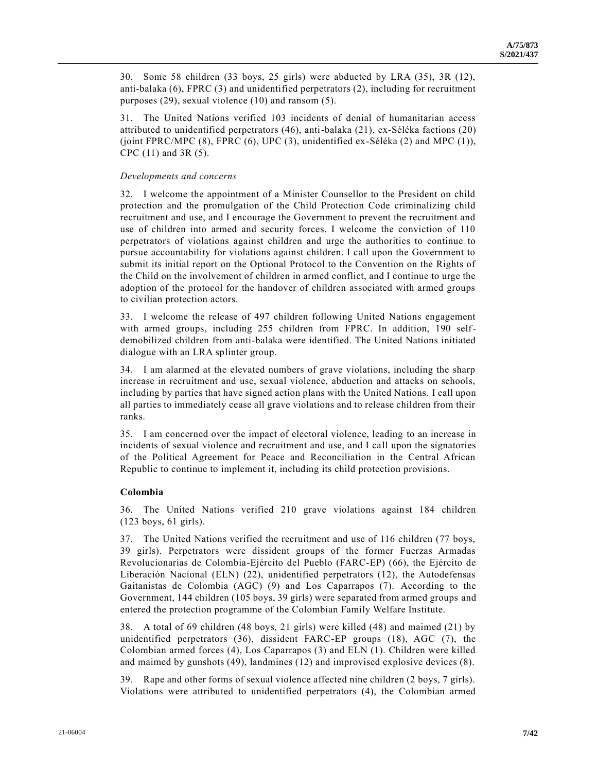30. Some 58 children (33 boys, 25 girls) were abducted by LRA (35), 3R (12), anti-balaka (6), FPRC (3) and unidentified perpetrators (2), including for recruitment purposes (29), sexual violence (10) and ransom (5).

31. The United Nations verified 103 incidents of denial of humanitarian access attributed to unidentified perpetrators (46), anti-balaka (21), ex-Séléka factions (20) (joint FPRC/MPC (8), FPRC (6), UPC (3), unidentified ex-Séléka (2) and MPC (1)), CPC (11) and 3R (5).

*Developments and concerns*

32. I welcome the appointment of a Minister Counsellor to the President on child protection and the promulgation of the Child Protection Code criminalizing child recruitment and use, and I encourage the Government to prevent the recruitment and use of children into armed and security forces. I welcome the conviction of 110 perpetrators of violations against children and urge the authorities to continue to pursue accountability for violations against children. I call upon the Government to submit its initial report on the Optional Protocol to the Convention on the Rights of the Child on the involvement of children in armed conflict, and I continue to urge the adoption of the protocol for the handover of children associated with armed groups to civilian protection actors.

33. I welcome the release of 497 children following United Nations engagement with armed groups, including 255 children from FPRC. In addition, 190 self-demobilized children from anti-balaka were identified. The United Nations initiated dialogue with an LRA splinter group.

34. I am alarmed at the elevated numbers of grave violations, including the sharp increase in recruitment and use, sexual violence, abduction and attacks on schools, including by parties that have signed action plans with the United Nations. I call upon all parties to immediately cease all grave violations and to release children from their ranks.

35. I am concerned over the impact of electoral violence, leading to an increase in incidents of sexual violence and recruitment and use, and I call upon the signatories of the Political Agreement for Peace and Reconciliation in the Central African Republic to continue to implement it, including its child protection provisions.

**Colombia**

36. The United Nations verified 210 grave violations against 184 children (123 boys, 61 girls).

37. The United Nations verified the recruitment and use of 116 children (77 boys, 39 girls). Perpetrators were dissident groups of the former Fuerzas Armadas Revolucionarias de Colombia-Ejército del Pueblo (FARC-EP) (66), the Ejército de Liberación Nacional (ELN) (22), unidentified perpetrators (12), the Autodefensas Gaitanistas de Colombia (AGC) (9) and Los Caparrapos (7). According to the Government, 144 children (105 boys, 39 girls) were separated from armed groups and entered the protection programme of the Colombian Family Welfare Institute.

38. A total of 69 children (48 boys, 21 girls) were killed (48) and maimed (21) by unidentified perpetrators (36), dissident FARC-EP groups (18), AGC (7), the Colombian armed forces (4), Los Caparrapos (3) and ELN (1). Children were killed and maimed by gunshots (49), landmines (12) and improvised explosive devices (8).

39. Rape and other forms of sexual violence affected nine children (2 boys, 7 girls). Violations were attributed to unidentified perpetrators (4), the Colombian armed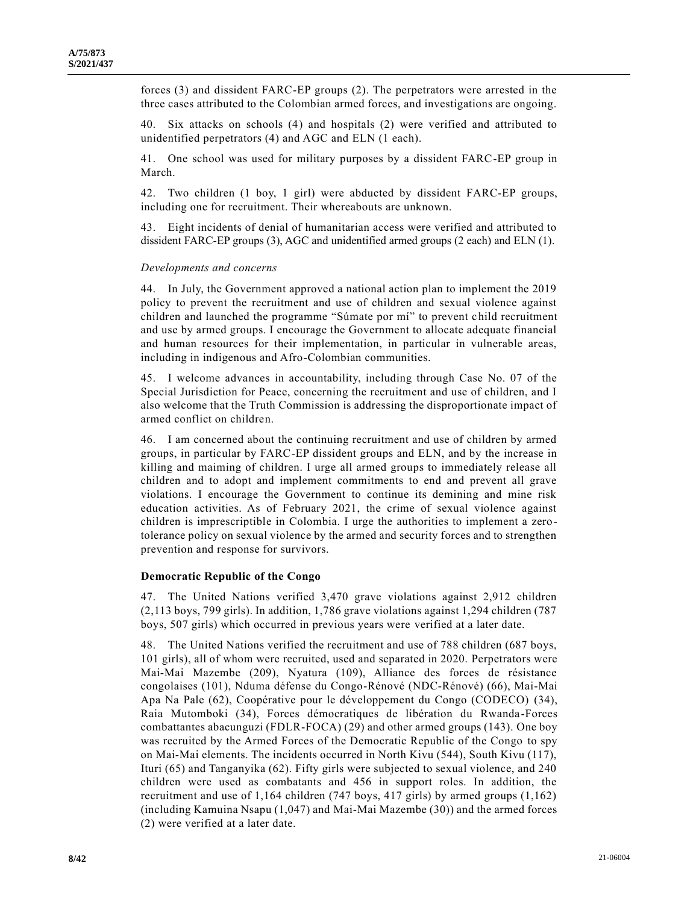forces (3) and dissident FARC-EP groups (2). The perpetrators were arrested in the three cases attributed to the Colombian armed forces, and investigations are ongoing.

40. Six attacks on schools (4) and hospitals (2) were verified and attributed to unidentified perpetrators (4) and AGC and ELN (1 each).

41. One school was used for military purposes by a dissident FARC-EP group in March.

42. Two children (1 boy, 1 girl) were abducted by dissident FARC-EP groups, including one for recruitment. Their whereabouts are unknown.

43. Eight incidents of denial of humanitarian access were verified and attributed to dissident FARC-EP groups (3), AGC and unidentified armed groups (2 each) and ELN (1).

*Developments and concerns*

44. In July, the Government approved a national action plan to implement the 2019 policy to prevent the recruitment and use of children and sexual violence against children and launched the programme "Súmate por mí" to prevent child recruitment and use by armed groups. I encourage the Government to allocate adequate financial and human resources for their implementation, in particular in vulnerable areas, including in indigenous and Afro-Colombian communities.

45. I welcome advances in accountability, including through Case No. 07 of the Special Jurisdiction for Peace, concerning the recruitment and use of children, and I also welcome that the Truth Commission is addressing the disproportionate impact of armed conflict on children.

46. I am concerned about the continuing recruitment and use of children by armed groups, in particular by FARC-EP dissident groups and ELN, and by the increase in killing and maiming of children. I urge all armed groups to immediately release all children and to adopt and implement commitments to end and prevent all grave violations. I encourage the Government to continue its demining and mine risk education activities. As of February 2021, the crime of sexual violence against children is imprescriptible in Colombia. I urge the authorities to implement a zero-tolerance policy on sexual violence by the armed and security forces and to strengthen prevention and response for survivors.

### Democratic Republic of the Congo

47. The United Nations verified 3,470 grave violations against 2,912 children (2,113 boys, 799 girls). In addition, 1,786 grave violations against 1,294 children (787 boys, 507 girls) which occurred in previous years were verified at a later date.

48. The United Nations verified the recruitment and use of 788 children (687 boys, 101 girls), all of whom were recruited, used and separated in 2020. Perpetrators were Mai-Mai Mazembe (209), Nyatura (109), Alliance des forces de résistance congolaises (101), Nduma défense du Congo-Rénové (NDC-Rénové) (66), Mai-Mai Apa Na Pale (62), Coopérative pour le développement du Congo (CODECO) (34), Raia Mutomboki (34), Forces démocratiques de libération du Rwanda-Forces combattantes abacunguzi (FDLR-FOCA) (29) and other armed groups (143). One boy was recruited by the Armed Forces of the Democratic Republic of the Congo to spy on Mai-Mai elements. The incidents occurred in North Kivu (544), South Kivu (117), Ituri (65) and Tanganyika (62). Fifty girls were subjected to sexual violence, and 240 children were used as combatants and 456 in support roles. In addition, the recruitment and use of 1,164 children (747 boys, 417 girls) by armed groups (1,162) (including Kamuina Nsapu (1,047) and Mai-Mai Mazembe (30)) and the armed forces (2) were verified at a later date.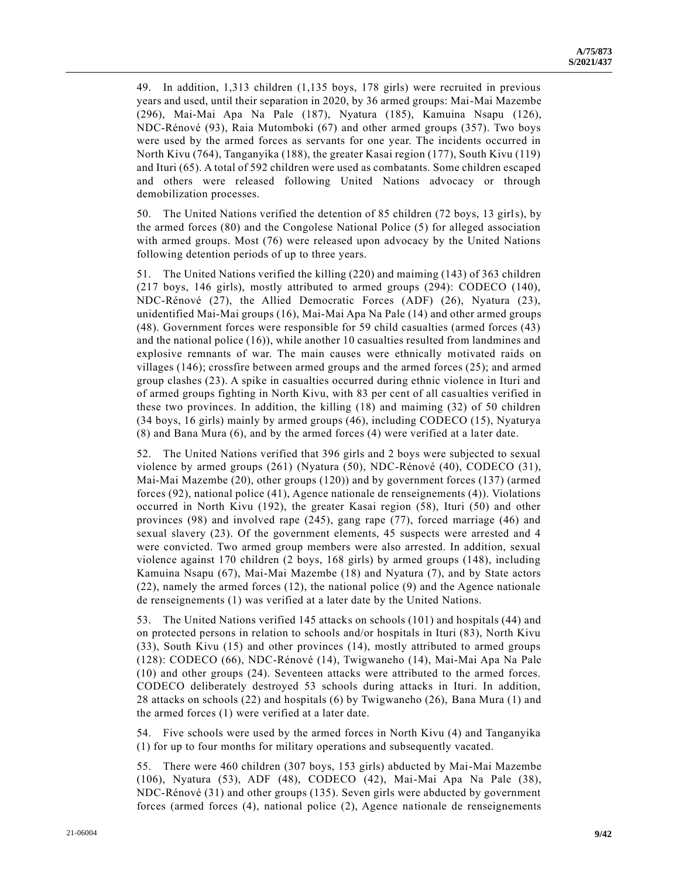49. In addition, 1,313 children (1,135 boys, 178 girls) were recruited in previous years and used, until their separation in 2020, by 36 armed groups: Mai-Mai Mazembe (296), Mai-Mai Apa Na Pale (187), Nyatura (185), Kamuina Nsapu (126), NDC-Rénové (93), Raia Mutomboki (67) and other armed groups (357). Two boys were used by the armed forces as servants for one year. The incidents occurred in North Kivu (764), Tanganyika (188), the greater Kasai region (177), South Kivu (119) and Ituri (65). A total of 592 children were used as combatants. Some children escaped and others were released following United Nations advocacy or through demobilization processes.

50. The United Nations verified the detention of 85 children (72 boys, 13 girls), by the armed forces (80) and the Congolese National Police (5) for alleged association with armed groups. Most (76) were released upon advocacy by the United Nations following detention periods of up to three years.

51. The United Nations verified the killing (220) and maiming (143) of 363 children (217 boys, 146 girls), mostly attributed to armed groups (294): CODECO (140), NDC-Rénové (27), the Allied Democratic Forces (ADF) (26), Nyatura (23), unidentified Mai-Mai groups (16), Mai-Mai Apa Na Pale (14) and other armed groups (48). Government forces were responsible for 59 child casualties (armed forces (43) and the national police (16)), while another 10 casualties resulted from landmines and explosive remnants of war. The main causes were ethnically motivated raids on villages (146); crossfire between armed groups and the armed forces (25); and armed group clashes (23). A spike in casualties occurred during ethnic violence in Ituri and of armed groups fighting in North Kivu, with 83 per cent of all casualties verified in these two provinces. In addition, the killing (18) and maiming (32) of 50 children (34 boys, 16 girls) mainly by armed groups (46), including CODECO (15), Nyaturya (8) and Bana Mura (6), and by the armed forces (4) were verified at a later date.

52. The United Nations verified that 396 girls and 2 boys were subjected to sexual violence by armed groups (261) (Nyatura (50), NDC-Rénové (40), CODECO (31), Mai-Mai Mazembe (20), other groups (120)) and by government forces (137) (armed forces (92), national police (41), Agence nationale de renseignements (4)). Violations occurred in North Kivu (192), the greater Kasai region (58), Ituri (50) and other provinces (98) and involved rape (245), gang rape (77), forced marriage (46) and sexual slavery (23). Of the government elements, 45 suspects were arrested and 4 were convicted. Two armed group members were also arrested. In addition, sexual violence against 170 children (2 boys, 168 girls) by armed groups (148), including Kamuina Nsapu (67), Mai-Mai Mazembe (18) and Nyatura (7), and by State actors (22), namely the armed forces (12), the national police (9) and the Agence nationale de renseignements (1) was verified at a later date by the United Nations.

53. The United Nations verified 145 attacks on schools (101) and hospitals (44) and on protected persons in relation to schools and/or hospitals in Ituri (83), North Kivu (33), South Kivu (15) and other provinces (14), mostly attributed to armed groups (128): CODECO (66), NDC-Rénové (14), Twigwaneho (14), Mai-Mai Apa Na Pale (10) and other groups (24). Seventeen attacks were attributed to the armed forces. CODECO deliberately destroyed 53 schools during attacks in Ituri. In addition, 28 attacks on schools (22) and hospitals (6) by Twigwaneho (26), Bana Mura (1) and the armed forces (1) were verified at a later date.

54. Five schools were used by the armed forces in North Kivu (4) and Tanganyika (1) for up to four months for military operations and subsequently vacated.

55. There were 460 children (307 boys, 153 girls) abducted by Mai-Mai Mazembe (106), Nyatura (53), ADF (48), CODECO (42), Mai-Mai Apa Na Pale (38), NDC-Rénové (31) and other groups (135). Seven girls were abducted by government forces (armed forces (4), national police (2), Agence nationale de renseignements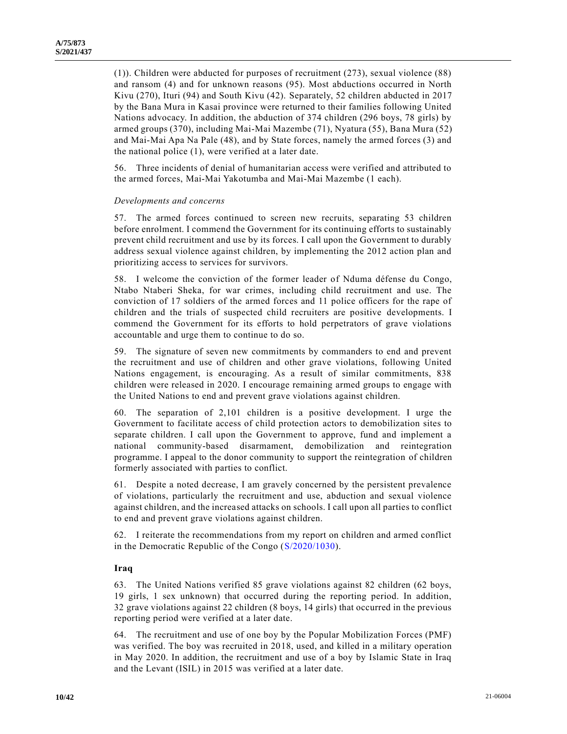(1)). Children were abducted for purposes of recruitment (273), sexual violence (88) and ransom (4) and for unknown reasons (95). Most abductions occurred in North Kivu (270), Ituri (94) and South Kivu (42). Separately, 52 children abducted in 2017 by the Bana Mura in Kasai province were returned to their families following United Nations advocacy. In addition, the abduction of 374 children (296 boys, 78 girls) by armed groups (370), including Mai-Mai Mazembe (71), Nyatura (55), Bana Mura (52) and Mai-Mai Apa Na Pale (48), and by State forces, namely the armed forces (3) and the national police (1), were verified at a later date.

56. Three incidents of denial of humanitarian access were verified and attributed to the armed forces, Mai-Mai Yakotumba and Mai-Mai Mazembe (1 each).

*Developments and concerns*

57. The armed forces continued to screen new recruits, separating 53 children before enrolment. I commend the Government for its continuing efforts to sustainably prevent child recruitment and use by its forces. I call upon the Government to durably address sexual violence against children, by implementing the 2012 action plan and prioritizing access to services for survivors.

58. I welcome the conviction of the former leader of Nduma défense du Congo, Ntabo Ntaberi Sheka, for war crimes, including child recruitment and use. The conviction of 17 soldiers of the armed forces and 11 police officers for the rape of children and the trials of suspected child recruiters are positive developments. I commend the Government for its efforts to hold perpetrators of grave violations accountable and urge them to continue to do so.

59. The signature of seven new commitments by commanders to end and prevent the recruitment and use of children and other grave violations, following United Nations engagement, is encouraging. As a result of similar commitments, 838 children were released in 2020. I encourage remaining armed groups to engage with the United Nations to end and prevent grave violations against children.

60. The separation of 2,101 children is a positive development. I urge the Government to facilitate access of child protection actors to demobilization sites to separate children. I call upon the Government to approve, fund and implement a national community-based disarmament, demobilization and reintegration programme. I appeal to the donor community to support the reintegration of children formerly associated with parties to conflict.

61. Despite a noted decrease, I am gravely concerned by the persistent prevalence of violations, particularly the recruitment and use, abduction and sexual violence against children, and the increased attacks on schools. I call upon all parties to conflict to end and prevent grave violations against children.

62. I reiterate the recommendations from my report on children and armed conflict in the Democratic Republic of the Congo (S/2020/1030).

## Iraq

63. The United Nations verified 85 grave violations against 82 children (62 boys, 19 girls, 1 sex unknown) that occurred during the reporting period. In addition, 32 grave violations against 22 children (8 boys, 14 girls) that occurred in the previous reporting period were verified at a later date.

64. The recruitment and use of one boy by the Popular Mobilization Forces (PMF) was verified. The boy was recruited in 2018, used, and killed in a military operation in May 2020. In addition, the recruitment and use of a boy by Islamic State in Iraq and the Levant (ISIL) in 2015 was verified at a later date.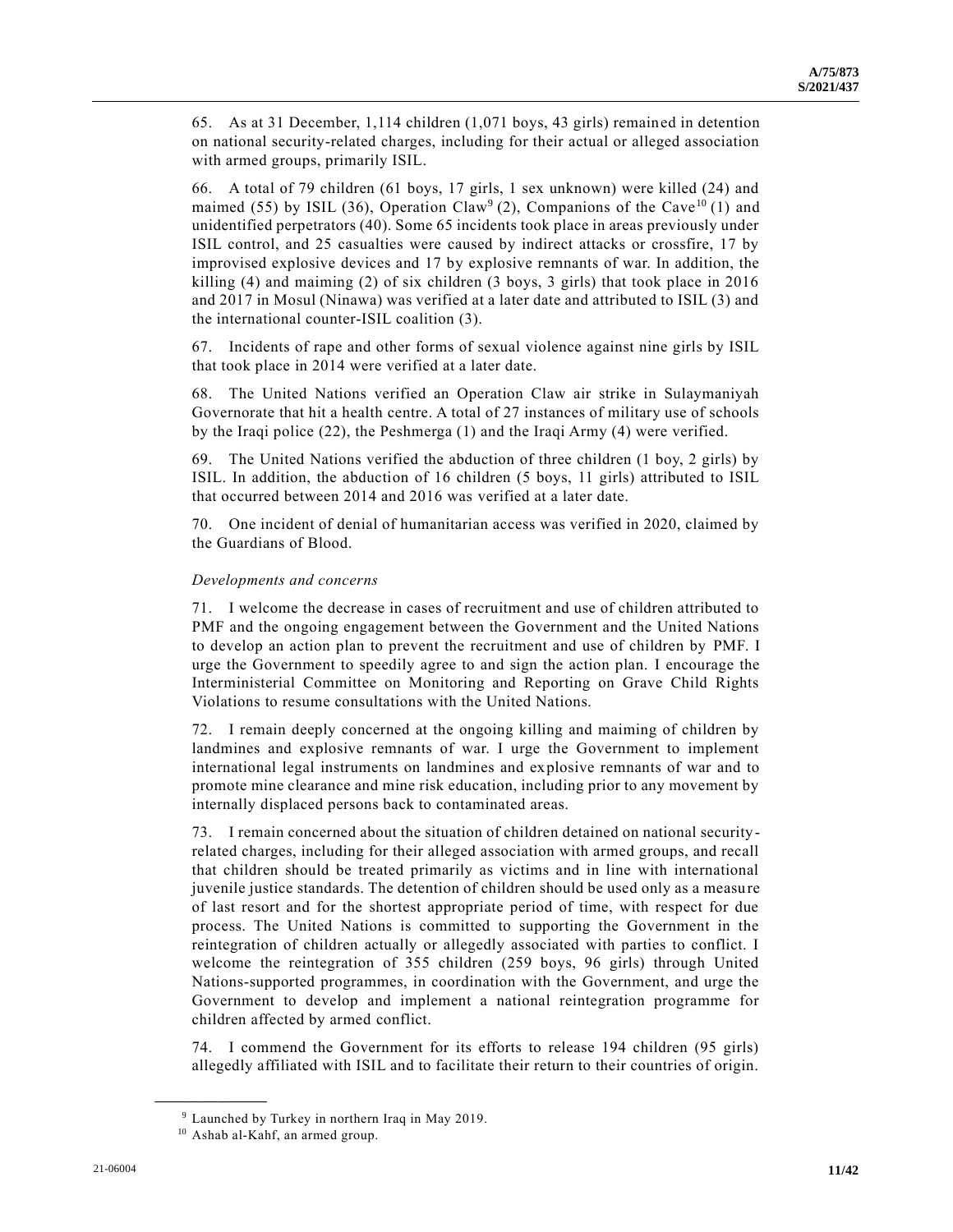65. As at 31 December, 1,114 children (1,071 boys, 43 girls) remained in detention on national security-related charges, including for their actual or alleged association with armed groups, primarily ISIL.

66. A total of 79 children (61 boys, 17 girls, 1 sex unknown) were killed (24) and maimed (55) by ISIL (36), Operation Claw[9] (2), Companions of the Cave[10] (1) and unidentified perpetrators (40). Some 65 incidents took place in areas previously under ISIL control, and 25 casualties were caused by indirect attacks or crossfire, 17 by improvised explosive devices and 17 by explosive remnants of war. In addition, the killing (4) and maiming (2) of six children (3 boys, 3 girls) that took place in 2016 and 2017 in Mosul (Ninawa) was verified at a later date and attributed to ISIL (3) and the international counter-ISIL coalition (3).

67. Incidents of rape and other forms of sexual violence against nine girls by ISIL that took place in 2014 were verified at a later date.

68. The United Nations verified an Operation Claw air strike in Sulaymaniyah Governorate that hit a health centre. A total of 27 instances of military use of schools by the Iraqi police (22), the Peshmerga (1) and the Iraqi Army (4) were verified.

69. The United Nations verified the abduction of three children (1 boy, 2 girls) by ISIL. In addition, the abduction of 16 children (5 boys, 11 girls) attributed to ISIL that occurred between 2014 and 2016 was verified at a later date.

70. One incident of denial of humanitarian access was verified in 2020, claimed by the Guardians of Blood.

*Developments and concerns*

71. I welcome the decrease in cases of recruitment and use of children attributed to PMF and the ongoing engagement between the Government and the United Nations to develop an action plan to prevent the recruitment and use of children by PMF. I urge the Government to speedily agree to and sign the action plan. I encourage the Interministerial Committee on Monitoring and Reporting on Grave Child Rights Violations to resume consultations with the United Nations.

72. I remain deeply concerned at the ongoing killing and maiming of children by landmines and explosive remnants of war. I urge the Government to implement international legal instruments on landmines and explosive remnants of war and to promote mine clearance and mine risk education, including prior to any movement by internally displaced persons back to contaminated areas.

73. I remain concerned about the situation of children detained on national security-related charges, including for their alleged association with armed groups, and recall that children should be treated primarily as victims and in line with international juvenile justice standards. The detention of children should be used only as a measure of last resort and for the shortest appropriate period of time, with respect for due process. The United Nations is committed to supporting the Government in the reintegration of children actually or allegedly associated with parties to conflict. I welcome the reintegration of 355 children (259 boys, 96 girls) through United Nations-supported programmes, in coordination with the Government, and urge the Government to develop and implement a national reintegration programme for children affected by armed conflict.

74. I commend the Government for its efforts to release 194 children (95 girls) allegedly affiliated with ISIL and to facilitate their return to their countries of origin.

[9] Launched by Turkey in northern Iraq in May 2019.

[10] Ashab al-Kahf, an armed group.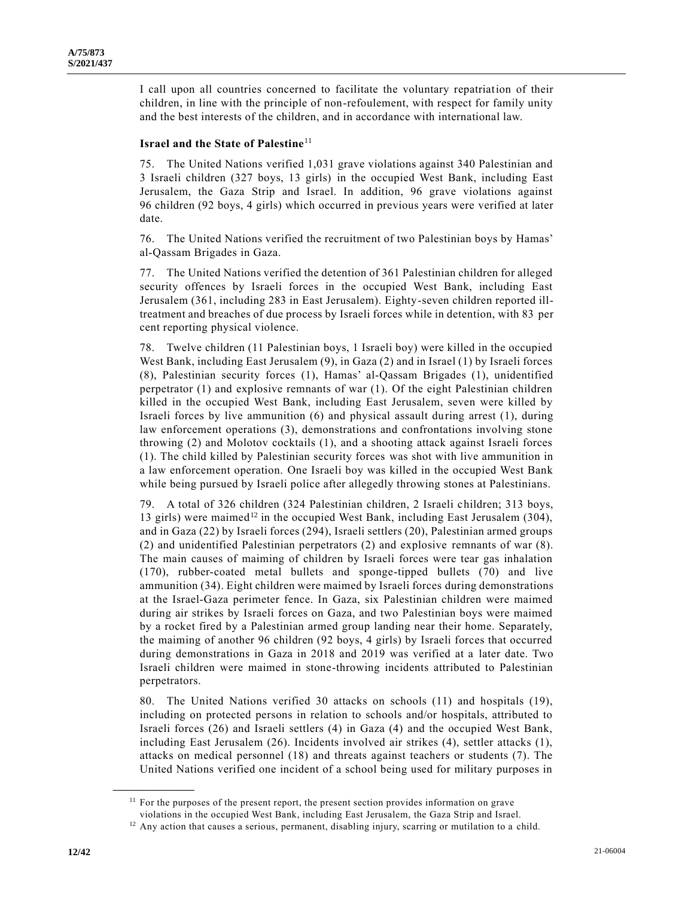I call upon all countries concerned to facilitate the voluntary repatriation of their children, in line with the principle of non-refoulement, with respect for family unity and the best interests of the children, and in accordance with international law.

### Israel and the State of Palestine[11]

75. The United Nations verified 1,031 grave violations against 340 Palestinian and 3 Israeli children (327 boys, 13 girls) in the occupied West Bank, including East Jerusalem, the Gaza Strip and Israel. In addition, 96 grave violations against 96 children (92 boys, 4 girls) which occurred in previous years were verified at later date.

76. The United Nations verified the recruitment of two Palestinian boys by Hamas' al-Qassam Brigades in Gaza.

77. The United Nations verified the detention of 361 Palestinian children for alleged security offences by Israeli forces in the occupied West Bank, including East Jerusalem (361, including 283 in East Jerusalem). Eighty-seven children reported ill-treatment and breaches of due process by Israeli forces while in detention, with 83 per cent reporting physical violence.

78. Twelve children (11 Palestinian boys, 1 Israeli boy) were killed in the occupied West Bank, including East Jerusalem (9), in Gaza (2) and in Israel (1) by Israeli forces (8), Palestinian security forces (1), Hamas' al-Qassam Brigades (1), unidentified perpetrator (1) and explosive remnants of war (1). Of the eight Palestinian children killed in the occupied West Bank, including East Jerusalem, seven were killed by Israeli forces by live ammunition (6) and physical assault during arrest (1), during law enforcement operations (3), demonstrations and confrontations involving stone throwing (2) and Molotov cocktails (1), and a shooting attack against Israeli forces (1). The child killed by Palestinian security forces was shot with live ammunition in a law enforcement operation. One Israeli boy was killed in the occupied West Bank while being pursued by Israeli police after allegedly throwing stones at Palestinians.

79. A total of 326 children (324 Palestinian children, 2 Israeli children; 313 boys, 13 girls) were maimed[12] in the occupied West Bank, including East Jerusalem (304), and in Gaza (22) by Israeli forces (294), Israeli settlers (20), Palestinian armed groups (2) and unidentified Palestinian perpetrators (2) and explosive remnants of war (8). The main causes of maiming of children by Israeli forces were tear gas inhalation (170), rubber-coated metal bullets and sponge-tipped bullets (70) and live ammunition (34). Eight children were maimed by Israeli forces during demonstrations at the Israel-Gaza perimeter fence. In Gaza, six Palestinian children were maimed during air strikes by Israeli forces on Gaza, and two Palestinian boys were maimed by a rocket fired by a Palestinian armed group landing near their home. Separately, the maiming of another 96 children (92 boys, 4 girls) by Israeli forces that occurred during demonstrations in Gaza in 2018 and 2019 was verified at a later date. Two Israeli children were maimed in stone-throwing incidents attributed to Palestinian perpetrators.

80. The United Nations verified 30 attacks on schools (11) and hospitals (19), including on protected persons in relation to schools and/or hospitals, attributed to Israeli forces (26) and Israeli settlers (4) in Gaza (4) and the occupied West Bank, including East Jerusalem (26). Incidents involved air strikes (4), settler attacks (1), attacks on medical personnel (18) and threats against teachers or students (7). The United Nations verified one incident of a school being used for military purposes in

---

[11] For the purposes of the present report, the present section provides information on grave violations in the occupied West Bank, including East Jerusalem, the Gaza Strip and Israel.

[12] Any action that causes a serious, permanent, disabling injury, scarring or mutilation to a child.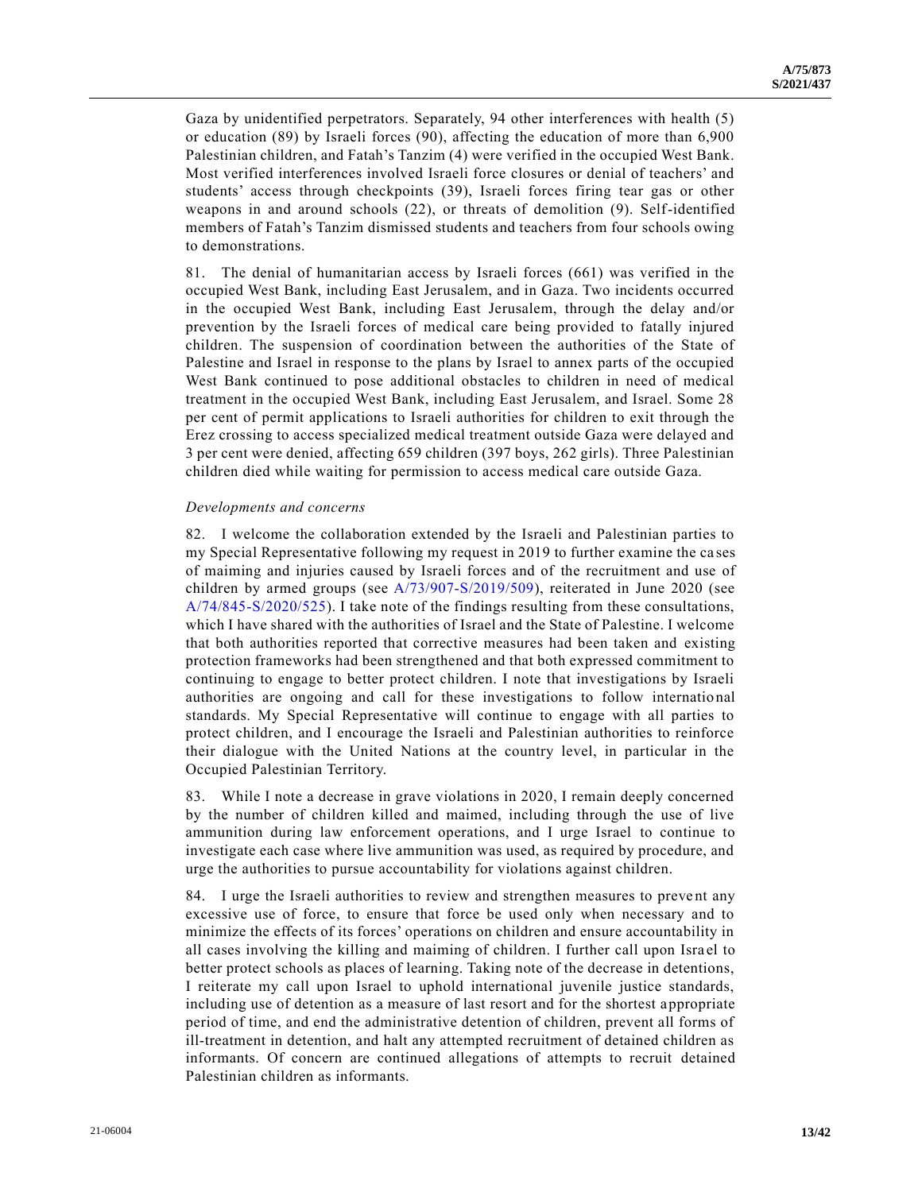Gaza by unidentified perpetrators. Separately, 94 other interferences with health (5) or education (89) by Israeli forces (90), affecting the education of more than 6,900 Palestinian children, and Fatah's Tanzim (4) were verified in the occupied West Bank. Most verified interferences involved Israeli force closures or denial of teachers' and students' access through checkpoints (39), Israeli forces firing tear gas or other weapons in and around schools (22), or threats of demolition (9). Self-identified members of Fatah's Tanzim dismissed students and teachers from four schools owing to demonstrations.

81. The denial of humanitarian access by Israeli forces (661) was verified in the occupied West Bank, including East Jerusalem, and in Gaza. Two incidents occurred in the occupied West Bank, including East Jerusalem, through the delay and/or prevention by the Israeli forces of medical care being provided to fatally injured children. The suspension of coordination between the authorities of the State of Palestine and Israel in response to the plans by Israel to annex parts of the occupied West Bank continued to pose additional obstacles to children in need of medical treatment in the occupied West Bank, including East Jerusalem, and Israel. Some 28 per cent of permit applications to Israeli authorities for children to exit through the Erez crossing to access specialized medical treatment outside Gaza were delayed and 3 per cent were denied, affecting 659 children (397 boys, 262 girls). Three Palestinian children died while waiting for permission to access medical care outside Gaza.

*Developments and concerns*

82. I welcome the collaboration extended by the Israeli and Palestinian parties to my Special Representative following my request in 2019 to further examine the cases of maiming and injuries caused by Israeli forces and of the recruitment and use of children by armed groups (see A/73/907-S/2019/509), reiterated in June 2020 (see A/74/845-S/2020/525). I take note of the findings resulting from these consultations, which I have shared with the authorities of Israel and the State of Palestine. I welcome that both authorities reported that corrective measures had been taken and existing protection frameworks had been strengthened and that both expressed commitment to continuing to engage to better protect children. I note that investigations by Israeli authorities are ongoing and call for these investigations to follow international standards. My Special Representative will continue to engage with all parties to protect children, and I encourage the Israeli and Palestinian authorities to reinforce their dialogue with the United Nations at the country level, in particular in the Occupied Palestinian Territory.

83. While I note a decrease in grave violations in 2020, I remain deeply concerned by the number of children killed and maimed, including through the use of live ammunition during law enforcement operations, and I urge Israel to continue to investigate each case where live ammunition was used, as required by procedure, and urge the authorities to pursue accountability for violations against children.

84. I urge the Israeli authorities to review and strengthen measures to prevent any excessive use of force, to ensure that force be used only when necessary and to minimize the effects of its forces' operations on children and ensure accountability in all cases involving the killing and maiming of children. I further call upon Israel to better protect schools as places of learning. Taking note of the decrease in detentions, I reiterate my call upon Israel to uphold international juvenile justice standards, including use of detention as a measure of last resort and for the shortest appropriate period of time, and end the administrative detention of children, prevent all forms of ill-treatment in detention, and halt any attempted recruitment of detained children as informants. Of concern are continued allegations of attempts to recruit detained Palestinian children as informants.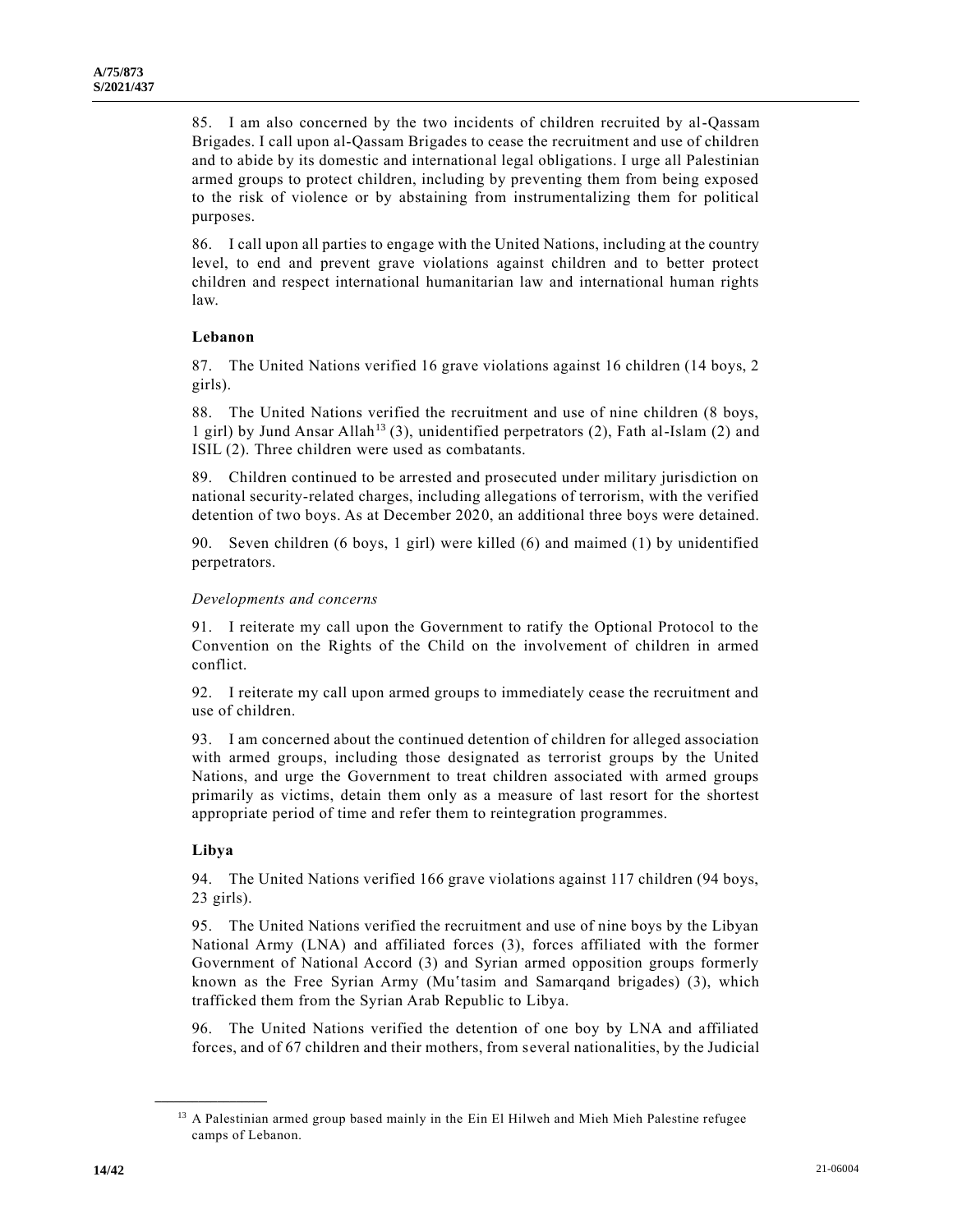85. I am also concerned by the two incidents of children recruited by al-Qassam Brigades. I call upon al-Qassam Brigades to cease the recruitment and use of children and to abide by its domestic and international legal obligations. I urge all Palestinian armed groups to protect children, including by preventing them from being exposed to the risk of violence or by abstaining from instrumentalizing them for political purposes.

86. I call upon all parties to engage with the United Nations, including at the country level, to end and prevent grave violations against children and to better protect children and respect international humanitarian law and international human rights law.

### Lebanon

87. The United Nations verified 16 grave violations against 16 children (14 boys, 2 girls).

88. The United Nations verified the recruitment and use of nine children (8 boys, 1 girl) by Jund Ansar Allah[13] (3), unidentified perpetrators (2), Fath al-Islam (2) and ISIL (2). Three children were used as combatants.

89. Children continued to be arrested and prosecuted under military jurisdiction on national security-related charges, including allegations of terrorism, with the verified detention of two boys. As at December 2020, an additional three boys were detained.

90. Seven children (6 boys, 1 girl) were killed (6) and maimed (1) by unidentified perpetrators.

*Developments and concerns*

91. I reiterate my call upon the Government to ratify the Optional Protocol to the Convention on the Rights of the Child on the involvement of children in armed conflict.

92. I reiterate my call upon armed groups to immediately cease the recruitment and use of children.

93. I am concerned about the continued detention of children for alleged association with armed groups, including those designated as terrorist groups by the United Nations, and urge the Government to treat children associated with armed groups primarily as victims, detain them only as a measure of last resort for the shortest appropriate period of time and refer them to reintegration programmes.

### Libya

94. The United Nations verified 166 grave violations against 117 children (94 boys, 23 girls).

95. The United Nations verified the recruitment and use of nine boys by the Libyan National Army (LNA) and affiliated forces (3), forces affiliated with the former Government of National Accord (3) and Syrian armed opposition groups formerly known as the Free Syrian Army (Muʻtasim and Samarqand brigades) (3), which trafficked them from the Syrian Arab Republic to Libya.

96. The United Nations verified the detention of one boy by LNA and affiliated forces, and of 67 children and their mothers, from several nationalities, by the Judicial

[13] A Palestinian armed group based mainly in the Ein El Hilweh and Mieh Mieh Palestine refugee camps of Lebanon.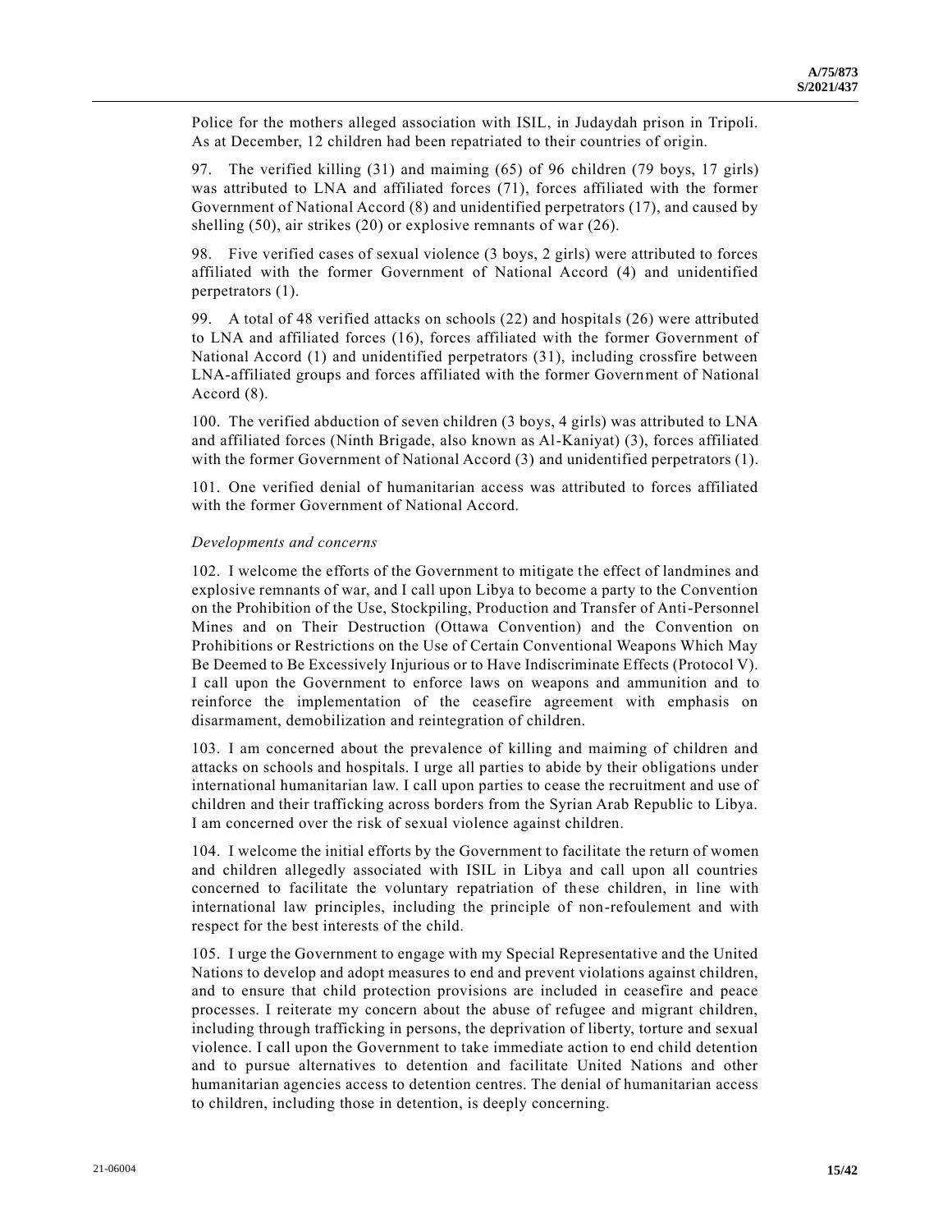Police for the mothers alleged association with ISIL, in Judaydah prison in Tripoli. As at December, 12 children had been repatriated to their countries of origin.

97. The verified killing (31) and maiming (65) of 96 children (79 boys, 17 girls) was attributed to LNA and affiliated forces (71), forces affiliated with the former Government of National Accord (8) and unidentified perpetrators (17), and caused by shelling (50), air strikes (20) or explosive remnants of war (26).

98. Five verified cases of sexual violence (3 boys, 2 girls) were attributed to forces affiliated with the former Government of National Accord (4) and unidentified perpetrators (1).

99. A total of 48 verified attacks on schools (22) and hospitals (26) were attributed to LNA and affiliated forces (16), forces affiliated with the former Government of National Accord (1) and unidentified perpetrators (31), including crossfire between LNA-affiliated groups and forces affiliated with the former Government of National Accord (8).

100. The verified abduction of seven children (3 boys, 4 girls) was attributed to LNA and affiliated forces (Ninth Brigade, also known as Al-Kaniyat) (3), forces affiliated with the former Government of National Accord (3) and unidentified perpetrators (1).

101. One verified denial of humanitarian access was attributed to forces affiliated with the former Government of National Accord.

*Developments and concerns*

102. I welcome the efforts of the Government to mitigate the effect of landmines and explosive remnants of war, and I call upon Libya to become a party to the Convention on the Prohibition of the Use, Stockpiling, Production and Transfer of Anti-Personnel Mines and on Their Destruction (Ottawa Convention) and the Convention on Prohibitions or Restrictions on the Use of Certain Conventional Weapons Which May Be Deemed to Be Excessively Injurious or to Have Indiscriminate Effects (Protocol V). I call upon the Government to enforce laws on weapons and ammunition and to reinforce the implementation of the ceasefire agreement with emphasis on disarmament, demobilization and reintegration of children.

103. I am concerned about the prevalence of killing and maiming of children and attacks on schools and hospitals. I urge all parties to abide by their obligations under international humanitarian law. I call upon parties to cease the recruitment and use of children and their trafficking across borders from the Syrian Arab Republic to Libya. I am concerned over the risk of sexual violence against children.

104. I welcome the initial efforts by the Government to facilitate the return of women and children allegedly associated with ISIL in Libya and call upon all countries concerned to facilitate the voluntary repatriation of these children, in line with international law principles, including the principle of non-refoulement and with respect for the best interests of the child.

105. I urge the Government to engage with my Special Representative and the United Nations to develop and adopt measures to end and prevent violations against children, and to ensure that child protection provisions are included in ceasefire and peace processes. I reiterate my concern about the abuse of refugee and migrant children, including through trafficking in persons, the deprivation of liberty, torture and sexual violence. I call upon the Government to take immediate action to end child detention and to pursue alternatives to detention and facilitate United Nations and other humanitarian agencies access to detention centres. The denial of humanitarian access to children, including those in detention, is deeply concerning.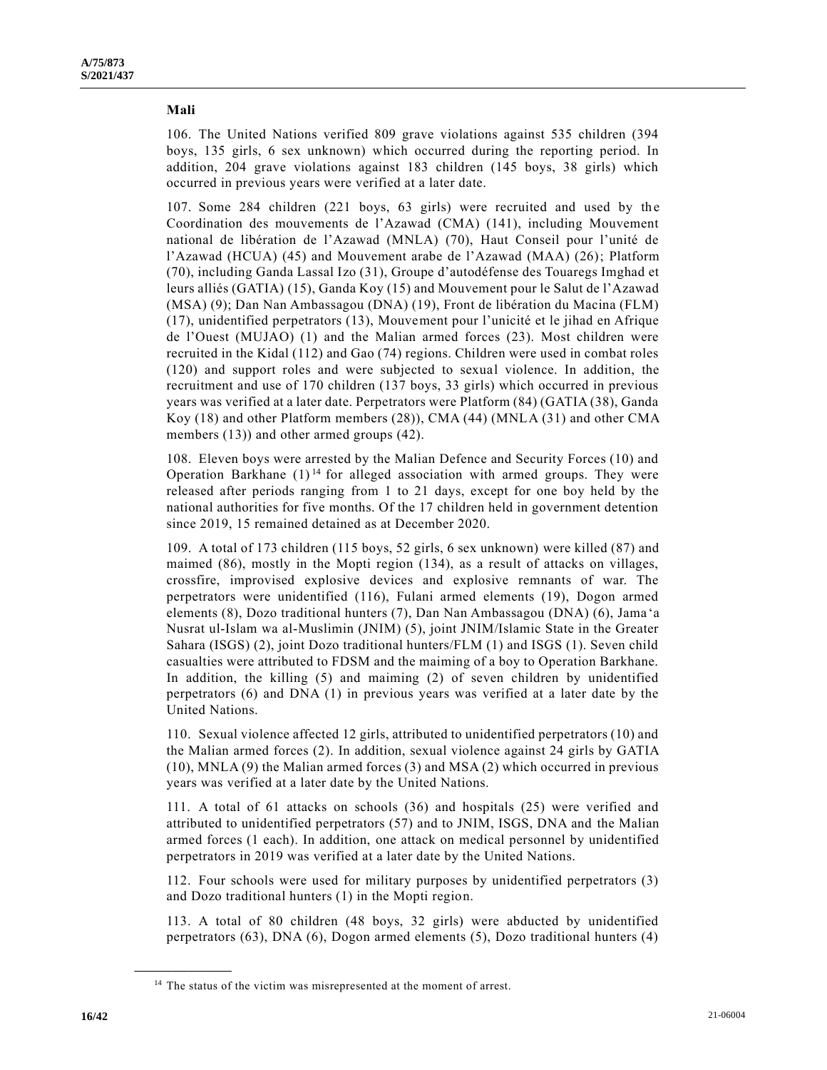## Mali

106. The United Nations verified 809 grave violations against 535 children (394 boys, 135 girls, 6 sex unknown) which occurred during the reporting period. In addition, 204 grave violations against 183 children (145 boys, 38 girls) which occurred in previous years were verified at a later date.

107. Some 284 children (221 boys, 63 girls) were recruited and used by the Coordination des mouvements de l'Azawad (CMA) (141), including Mouvement national de libération de l'Azawad (MNLA) (70), Haut Conseil pour l'unité de l'Azawad (HCUA) (45) and Mouvement arabe de l'Azawad (MAA) (26); Platform (70), including Ganda Lassal Izo (31), Groupe d'autodéfense des Touaregs Imghad et leurs alliés (GATIA) (15), Ganda Koy (15) and Mouvement pour le Salut de l'Azawad (MSA) (9); Dan Nan Ambassagou (DNA) (19), Front de libération du Macina (FLM) (17), unidentified perpetrators (13), Mouvement pour l'unicité et le jihad en Afrique de l'Ouest (MUJAO) (1) and the Malian armed forces (23). Most children were recruited in the Kidal (112) and Gao (74) regions. Children were used in combat roles (120) and support roles and were subjected to sexual violence. In addition, the recruitment and use of 170 children (137 boys, 33 girls) which occurred in previous years was verified at a later date. Perpetrators were Platform (84) (GATIA (38), Ganda Koy (18) and other Platform members (28)), CMA (44) (MNLA (31) and other CMA members (13)) and other armed groups (42).

108. Eleven boys were arrested by the Malian Defence and Security Forces (10) and Operation Barkhane (1)[14] for alleged association with armed groups. They were released after periods ranging from 1 to 21 days, except for one boy held by the national authorities for five months. Of the 17 children held in government detention since 2019, 15 remained detained as at December 2020.

109. A total of 173 children (115 boys, 52 girls, 6 sex unknown) were killed (87) and maimed (86), mostly in the Mopti region (134), as a result of attacks on villages, crossfire, improvised explosive devices and explosive remnants of war. The perpetrators were unidentified (116), Fulani armed elements (19), Dogon armed elements (8), Dozo traditional hunters (7), Dan Nan Ambassagou (DNA) (6), Jama'a Nusrat ul-Islam wa al-Muslimin (JNIM) (5), joint JNIM/Islamic State in the Greater Sahara (ISGS) (2), joint Dozo traditional hunters/FLM (1) and ISGS (1). Seven child casualties were attributed to FDSM and the maiming of a boy to Operation Barkhane. In addition, the killing (5) and maiming (2) of seven children by unidentified perpetrators (6) and DNA (1) in previous years was verified at a later date by the United Nations.

110. Sexual violence affected 12 girls, attributed to unidentified perpetrators (10) and the Malian armed forces (2). In addition, sexual violence against 24 girls by GATIA (10), MNLA (9) the Malian armed forces (3) and MSA (2) which occurred in previous years was verified at a later date by the United Nations.

111. A total of 61 attacks on schools (36) and hospitals (25) were verified and attributed to unidentified perpetrators (57) and to JNIM, ISGS, DNA and the Malian armed forces (1 each). In addition, one attack on medical personnel by unidentified perpetrators in 2019 was verified at a later date by the United Nations.

112. Four schools were used for military purposes by unidentified perpetrators (3) and Dozo traditional hunters (1) in the Mopti region.

113. A total of 80 children (48 boys, 32 girls) were abducted by unidentified perpetrators (63), DNA (6), Dogon armed elements (5), Dozo traditional hunters (4)

---

[14] The status of the victim was misrepresented at the moment of arrest.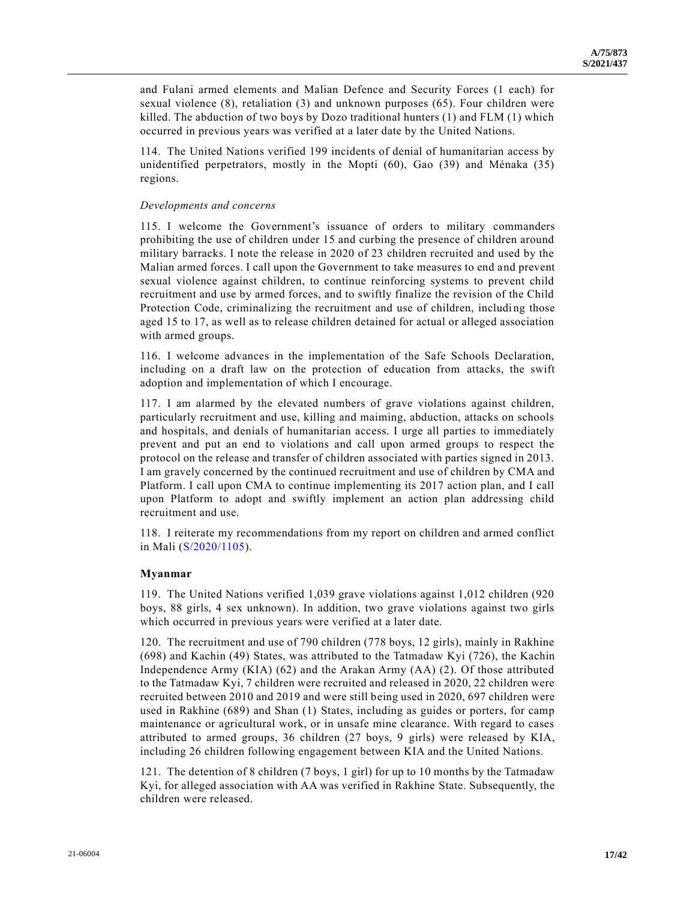and Fulani armed elements and Malian Defence and Security Forces (1 each) for sexual violence (8), retaliation (3) and unknown purposes (65). Four children were killed. The abduction of two boys by Dozo traditional hunters (1) and FLM (1) which occurred in previous years was verified at a later date by the United Nations.

114. The United Nations verified 199 incidents of denial of humanitarian access by unidentified perpetrators, mostly in the Mopti (60), Gao (39) and Ménaka (35) regions.

*Developments and concerns*

115. I welcome the Government's issuance of orders to military commanders prohibiting the use of children under 15 and curbing the presence of children around military barracks. I note the release in 2020 of 23 children recruited and used by the Malian armed forces. I call upon the Government to take measures to end and prevent sexual violence against children, to continue reinforcing systems to prevent child recruitment and use by armed forces, and to swiftly finalize the revision of the Child Protection Code, criminalizing the recruitment and use of children, including those aged 15 to 17, as well as to release children detained for actual or alleged association with armed groups.

116. I welcome advances in the implementation of the Safe Schools Declaration, including on a draft law on the protection of education from attacks, the swift adoption and implementation of which I encourage.

117. I am alarmed by the elevated numbers of grave violations against children, particularly recruitment and use, killing and maiming, abduction, attacks on schools and hospitals, and denials of humanitarian access. I urge all parties to immediately prevent and put an end to violations and call upon armed groups to respect the protocol on the release and transfer of children associated with parties signed in 2013. I am gravely concerned by the continued recruitment and use of children by CMA and Platform. I call upon CMA to continue implementing its 2017 action plan, and I call upon Platform to adopt and swiftly implement an action plan addressing child recruitment and use.

118. I reiterate my recommendations from my report on children and armed conflict in Mali (S/2020/1105).

**Myanmar**

119. The United Nations verified 1,039 grave violations against 1,012 children (920 boys, 88 girls, 4 sex unknown). In addition, two grave violations against two girls which occurred in previous years were verified at a later date.

120. The recruitment and use of 790 children (778 boys, 12 girls), mainly in Rakhine (698) and Kachin (49) States, was attributed to the Tatmadaw Kyi (726), the Kachin Independence Army (KIA) (62) and the Arakan Army (AA) (2). Of those attributed to the Tatmadaw Kyi, 7 children were recruited and released in 2020, 22 children were recruited between 2010 and 2019 and were still being used in 2020, 697 children were used in Rakhine (689) and Shan (1) States, including as guides or porters, for camp maintenance or agricultural work, or in unsafe mine clearance. With regard to cases attributed to armed groups, 36 children (27 boys, 9 girls) were released by KIA, including 26 children following engagement between KIA and the United Nations.

121. The detention of 8 children (7 boys, 1 girl) for up to 10 months by the Tatmadaw Kyi, for alleged association with AA was verified in Rakhine State. Subsequently, the children were released.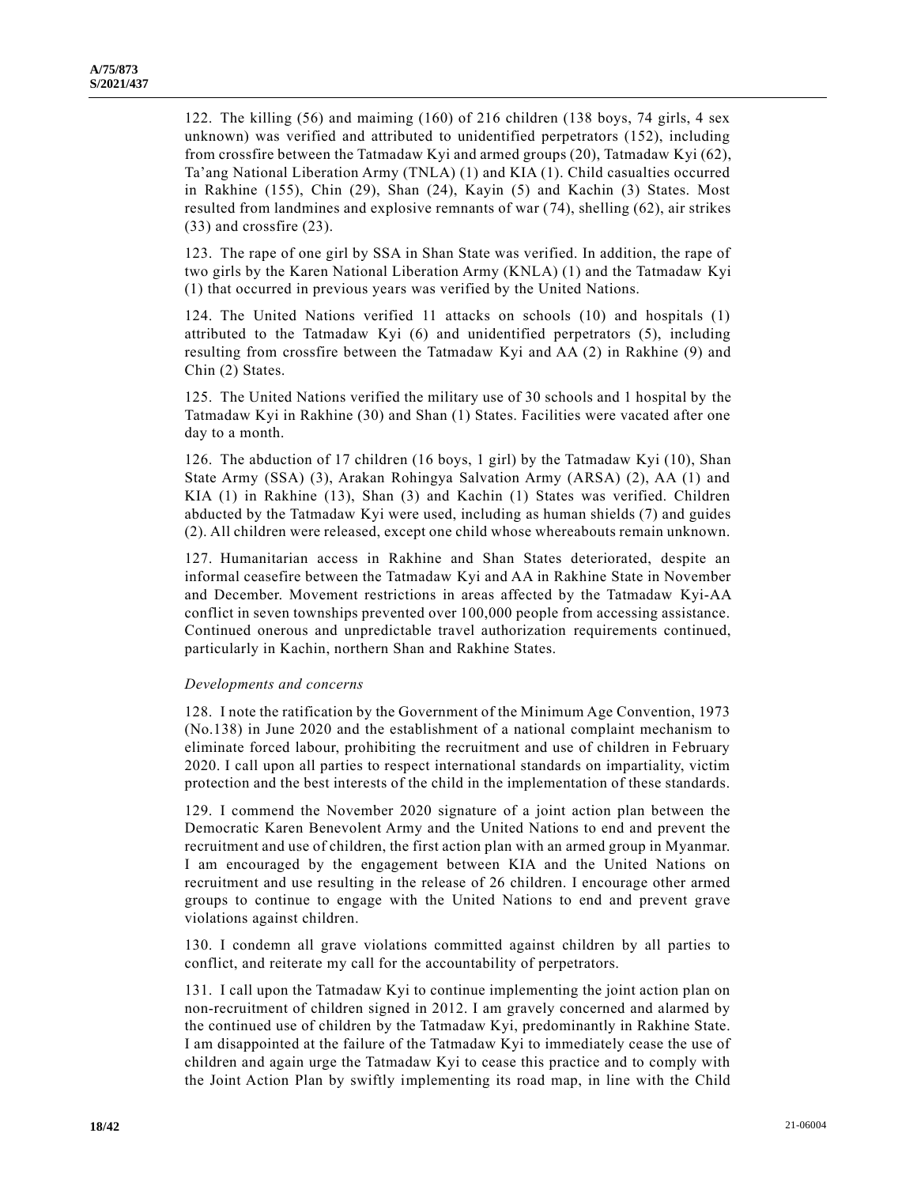122. The killing (56) and maiming (160) of 216 children (138 boys, 74 girls, 4 sex unknown) was verified and attributed to unidentified perpetrators (152), including from crossfire between the Tatmadaw Kyi and armed groups (20), Tatmadaw Kyi (62), Ta'ang National Liberation Army (TNLA) (1) and KIA (1). Child casualties occurred in Rakhine (155), Chin (29), Shan (24), Kayin (5) and Kachin (3) States. Most resulted from landmines and explosive remnants of war (74), shelling (62), air strikes (33) and crossfire (23).

123. The rape of one girl by SSA in Shan State was verified. In addition, the rape of two girls by the Karen National Liberation Army (KNLA) (1) and the Tatmadaw Kyi (1) that occurred in previous years was verified by the United Nations.

124. The United Nations verified 11 attacks on schools (10) and hospitals (1) attributed to the Tatmadaw Kyi (6) and unidentified perpetrators (5), including resulting from crossfire between the Tatmadaw Kyi and AA (2) in Rakhine (9) and Chin (2) States.

125. The United Nations verified the military use of 30 schools and 1 hospital by the Tatmadaw Kyi in Rakhine (30) and Shan (1) States. Facilities were vacated after one day to a month.

126. The abduction of 17 children (16 boys, 1 girl) by the Tatmadaw Kyi (10), Shan State Army (SSA) (3), Arakan Rohingya Salvation Army (ARSA) (2), AA (1) and KIA (1) in Rakhine (13), Shan (3) and Kachin (1) States was verified. Children abducted by the Tatmadaw Kyi were used, including as human shields (7) and guides (2). All children were released, except one child whose whereabouts remain unknown.

127. Humanitarian access in Rakhine and Shan States deteriorated, despite an informal ceasefire between the Tatmadaw Kyi and AA in Rakhine State in November and December. Movement restrictions in areas affected by the Tatmadaw Kyi-AA conflict in seven townships prevented over 100,000 people from accessing assistance. Continued onerous and unpredictable travel authorization requirements continued, particularly in Kachin, northern Shan and Rakhine States.

*Developments and concerns*

128. I note the ratification by the Government of the Minimum Age Convention, 1973 (No.138) in June 2020 and the establishment of a national complaint mechanism to eliminate forced labour, prohibiting the recruitment and use of children in February 2020. I call upon all parties to respect international standards on impartiality, victim protection and the best interests of the child in the implementation of these standards.

129. I commend the November 2020 signature of a joint action plan between the Democratic Karen Benevolent Army and the United Nations to end and prevent the recruitment and use of children, the first action plan with an armed group in Myanmar. I am encouraged by the engagement between KIA and the United Nations on recruitment and use resulting in the release of 26 children. I encourage other armed groups to continue to engage with the United Nations to end and prevent grave violations against children.

130. I condemn all grave violations committed against children by all parties to conflict, and reiterate my call for the accountability of perpetrators.

131. I call upon the Tatmadaw Kyi to continue implementing the joint action plan on non-recruitment of children signed in 2012. I am gravely concerned and alarmed by the continued use of children by the Tatmadaw Kyi, predominantly in Rakhine State. I am disappointed at the failure of the Tatmadaw Kyi to immediately cease the use of children and again urge the Tatmadaw Kyi to cease this practice and to comply with the Joint Action Plan by swiftly implementing its road map, in line with the Child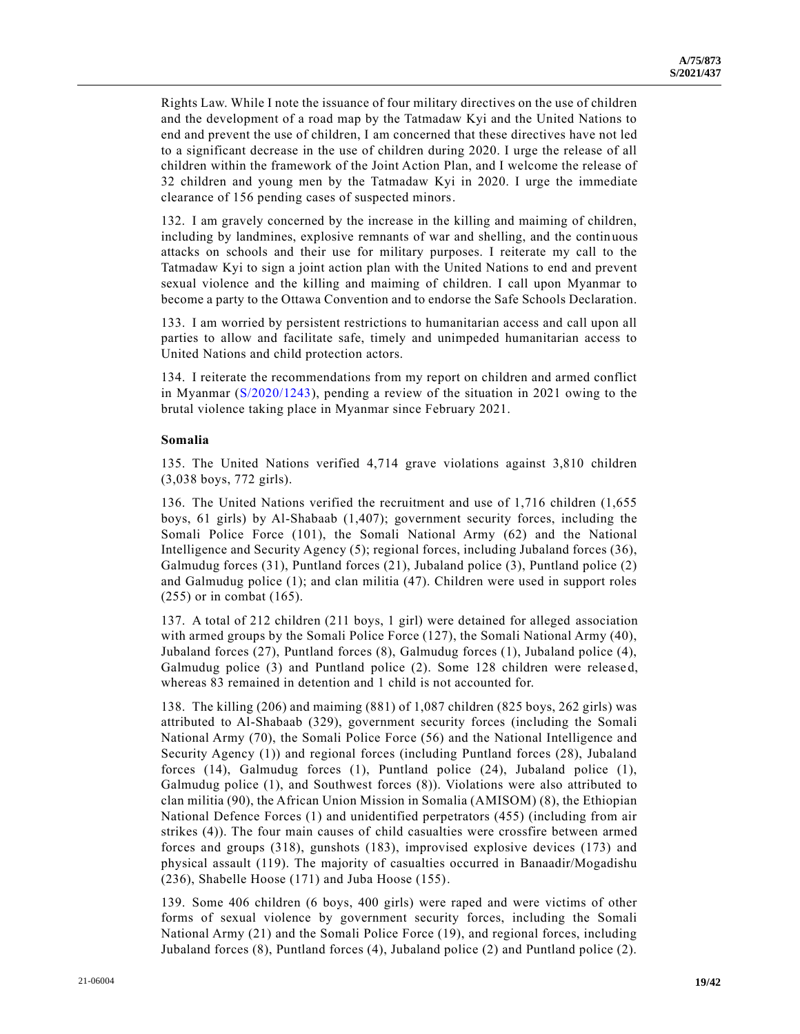Rights Law. While I note the issuance of four military directives on the use of children and the development of a road map by the Tatmadaw Kyi and the United Nations to end and prevent the use of children, I am concerned that these directives have not led to a significant decrease in the use of children during 2020. I urge the release of all children within the framework of the Joint Action Plan, and I welcome the release of 32 children and young men by the Tatmadaw Kyi in 2020. I urge the immediate clearance of 156 pending cases of suspected minors.

132. I am gravely concerned by the increase in the killing and maiming of children, including by landmines, explosive remnants of war and shelling, and the continuous attacks on schools and their use for military purposes. I reiterate my call to the Tatmadaw Kyi to sign a joint action plan with the United Nations to end and prevent sexual violence and the killing and maiming of children. I call upon Myanmar to become a party to the Ottawa Convention and to endorse the Safe Schools Declaration.

133. I am worried by persistent restrictions to humanitarian access and call upon all parties to allow and facilitate safe, timely and unimpeded humanitarian access to United Nations and child protection actors.

134. I reiterate the recommendations from my report on children and armed conflict in Myanmar (S/2020/1243), pending a review of the situation in 2021 owing to the brutal violence taking place in Myanmar since February 2021.

### Somalia

135. The United Nations verified 4,714 grave violations against 3,810 children (3,038 boys, 772 girls).

136. The United Nations verified the recruitment and use of 1,716 children (1,655 boys, 61 girls) by Al-Shabaab (1,407); government security forces, including the Somali Police Force (101), the Somali National Army (62) and the National Intelligence and Security Agency (5); regional forces, including Jubaland forces (36), Galmudug forces (31), Puntland forces (21), Jubaland police (3), Puntland police (2) and Galmudug police (1); and clan militia (47). Children were used in support roles (255) or in combat (165).

137. A total of 212 children (211 boys, 1 girl) were detained for alleged association with armed groups by the Somali Police Force (127), the Somali National Army (40), Jubaland forces (27), Puntland forces (8), Galmudug forces (1), Jubaland police (4), Galmudug police (3) and Puntland police (2). Some 128 children were released, whereas 83 remained in detention and 1 child is not accounted for.

138. The killing (206) and maiming (881) of 1,087 children (825 boys, 262 girls) was attributed to Al-Shabaab (329), government security forces (including the Somali National Army (70), the Somali Police Force (56) and the National Intelligence and Security Agency (1)) and regional forces (including Puntland forces (28), Jubaland forces (14), Galmudug forces (1), Puntland police (24), Jubaland police (1), Galmudug police (1), and Southwest forces (8)). Violations were also attributed to clan militia (90), the African Union Mission in Somalia (AMISOM) (8), the Ethiopian National Defence Forces (1) and unidentified perpetrators (455) (including from air strikes (4)). The four main causes of child casualties were crossfire between armed forces and groups (318), gunshots (183), improvised explosive devices (173) and physical assault (119). The majority of casualties occurred in Banaadir/Mogadishu (236), Shabelle Hoose (171) and Juba Hoose (155).

139. Some 406 children (6 boys, 400 girls) were raped and were victims of other forms of sexual violence by government security forces, including the Somali National Army (21) and the Somali Police Force (19), and regional forces, including Jubaland forces (8), Puntland forces (4), Jubaland police (2) and Puntland police (2).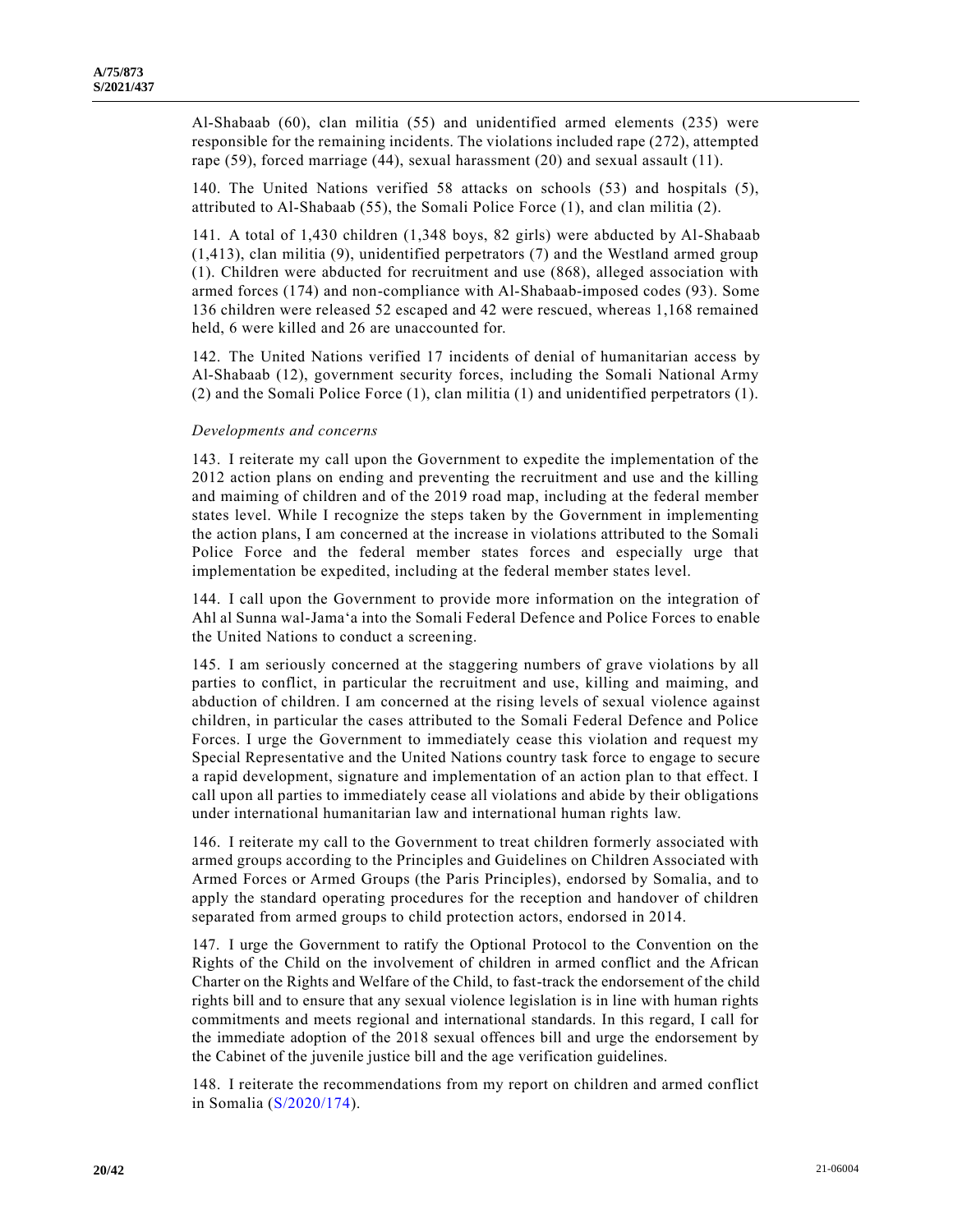Al-Shabaab (60), clan militia (55) and unidentified armed elements (235) were responsible for the remaining incidents. The violations included rape (272), attempted rape (59), forced marriage (44), sexual harassment (20) and sexual assault (11).

140. The United Nations verified 58 attacks on schools (53) and hospitals (5), attributed to Al-Shabaab (55), the Somali Police Force (1), and clan militia (2).

141. A total of 1,430 children (1,348 boys, 82 girls) were abducted by Al-Shabaab (1,413), clan militia (9), unidentified perpetrators (7) and the Westland armed group (1). Children were abducted for recruitment and use (868), alleged association with armed forces (174) and non-compliance with Al-Shabaab-imposed codes (93). Some 136 children were released 52 escaped and 42 were rescued, whereas 1,168 remained held, 6 were killed and 26 are unaccounted for.

142. The United Nations verified 17 incidents of denial of humanitarian access by Al-Shabaab (12), government security forces, including the Somali National Army (2) and the Somali Police Force (1), clan militia (1) and unidentified perpetrators (1).

*Developments and concerns*

143. I reiterate my call upon the Government to expedite the implementation of the 2012 action plans on ending and preventing the recruitment and use and the killing and maiming of children and of the 2019 road map, including at the federal member states level. While I recognize the steps taken by the Government in implementing the action plans, I am concerned at the increase in violations attributed to the Somali Police Force and the federal member states forces and especially urge that implementation be expedited, including at the federal member states level.

144. I call upon the Government to provide more information on the integration of Ahl al Sunna wal-Jama'a into the Somali Federal Defence and Police Forces to enable the United Nations to conduct a screening.

145. I am seriously concerned at the staggering numbers of grave violations by all parties to conflict, in particular the recruitment and use, killing and maiming, and abduction of children. I am concerned at the rising levels of sexual violence against children, in particular the cases attributed to the Somali Federal Defence and Police Forces. I urge the Government to immediately cease this violation and request my Special Representative and the United Nations country task force to engage to secure a rapid development, signature and implementation of an action plan to that effect. I call upon all parties to immediately cease all violations and abide by their obligations under international humanitarian law and international human rights law.

146. I reiterate my call to the Government to treat children formerly associated with armed groups according to the Principles and Guidelines on Children Associated with Armed Forces or Armed Groups (the Paris Principles), endorsed by Somalia, and to apply the standard operating procedures for the reception and handover of children separated from armed groups to child protection actors, endorsed in 2014.

147. I urge the Government to ratify the Optional Protocol to the Convention on the Rights of the Child on the involvement of children in armed conflict and the African Charter on the Rights and Welfare of the Child, to fast-track the endorsement of the child rights bill and to ensure that any sexual violence legislation is in line with human rights commitments and meets regional and international standards. In this regard, I call for the immediate adoption of the 2018 sexual offences bill and urge the endorsement by the Cabinet of the juvenile justice bill and the age verification guidelines.

148. I reiterate the recommendations from my report on children and armed conflict in Somalia (S/2020/174).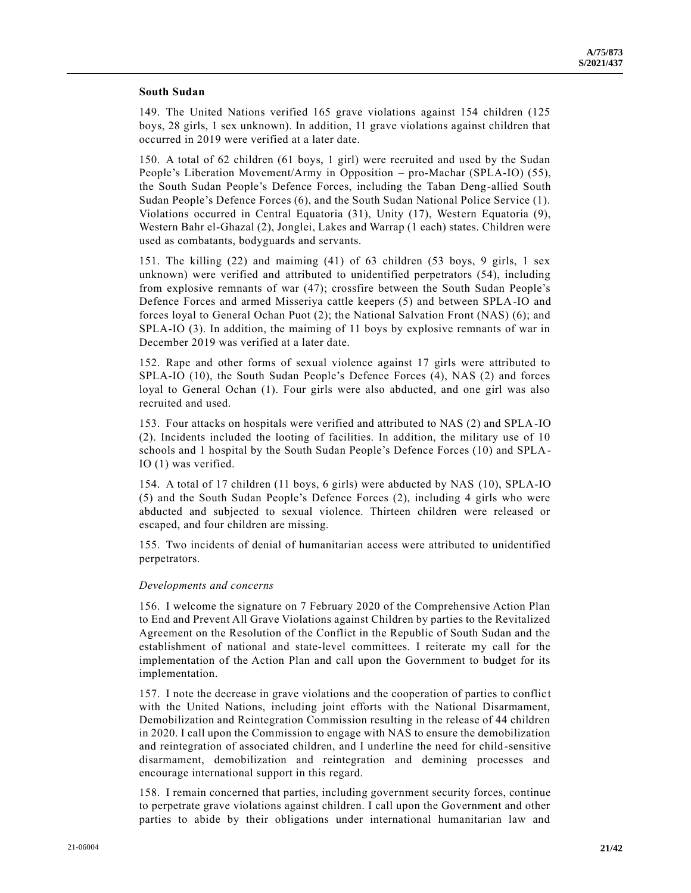## South Sudan

149. The United Nations verified 165 grave violations against 154 children (125 boys, 28 girls, 1 sex unknown). In addition, 11 grave violations against children that occurred in 2019 were verified at a later date.

150. A total of 62 children (61 boys, 1 girl) were recruited and used by the Sudan People's Liberation Movement/Army in Opposition – pro-Machar (SPLA-IO) (55), the South Sudan People's Defence Forces, including the Taban Deng-allied South Sudan People's Defence Forces (6), and the South Sudan National Police Service (1). Violations occurred in Central Equatoria (31), Unity (17), Western Equatoria (9), Western Bahr el-Ghazal (2), Jonglei, Lakes and Warrap (1 each) states. Children were used as combatants, bodyguards and servants.

151. The killing (22) and maiming (41) of 63 children (53 boys, 9 girls, 1 sex unknown) were verified and attributed to unidentified perpetrators (54), including from explosive remnants of war (47); crossfire between the South Sudan People's Defence Forces and armed Misseriya cattle keepers (5) and between SPLA-IO and forces loyal to General Ochan Puot (2); the National Salvation Front (NAS) (6); and SPLA-IO (3). In addition, the maiming of 11 boys by explosive remnants of war in December 2019 was verified at a later date.

152. Rape and other forms of sexual violence against 17 girls were attributed to SPLA-IO (10), the South Sudan People's Defence Forces (4), NAS (2) and forces loyal to General Ochan (1). Four girls were also abducted, and one girl was also recruited and used.

153. Four attacks on hospitals were verified and attributed to NAS (2) and SPLA-IO (2). Incidents included the looting of facilities. In addition, the military use of 10 schools and 1 hospital by the South Sudan People's Defence Forces (10) and SPLA-IO (1) was verified.

154. A total of 17 children (11 boys, 6 girls) were abducted by NAS (10), SPLA-IO (5) and the South Sudan People's Defence Forces (2), including 4 girls who were abducted and subjected to sexual violence. Thirteen children were released or escaped, and four children are missing.

155. Two incidents of denial of humanitarian access were attributed to unidentified perpetrators.

*Developments and concerns*

156. I welcome the signature on 7 February 2020 of the Comprehensive Action Plan to End and Prevent All Grave Violations against Children by parties to the Revitalized Agreement on the Resolution of the Conflict in the Republic of South Sudan and the establishment of national and state-level committees. I reiterate my call for the implementation of the Action Plan and call upon the Government to budget for its implementation.

157. I note the decrease in grave violations and the cooperation of parties to conflict with the United Nations, including joint efforts with the National Disarmament, Demobilization and Reintegration Commission resulting in the release of 44 children in 2020. I call upon the Commission to engage with NAS to ensure the demobilization and reintegration of associated children, and I underline the need for child-sensitive disarmament, demobilization and reintegration and demining processes and encourage international support in this regard.

158. I remain concerned that parties, including government security forces, continue to perpetrate grave violations against children. I call upon the Government and other parties to abide by their obligations under international humanitarian law and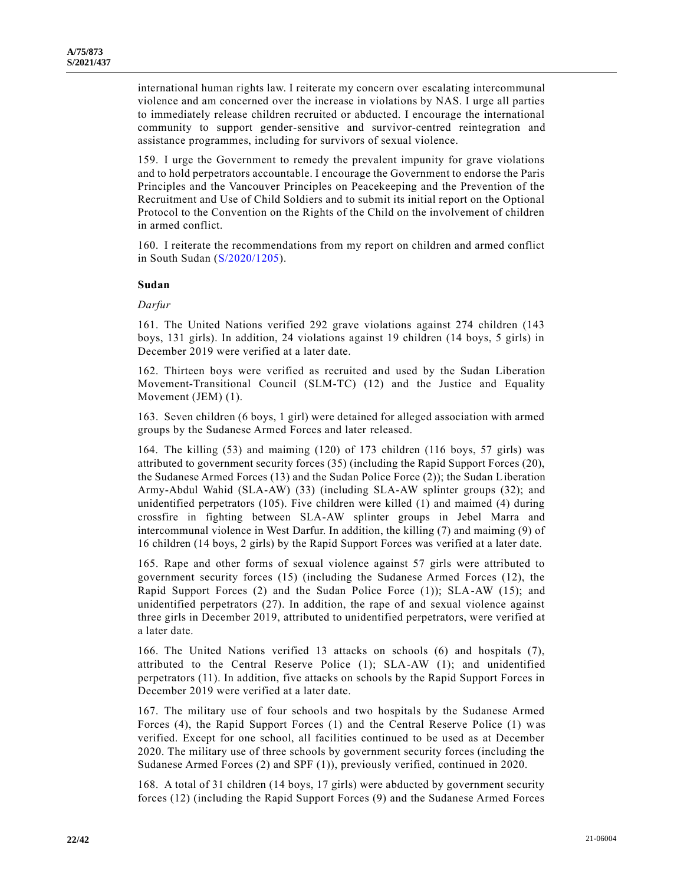international human rights law. I reiterate my concern over escalating intercommunal violence and am concerned over the increase in violations by NAS. I urge all parties to immediately release children recruited or abducted. I encourage the international community to support gender-sensitive and survivor-centred reintegration and assistance programmes, including for survivors of sexual violence.

159. I urge the Government to remedy the prevalent impunity for grave violations and to hold perpetrators accountable. I encourage the Government to endorse the Paris Principles and the Vancouver Principles on Peacekeeping and the Prevention of the Recruitment and Use of Child Soldiers and to submit its initial report on the Optional Protocol to the Convention on the Rights of the Child on the involvement of children in armed conflict.

160. I reiterate the recommendations from my report on children and armed conflict in South Sudan (S/2020/1205).

**Sudan**

*Darfur*

161. The United Nations verified 292 grave violations against 274 children (143 boys, 131 girls). In addition, 24 violations against 19 children (14 boys, 5 girls) in December 2019 were verified at a later date.

162. Thirteen boys were verified as recruited and used by the Sudan Liberation Movement-Transitional Council (SLM-TC) (12) and the Justice and Equality Movement (JEM) (1).

163. Seven children (6 boys, 1 girl) were detained for alleged association with armed groups by the Sudanese Armed Forces and later released.

164. The killing (53) and maiming (120) of 173 children (116 boys, 57 girls) was attributed to government security forces (35) (including the Rapid Support Forces (20), the Sudanese Armed Forces (13) and the Sudan Police Force (2)); the Sudan Liberation Army-Abdul Wahid (SLA-AW) (33) (including SLA-AW splinter groups (32); and unidentified perpetrators (105). Five children were killed (1) and maimed (4) during crossfire in fighting between SLA-AW splinter groups in Jebel Marra and intercommunal violence in West Darfur. In addition, the killing (7) and maiming (9) of 16 children (14 boys, 2 girls) by the Rapid Support Forces was verified at a later date.

165. Rape and other forms of sexual violence against 57 girls were attributed to government security forces (15) (including the Sudanese Armed Forces (12), the Rapid Support Forces (2) and the Sudan Police Force (1)); SLA-AW (15); and unidentified perpetrators (27). In addition, the rape of and sexual violence against three girls in December 2019, attributed to unidentified perpetrators, were verified at a later date.

166. The United Nations verified 13 attacks on schools (6) and hospitals (7), attributed to the Central Reserve Police (1); SLA-AW (1); and unidentified perpetrators (11). In addition, five attacks on schools by the Rapid Support Forces in December 2019 were verified at a later date.

167. The military use of four schools and two hospitals by the Sudanese Armed Forces (4), the Rapid Support Forces (1) and the Central Reserve Police (1) was verified. Except for one school, all facilities continued to be used as at December 2020. The military use of three schools by government security forces (including the Sudanese Armed Forces (2) and SPF (1)), previously verified, continued in 2020.

168. A total of 31 children (14 boys, 17 girls) were abducted by government security forces (12) (including the Rapid Support Forces (9) and the Sudanese Armed Forces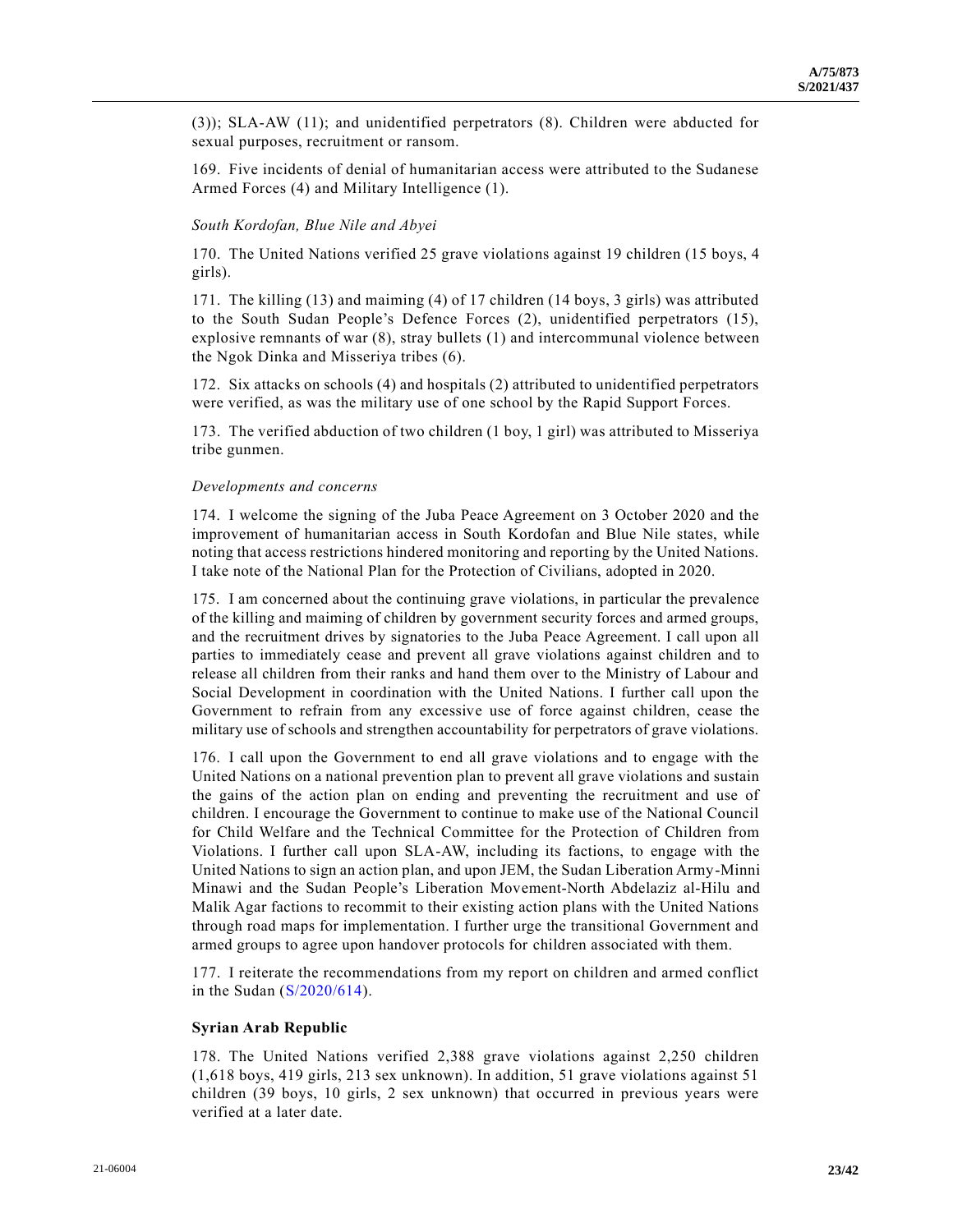(3)); SLA-AW (11); and unidentified perpetrators (8). Children were abducted for sexual purposes, recruitment or ransom.

169. Five incidents of denial of humanitarian access were attributed to the Sudanese Armed Forces (4) and Military Intelligence (1).

*South Kordofan, Blue Nile and Abyei*

170. The United Nations verified 25 grave violations against 19 children (15 boys, 4 girls).

171. The killing (13) and maiming (4) of 17 children (14 boys, 3 girls) was attributed to the South Sudan People's Defence Forces (2), unidentified perpetrators (15), explosive remnants of war (8), stray bullets (1) and intercommunal violence between the Ngok Dinka and Misseriya tribes (6).

172. Six attacks on schools (4) and hospitals (2) attributed to unidentified perpetrators were verified, as was the military use of one school by the Rapid Support Forces.

173. The verified abduction of two children (1 boy, 1 girl) was attributed to Misseriya tribe gunmen.

*Developments and concerns*

174. I welcome the signing of the Juba Peace Agreement on 3 October 2020 and the improvement of humanitarian access in South Kordofan and Blue Nile states, while noting that access restrictions hindered monitoring and reporting by the United Nations. I take note of the National Plan for the Protection of Civilians, adopted in 2020.

175. I am concerned about the continuing grave violations, in particular the prevalence of the killing and maiming of children by government security forces and armed groups, and the recruitment drives by signatories to the Juba Peace Agreement. I call upon all parties to immediately cease and prevent all grave violations against children and to release all children from their ranks and hand them over to the Ministry of Labour and Social Development in coordination with the United Nations. I further call upon the Government to refrain from any excessive use of force against children, cease the military use of schools and strengthen accountability for perpetrators of grave violations.

176. I call upon the Government to end all grave violations and to engage with the United Nations on a national prevention plan to prevent all grave violations and sustain the gains of the action plan on ending and preventing the recruitment and use of children. I encourage the Government to continue to make use of the National Council for Child Welfare and the Technical Committee for the Protection of Children from Violations. I further call upon SLA-AW, including its factions, to engage with the United Nations to sign an action plan, and upon JEM, the Sudan Liberation Army-Minni Minawi and the Sudan People's Liberation Movement-North Abdelaziz al-Hilu and Malik Agar factions to recommit to their existing action plans with the United Nations through road maps for implementation. I further urge the transitional Government and armed groups to agree upon handover protocols for children associated with them.

177. I reiterate the recommendations from my report on children and armed conflict in the Sudan (S/2020/614).

**Syrian Arab Republic**

178. The United Nations verified 2,388 grave violations against 2,250 children (1,618 boys, 419 girls, 213 sex unknown). In addition, 51 grave violations against 51 children (39 boys, 10 girls, 2 sex unknown) that occurred in previous years were verified at a later date.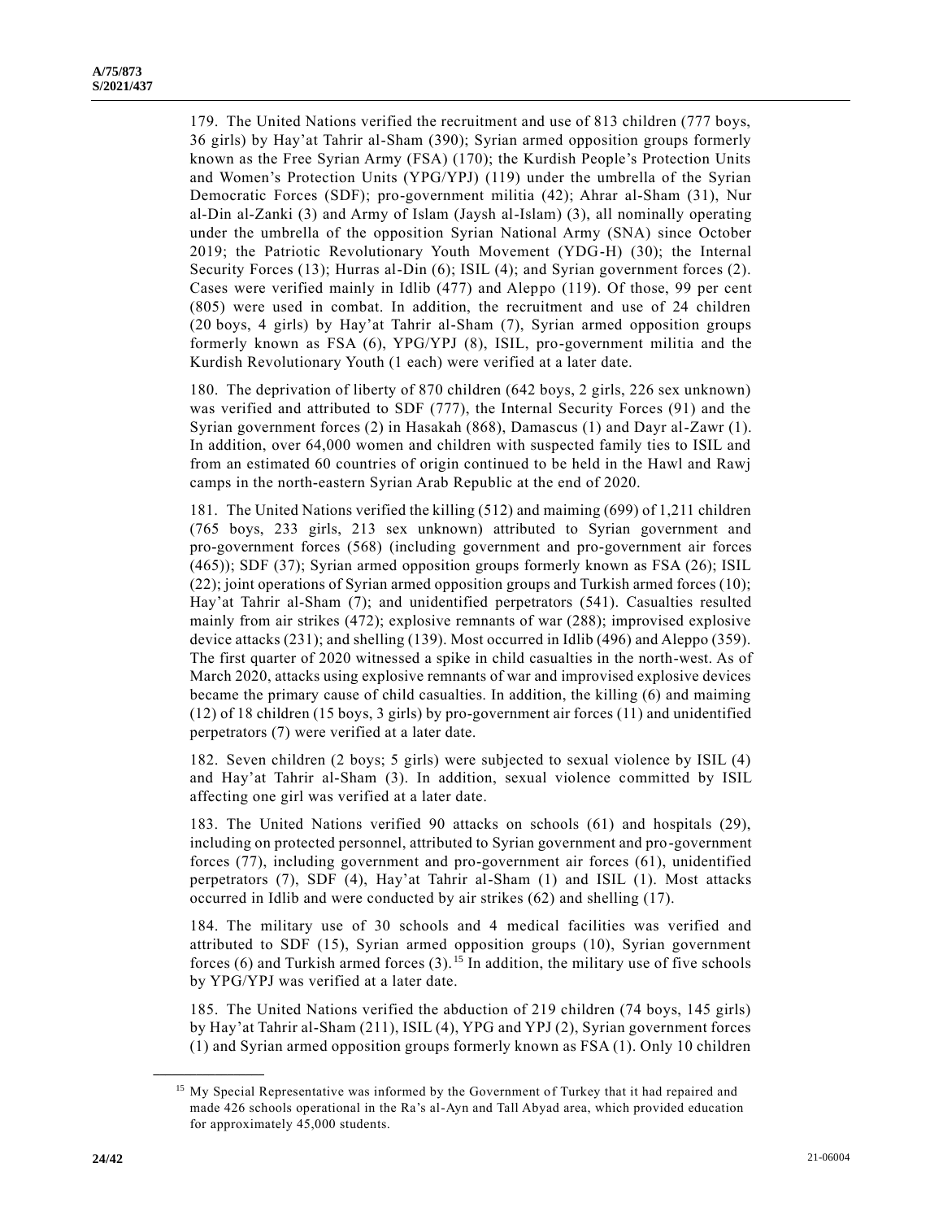179. The United Nations verified the recruitment and use of 813 children (777 boys, 36 girls) by Hay'at Tahrir al-Sham (390); Syrian armed opposition groups formerly known as the Free Syrian Army (FSA) (170); the Kurdish People's Protection Units and Women's Protection Units (YPG/YPJ) (119) under the umbrella of the Syrian Democratic Forces (SDF); pro-government militia (42); Ahrar al-Sham (31), Nur al-Din al-Zanki (3) and Army of Islam (Jaysh al-Islam) (3), all nominally operating under the umbrella of the opposition Syrian National Army (SNA) since October 2019; the Patriotic Revolutionary Youth Movement (YDG-H) (30); the Internal Security Forces (13); Hurras al-Din (6); ISIL (4); and Syrian government forces (2). Cases were verified mainly in Idlib (477) and Aleppo (119). Of those, 99 per cent (805) were used in combat. In addition, the recruitment and use of 24 children (20 boys, 4 girls) by Hay'at Tahrir al-Sham (7), Syrian armed opposition groups formerly known as FSA (6), YPG/YPJ (8), ISIL, pro-government militia and the Kurdish Revolutionary Youth (1 each) were verified at a later date.

180. The deprivation of liberty of 870 children (642 boys, 2 girls, 226 sex unknown) was verified and attributed to SDF (777), the Internal Security Forces (91) and the Syrian government forces (2) in Hasakah (868), Damascus (1) and Dayr al-Zawr (1). In addition, over 64,000 women and children with suspected family ties to ISIL and from an estimated 60 countries of origin continued to be held in the Hawl and Rawj camps in the north-eastern Syrian Arab Republic at the end of 2020.

181. The United Nations verified the killing (512) and maiming (699) of 1,211 children (765 boys, 233 girls, 213 sex unknown) attributed to Syrian government and pro-government forces (568) (including government and pro-government air forces (465)); SDF (37); Syrian armed opposition groups formerly known as FSA (26); ISIL (22); joint operations of Syrian armed opposition groups and Turkish armed forces (10); Hay'at Tahrir al-Sham (7); and unidentified perpetrators (541). Casualties resulted mainly from air strikes (472); explosive remnants of war (288); improvised explosive device attacks (231); and shelling (139). Most occurred in Idlib (496) and Aleppo (359). The first quarter of 2020 witnessed a spike in child casualties in the north-west. As of March 2020, attacks using explosive remnants of war and improvised explosive devices became the primary cause of child casualties. In addition, the killing (6) and maiming (12) of 18 children (15 boys, 3 girls) by pro-government air forces (11) and unidentified perpetrators (7) were verified at a later date.

182. Seven children (2 boys; 5 girls) were subjected to sexual violence by ISIL (4) and Hay'at Tahrir al-Sham (3). In addition, sexual violence committed by ISIL affecting one girl was verified at a later date.

183. The United Nations verified 90 attacks on schools (61) and hospitals (29), including on protected personnel, attributed to Syrian government and pro-government forces (77), including government and pro-government air forces (61), unidentified perpetrators (7), SDF (4), Hay'at Tahrir al-Sham (1) and ISIL (1). Most attacks occurred in Idlib and were conducted by air strikes (62) and shelling (17).

184. The military use of 30 schools and 4 medical facilities was verified and attributed to SDF (15), Syrian armed opposition groups (10), Syrian government forces (6) and Turkish armed forces (3).[15] In addition, the military use of five schools by YPG/YPJ was verified at a later date.

185. The United Nations verified the abduction of 219 children (74 boys, 145 girls) by Hay'at Tahrir al-Sham (211), ISIL (4), YPG and YPJ (2), Syrian government forces (1) and Syrian armed opposition groups formerly known as FSA (1). Only 10 children

[15] My Special Representative was informed by the Government of Turkey that it had repaired and made 426 schools operational in the Ra's al-Ayn and Tall Abyad area, which provided education for approximately 45,000 students.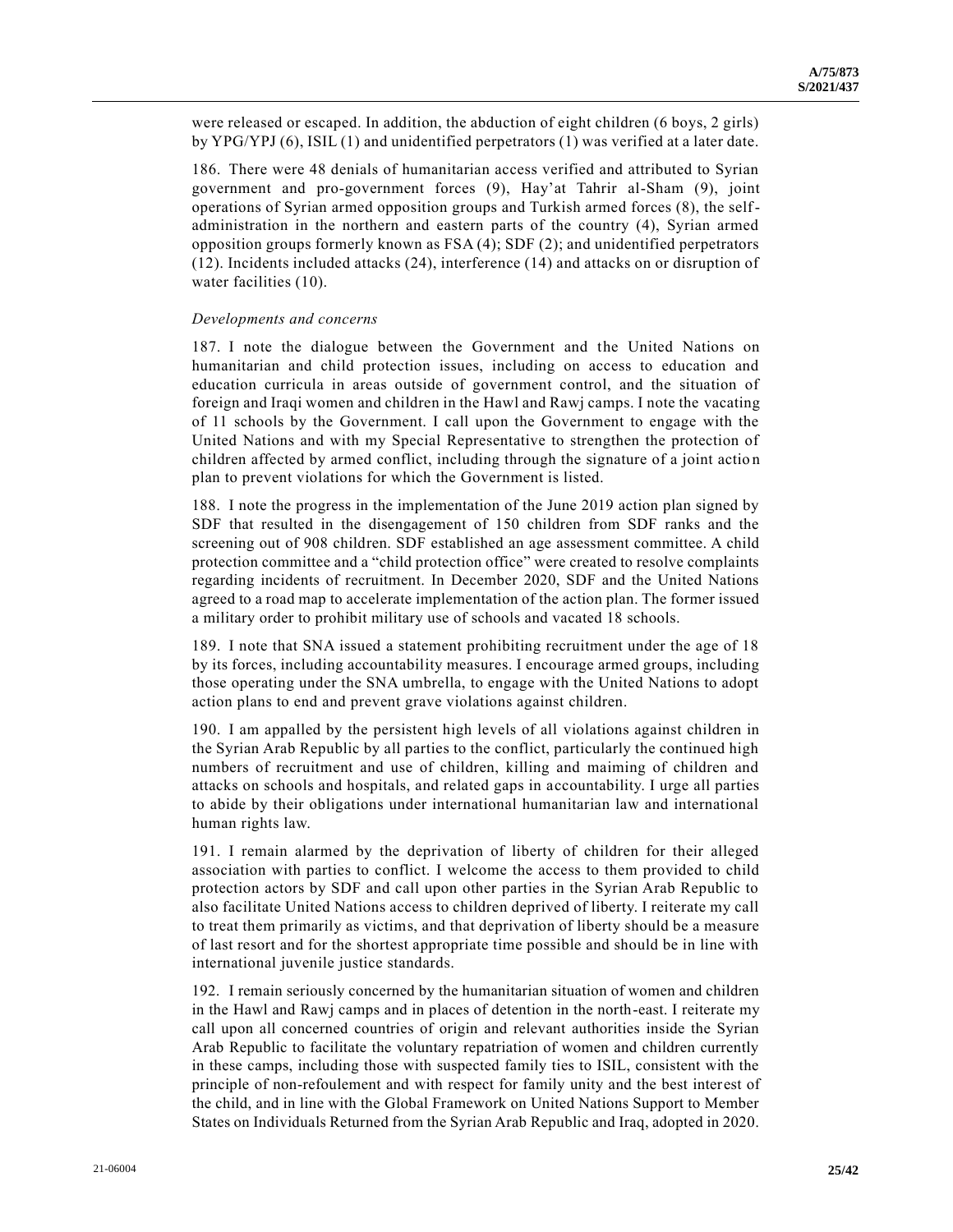were released or escaped. In addition, the abduction of eight children (6 boys, 2 girls) by YPG/YPJ (6), ISIL (1) and unidentified perpetrators (1) was verified at a later date.

186. There were 48 denials of humanitarian access verified and attributed to Syrian government and pro-government forces (9), Hay'at Tahrir al-Sham (9), joint operations of Syrian armed opposition groups and Turkish armed forces (8), the self-administration in the northern and eastern parts of the country (4), Syrian armed opposition groups formerly known as FSA (4); SDF (2); and unidentified perpetrators (12). Incidents included attacks (24), interference (14) and attacks on or disruption of water facilities (10).

*Developments and concerns*

187. I note the dialogue between the Government and the United Nations on humanitarian and child protection issues, including on access to education and education curricula in areas outside of government control, and the situation of foreign and Iraqi women and children in the Hawl and Rawj camps. I note the vacating of 11 schools by the Government. I call upon the Government to engage with the United Nations and with my Special Representative to strengthen the protection of children affected by armed conflict, including through the signature of a joint action plan to prevent violations for which the Government is listed.

188. I note the progress in the implementation of the June 2019 action plan signed by SDF that resulted in the disengagement of 150 children from SDF ranks and the screening out of 908 children. SDF established an age assessment committee. A child protection committee and a "child protection office" were created to resolve complaints regarding incidents of recruitment. In December 2020, SDF and the United Nations agreed to a road map to accelerate implementation of the action plan. The former issued a military order to prohibit military use of schools and vacated 18 schools.

189. I note that SNA issued a statement prohibiting recruitment under the age of 18 by its forces, including accountability measures. I encourage armed groups, including those operating under the SNA umbrella, to engage with the United Nations to adopt action plans to end and prevent grave violations against children.

190. I am appalled by the persistent high levels of all violations against children in the Syrian Arab Republic by all parties to the conflict, particularly the continued high numbers of recruitment and use of children, killing and maiming of children and attacks on schools and hospitals, and related gaps in accountability. I urge all parties to abide by their obligations under international humanitarian law and international human rights law.

191. I remain alarmed by the deprivation of liberty of children for their alleged association with parties to conflict. I welcome the access to them provided to child protection actors by SDF and call upon other parties in the Syrian Arab Republic to also facilitate United Nations access to children deprived of liberty. I reiterate my call to treat them primarily as victims, and that deprivation of liberty should be a measure of last resort and for the shortest appropriate time possible and should be in line with international juvenile justice standards.

192. I remain seriously concerned by the humanitarian situation of women and children in the Hawl and Rawj camps and in places of detention in the north-east. I reiterate my call upon all concerned countries of origin and relevant authorities inside the Syrian Arab Republic to facilitate the voluntary repatriation of women and children currently in these camps, including those with suspected family ties to ISIL, consistent with the principle of non-refoulement and with respect for family unity and the best interest of the child, and in line with the Global Framework on United Nations Support to Member States on Individuals Returned from the Syrian Arab Republic and Iraq, adopted in 2020.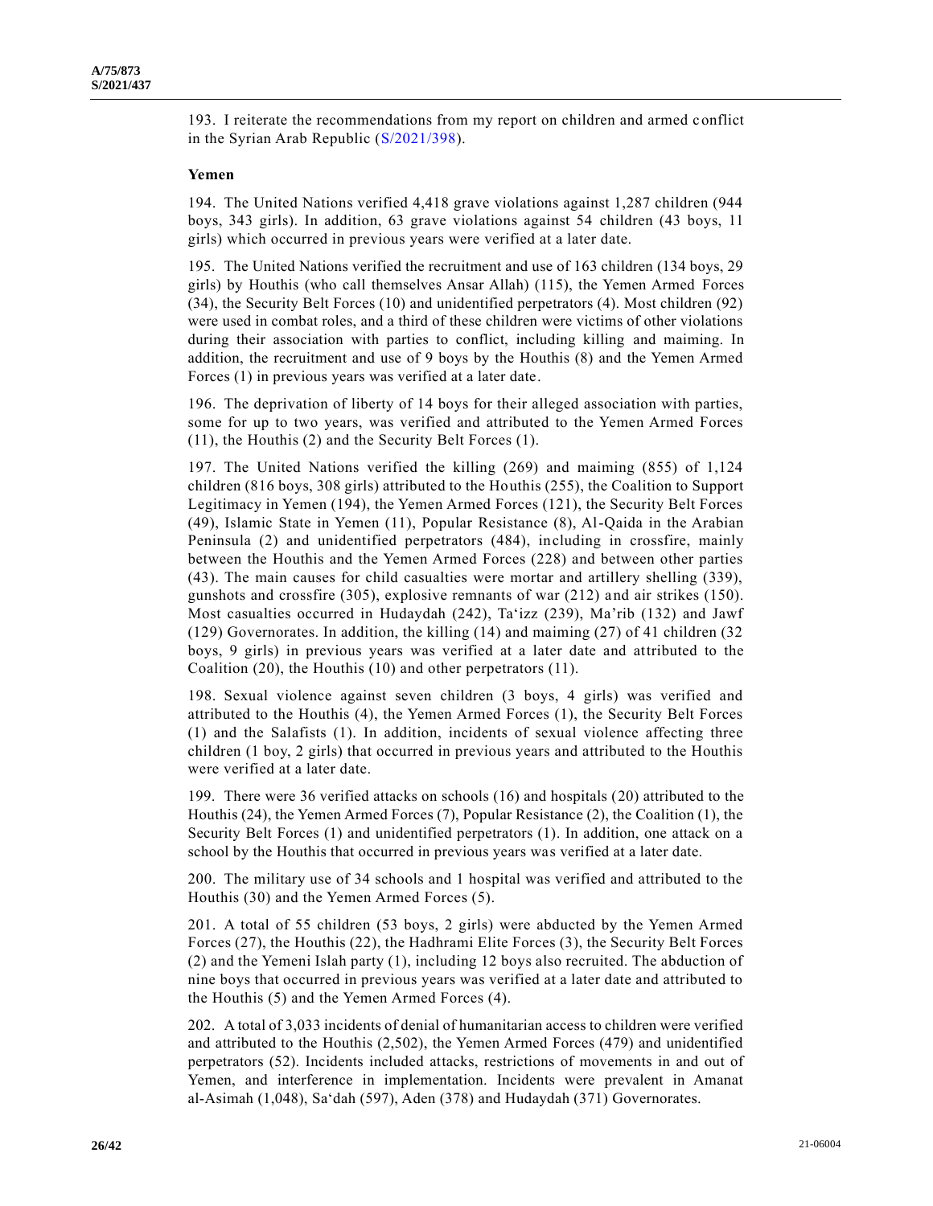193. I reiterate the recommendations from my report on children and armed conflict in the Syrian Arab Republic (S/2021/398).

**Yemen**

194. The United Nations verified 4,418 grave violations against 1,287 children (944 boys, 343 girls). In addition, 63 grave violations against 54 children (43 boys, 11 girls) which occurred in previous years were verified at a later date.

195. The United Nations verified the recruitment and use of 163 children (134 boys, 29 girls) by Houthis (who call themselves Ansar Allah) (115), the Yemen Armed Forces (34), the Security Belt Forces (10) and unidentified perpetrators (4). Most children (92) were used in combat roles, and a third of these children were victims of other violations during their association with parties to conflict, including killing and maiming. In addition, the recruitment and use of 9 boys by the Houthis (8) and the Yemen Armed Forces (1) in previous years was verified at a later date.

196. The deprivation of liberty of 14 boys for their alleged association with parties, some for up to two years, was verified and attributed to the Yemen Armed Forces (11), the Houthis (2) and the Security Belt Forces (1).

197. The United Nations verified the killing (269) and maiming (855) of 1,124 children (816 boys, 308 girls) attributed to the Houthis (255), the Coalition to Support Legitimacy in Yemen (194), the Yemen Armed Forces (121), the Security Belt Forces (49), Islamic State in Yemen (11), Popular Resistance (8), Al-Qaida in the Arabian Peninsula (2) and unidentified perpetrators (484), including in crossfire, mainly between the Houthis and the Yemen Armed Forces (228) and between other parties (43). The main causes for child casualties were mortar and artillery shelling (339), gunshots and crossfire (305), explosive remnants of war (212) and air strikes (150). Most casualties occurred in Hudaydah (242), Ta'izz (239), Ma'rib (132) and Jawf (129) Governorates. In addition, the killing (14) and maiming (27) of 41 children (32 boys, 9 girls) in previous years was verified at a later date and attributed to the Coalition (20), the Houthis (10) and other perpetrators (11).

198. Sexual violence against seven children (3 boys, 4 girls) was verified and attributed to the Houthis (4), the Yemen Armed Forces (1), the Security Belt Forces (1) and the Salafists (1). In addition, incidents of sexual violence affecting three children (1 boy, 2 girls) that occurred in previous years and attributed to the Houthis were verified at a later date.

199. There were 36 verified attacks on schools (16) and hospitals (20) attributed to the Houthis (24), the Yemen Armed Forces (7), Popular Resistance (2), the Coalition (1), the Security Belt Forces (1) and unidentified perpetrators (1). In addition, one attack on a school by the Houthis that occurred in previous years was verified at a later date.

200. The military use of 34 schools and 1 hospital was verified and attributed to the Houthis (30) and the Yemen Armed Forces (5).

201. A total of 55 children (53 boys, 2 girls) were abducted by the Yemen Armed Forces (27), the Houthis (22), the Hadhrami Elite Forces (3), the Security Belt Forces (2) and the Yemeni Islah party (1), including 12 boys also recruited. The abduction of nine boys that occurred in previous years was verified at a later date and attributed to the Houthis (5) and the Yemen Armed Forces (4).

202. A total of 3,033 incidents of denial of humanitarian access to children were verified and attributed to the Houthis (2,502), the Yemen Armed Forces (479) and unidentified perpetrators (52). Incidents included attacks, restrictions of movements in and out of Yemen, and interference in implementation. Incidents were prevalent in Amanat al-Asimah (1,048), Sa'dah (597), Aden (378) and Hudaydah (371) Governorates.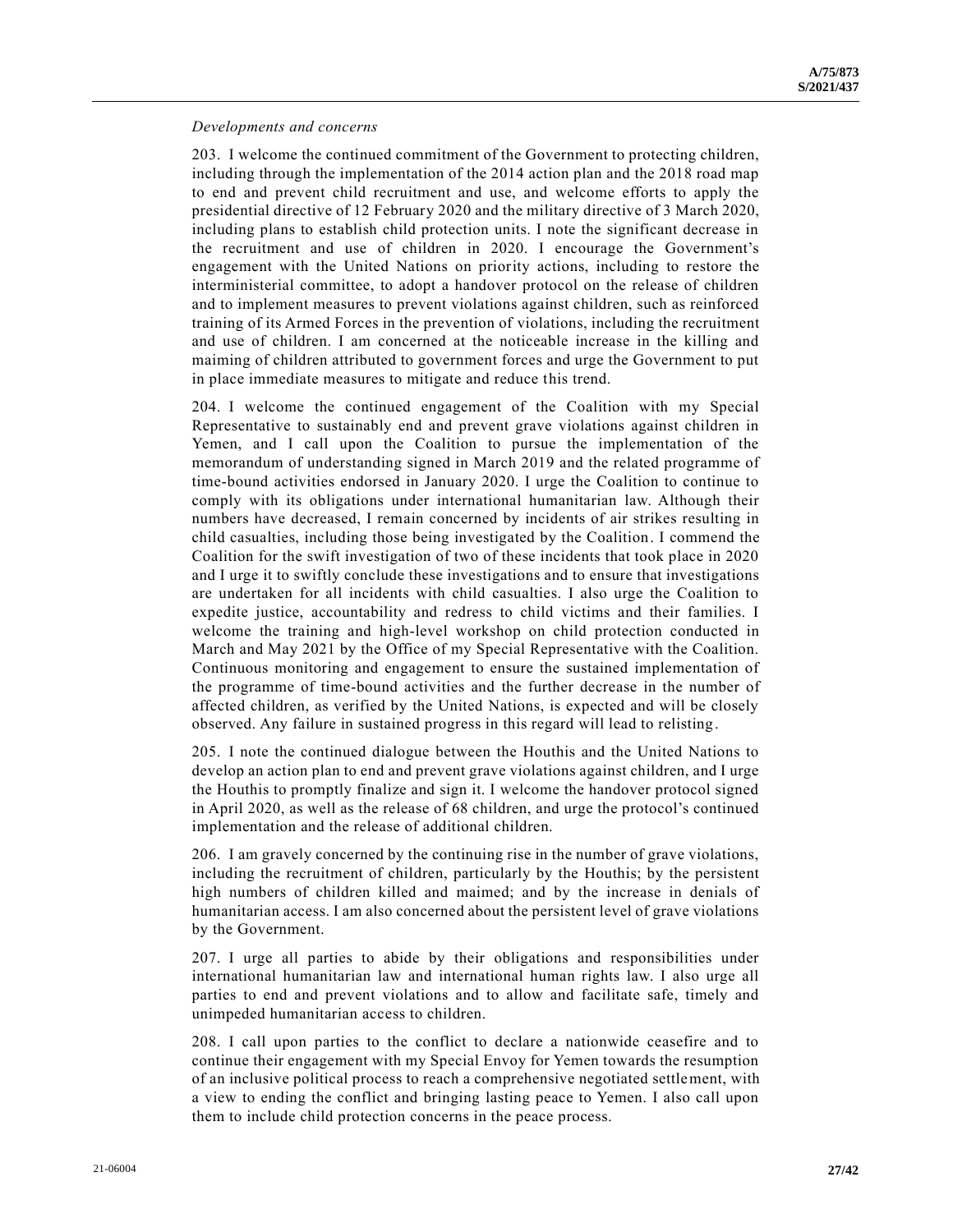*Developments and concerns*

203. I welcome the continued commitment of the Government to protecting children, including through the implementation of the 2014 action plan and the 2018 road map to end and prevent child recruitment and use, and welcome efforts to apply the presidential directive of 12 February 2020 and the military directive of 3 March 2020, including plans to establish child protection units. I note the significant decrease in the recruitment and use of children in 2020. I encourage the Government's engagement with the United Nations on priority actions, including to restore the interministerial committee, to adopt a handover protocol on the release of children and to implement measures to prevent violations against children, such as reinforced training of its Armed Forces in the prevention of violations, including the recruitment and use of children. I am concerned at the noticeable increase in the killing and maiming of children attributed to government forces and urge the Government to put in place immediate measures to mitigate and reduce this trend.

204. I welcome the continued engagement of the Coalition with my Special Representative to sustainably end and prevent grave violations against children in Yemen, and I call upon the Coalition to pursue the implementation of the memorandum of understanding signed in March 2019 and the related programme of time-bound activities endorsed in January 2020. I urge the Coalition to continue to comply with its obligations under international humanitarian law. Although their numbers have decreased, I remain concerned by incidents of air strikes resulting in child casualties, including those being investigated by the Coalition. I commend the Coalition for the swift investigation of two of these incidents that took place in 2020 and I urge it to swiftly conclude these investigations and to ensure that investigations are undertaken for all incidents with child casualties. I also urge the Coalition to expedite justice, accountability and redress to child victims and their families. I welcome the training and high-level workshop on child protection conducted in March and May 2021 by the Office of my Special Representative with the Coalition. Continuous monitoring and engagement to ensure the sustained implementation of the programme of time-bound activities and the further decrease in the number of affected children, as verified by the United Nations, is expected and will be closely observed. Any failure in sustained progress in this regard will lead to relisting.

205. I note the continued dialogue between the Houthis and the United Nations to develop an action plan to end and prevent grave violations against children, and I urge the Houthis to promptly finalize and sign it. I welcome the handover protocol signed in April 2020, as well as the release of 68 children, and urge the protocol's continued implementation and the release of additional children.

206. I am gravely concerned by the continuing rise in the number of grave violations, including the recruitment of children, particularly by the Houthis; by the persistent high numbers of children killed and maimed; and by the increase in denials of humanitarian access. I am also concerned about the persistent level of grave violations by the Government.

207. I urge all parties to abide by their obligations and responsibilities under international humanitarian law and international human rights law. I also urge all parties to end and prevent violations and to allow and facilitate safe, timely and unimpeded humanitarian access to children.

208. I call upon parties to the conflict to declare a nationwide ceasefire and to continue their engagement with my Special Envoy for Yemen towards the resumption of an inclusive political process to reach a comprehensive negotiated settlement, with a view to ending the conflict and bringing lasting peace to Yemen. I also call upon them to include child protection concerns in the peace process.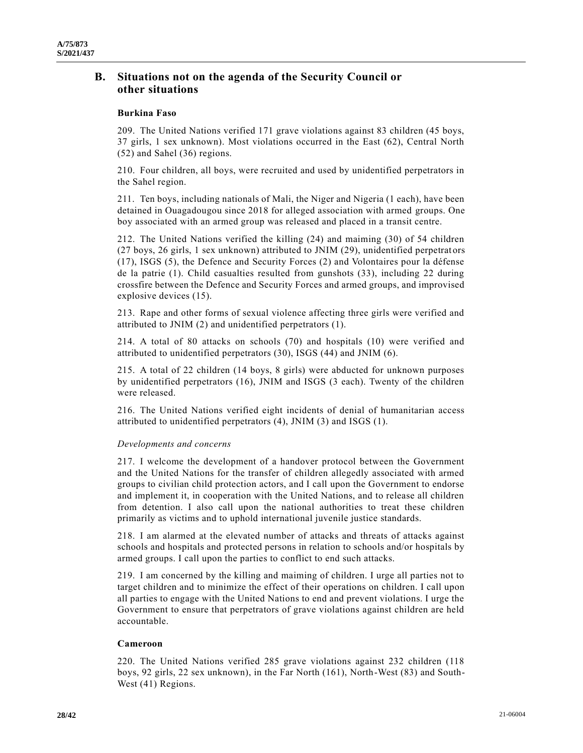## B. Situations not on the agenda of the Security Council or other situations

### Burkina Faso

209. The United Nations verified 171 grave violations against 83 children (45 boys, 37 girls, 1 sex unknown). Most violations occurred in the East (62), Central North (52) and Sahel (36) regions.

210. Four children, all boys, were recruited and used by unidentified perpetrators in the Sahel region.

211. Ten boys, including nationals of Mali, the Niger and Nigeria (1 each), have been detained in Ouagadougou since 2018 for alleged association with armed groups. One boy associated with an armed group was released and placed in a transit centre.

212. The United Nations verified the killing (24) and maiming (30) of 54 children (27 boys, 26 girls, 1 sex unknown) attributed to JNIM (29), unidentified perpetrators (17), ISGS (5), the Defence and Security Forces (2) and Volontaires pour la défense de la patrie (1). Child casualties resulted from gunshots (33), including 22 during crossfire between the Defence and Security Forces and armed groups, and improvised explosive devices (15).

213. Rape and other forms of sexual violence affecting three girls were verified and attributed to JNIM (2) and unidentified perpetrators (1).

214. A total of 80 attacks on schools (70) and hospitals (10) were verified and attributed to unidentified perpetrators (30), ISGS (44) and JNIM (6).

215. A total of 22 children (14 boys, 8 girls) were abducted for unknown purposes by unidentified perpetrators (16), JNIM and ISGS (3 each). Twenty of the children were released.

216. The United Nations verified eight incidents of denial of humanitarian access attributed to unidentified perpetrators (4), JNIM (3) and ISGS (1).

*Developments and concerns*

217. I welcome the development of a handover protocol between the Government and the United Nations for the transfer of children allegedly associated with armed groups to civilian child protection actors, and I call upon the Government to endorse and implement it, in cooperation with the United Nations, and to release all children from detention. I also call upon the national authorities to treat these children primarily as victims and to uphold international juvenile justice standards.

218. I am alarmed at the elevated number of attacks and threats of attacks against schools and hospitals and protected persons in relation to schools and/or hospitals by armed groups. I call upon the parties to conflict to end such attacks.

219. I am concerned by the killing and maiming of children. I urge all parties not to target children and to minimize the effect of their operations on children. I call upon all parties to engage with the United Nations to end and prevent violations. I urge the Government to ensure that perpetrators of grave violations against children are held accountable.

### Cameroon

220. The United Nations verified 285 grave violations against 232 children (118 boys, 92 girls, 22 sex unknown), in the Far North (161), North-West (83) and South-West (41) Regions.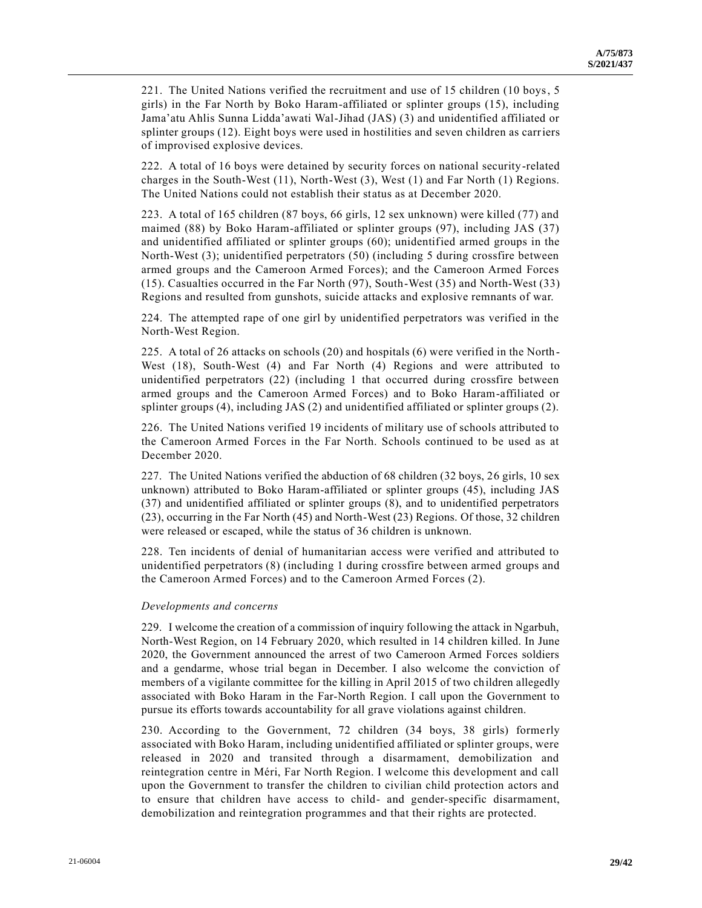221. The United Nations verified the recruitment and use of 15 children (10 boys, 5 girls) in the Far North by Boko Haram-affiliated or splinter groups (15), including Jama'atu Ahlis Sunna Lidda'awati Wal-Jihad (JAS) (3) and unidentified affiliated or splinter groups (12). Eight boys were used in hostilities and seven children as carriers of improvised explosive devices.

222. A total of 16 boys were detained by security forces on national security-related charges in the South-West (11), North-West (3), West (1) and Far North (1) Regions. The United Nations could not establish their status as at December 2020.

223. A total of 165 children (87 boys, 66 girls, 12 sex unknown) were killed (77) and maimed (88) by Boko Haram-affiliated or splinter groups (97), including JAS (37) and unidentified affiliated or splinter groups (60); unidentified armed groups in the North-West (3); unidentified perpetrators (50) (including 5 during crossfire between armed groups and the Cameroon Armed Forces); and the Cameroon Armed Forces (15). Casualties occurred in the Far North (97), South-West (35) and North-West (33) Regions and resulted from gunshots, suicide attacks and explosive remnants of war.

224. The attempted rape of one girl by unidentified perpetrators was verified in the North-West Region.

225. A total of 26 attacks on schools (20) and hospitals (6) were verified in the North-West (18), South-West (4) and Far North (4) Regions and were attributed to unidentified perpetrators (22) (including 1 that occurred during crossfire between armed groups and the Cameroon Armed Forces) and to Boko Haram-affiliated or splinter groups (4), including JAS (2) and unidentified affiliated or splinter groups (2).

226. The United Nations verified 19 incidents of military use of schools attributed to the Cameroon Armed Forces in the Far North. Schools continued to be used as at December 2020.

227. The United Nations verified the abduction of 68 children (32 boys, 26 girls, 10 sex unknown) attributed to Boko Haram-affiliated or splinter groups (45), including JAS (37) and unidentified affiliated or splinter groups (8), and to unidentified perpetrators (23), occurring in the Far North (45) and North-West (23) Regions. Of those, 32 children were released or escaped, while the status of 36 children is unknown.

228. Ten incidents of denial of humanitarian access were verified and attributed to unidentified perpetrators (8) (including 1 during crossfire between armed groups and the Cameroon Armed Forces) and to the Cameroon Armed Forces (2).

*Developments and concerns*

229. I welcome the creation of a commission of inquiry following the attack in Ngarbuh, North-West Region, on 14 February 2020, which resulted in 14 children killed. In June 2020, the Government announced the arrest of two Cameroon Armed Forces soldiers and a gendarme, whose trial began in December. I also welcome the conviction of members of a vigilante committee for the killing in April 2015 of two children allegedly associated with Boko Haram in the Far-North Region. I call upon the Government to pursue its efforts towards accountability for all grave violations against children.

230. According to the Government, 72 children (34 boys, 38 girls) formerly associated with Boko Haram, including unidentified affiliated or splinter groups, were released in 2020 and transited through a disarmament, demobilization and reintegration centre in Méri, Far North Region. I welcome this development and call upon the Government to transfer the children to civilian child protection actors and to ensure that children have access to child- and gender-specific disarmament, demobilization and reintegration programmes and that their rights are protected.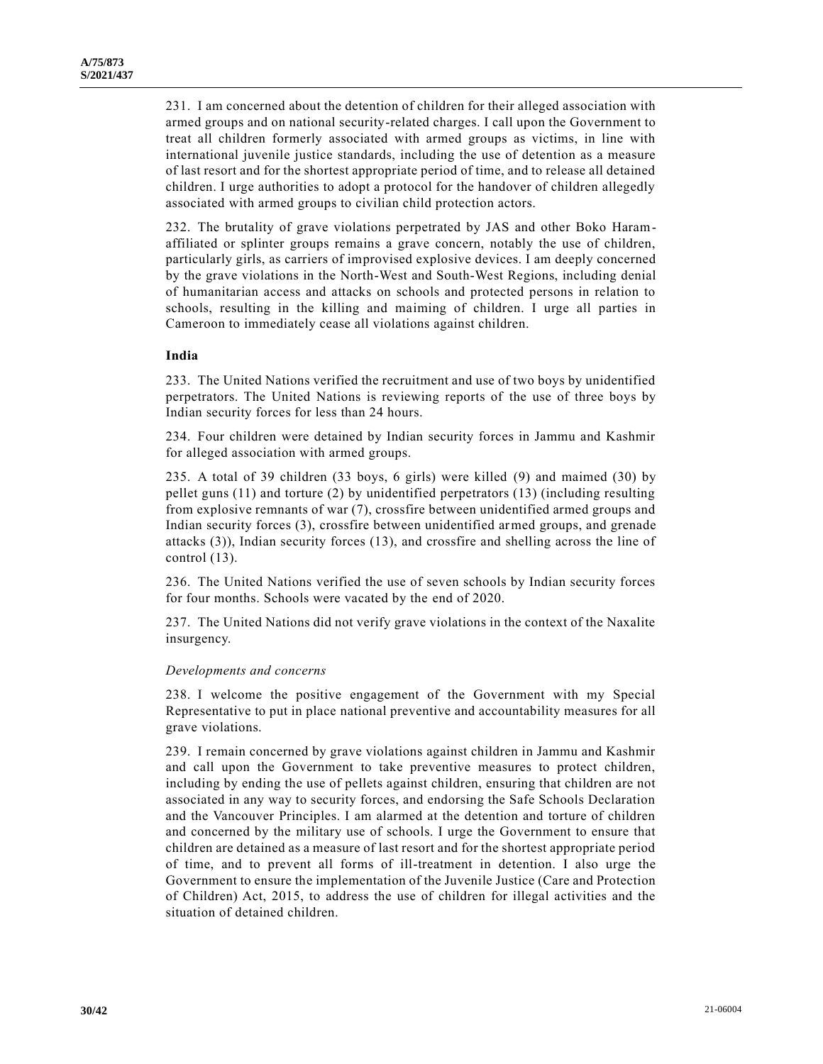231. I am concerned about the detention of children for their alleged association with armed groups and on national security-related charges. I call upon the Government to treat all children formerly associated with armed groups as victims, in line with international juvenile justice standards, including the use of detention as a measure of last resort and for the shortest appropriate period of time, and to release all detained children. I urge authorities to adopt a protocol for the handover of children allegedly associated with armed groups to civilian child protection actors.

232. The brutality of grave violations perpetrated by JAS and other Boko Haram-affiliated or splinter groups remains a grave concern, notably the use of children, particularly girls, as carriers of improvised explosive devices. I am deeply concerned by the grave violations in the North-West and South-West Regions, including denial of humanitarian access and attacks on schools and protected persons in relation to schools, resulting in the killing and maiming of children. I urge all parties in Cameroon to immediately cease all violations against children.

### India

233. The United Nations verified the recruitment and use of two boys by unidentified perpetrators. The United Nations is reviewing reports of the use of three boys by Indian security forces for less than 24 hours.

234. Four children were detained by Indian security forces in Jammu and Kashmir for alleged association with armed groups.

235. A total of 39 children (33 boys, 6 girls) were killed (9) and maimed (30) by pellet guns (11) and torture (2) by unidentified perpetrators (13) (including resulting from explosive remnants of war (7), crossfire between unidentified armed groups and Indian security forces (3), crossfire between unidentified armed groups, and grenade attacks (3)), Indian security forces (13), and crossfire and shelling across the line of control (13).

236. The United Nations verified the use of seven schools by Indian security forces for four months. Schools were vacated by the end of 2020.

237. The United Nations did not verify grave violations in the context of the Naxalite insurgency.

*Developments and concerns*

238. I welcome the positive engagement of the Government with my Special Representative to put in place national preventive and accountability measures for all grave violations.

239. I remain concerned by grave violations against children in Jammu and Kashmir and call upon the Government to take preventive measures to protect children, including by ending the use of pellets against children, ensuring that children are not associated in any way to security forces, and endorsing the Safe Schools Declaration and the Vancouver Principles. I am alarmed at the detention and torture of children and concerned by the military use of schools. I urge the Government to ensure that children are detained as a measure of last resort and for the shortest appropriate period of time, and to prevent all forms of ill-treatment in detention. I also urge the Government to ensure the implementation of the Juvenile Justice (Care and Protection of Children) Act, 2015, to address the use of children for illegal activities and the situation of detained children.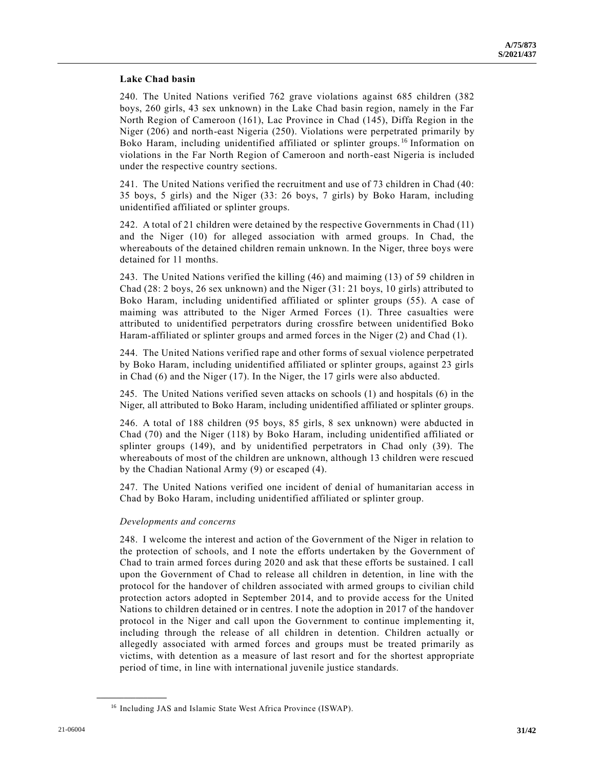**Lake Chad basin**

240. The United Nations verified 762 grave violations against 685 children (382 boys, 260 girls, 43 sex unknown) in the Lake Chad basin region, namely in the Far North Region of Cameroon (161), Lac Province in Chad (145), Diffa Region in the Niger (206) and north-east Nigeria (250). Violations were perpetrated primarily by Boko Haram, including unidentified affiliated or splinter groups.[16] Information on violations in the Far North Region of Cameroon and north-east Nigeria is included under the respective country sections.

241. The United Nations verified the recruitment and use of 73 children in Chad (40: 35 boys, 5 girls) and the Niger (33: 26 boys, 7 girls) by Boko Haram, including unidentified affiliated or splinter groups.

242. A total of 21 children were detained by the respective Governments in Chad (11) and the Niger (10) for alleged association with armed groups. In Chad, the whereabouts of the detained children remain unknown. In the Niger, three boys were detained for 11 months.

243. The United Nations verified the killing (46) and maiming (13) of 59 children in Chad (28: 2 boys, 26 sex unknown) and the Niger (31: 21 boys, 10 girls) attributed to Boko Haram, including unidentified affiliated or splinter groups (55). A case of maiming was attributed to the Niger Armed Forces (1). Three casualties were attributed to unidentified perpetrators during crossfire between unidentified Boko Haram-affiliated or splinter groups and armed forces in the Niger (2) and Chad (1).

244. The United Nations verified rape and other forms of sexual violence perpetrated by Boko Haram, including unidentified affiliated or splinter groups, against 23 girls in Chad (6) and the Niger (17). In the Niger, the 17 girls were also abducted.

245. The United Nations verified seven attacks on schools (1) and hospitals (6) in the Niger, all attributed to Boko Haram, including unidentified affiliated or splinter groups.

246. A total of 188 children (95 boys, 85 girls, 8 sex unknown) were abducted in Chad (70) and the Niger (118) by Boko Haram, including unidentified affiliated or splinter groups (149), and by unidentified perpetrators in Chad only (39). The whereabouts of most of the children are unknown, although 13 children were rescued by the Chadian National Army (9) or escaped (4).

247. The United Nations verified one incident of denial of humanitarian access in Chad by Boko Haram, including unidentified affiliated or splinter group.

*Developments and concerns*

248. I welcome the interest and action of the Government of the Niger in relation to the protection of schools, and I note the efforts undertaken by the Government of Chad to train armed forces during 2020 and ask that these efforts be sustained. I call upon the Government of Chad to release all children in detention, in line with the protocol for the handover of children associated with armed groups to civilian child protection actors adopted in September 2014, and to provide access for the United Nations to children detained or in centres. I note the adoption in 2017 of the handover protocol in the Niger and call upon the Government to continue implementing it, including through the release of all children in detention. Children actually or allegedly associated with armed forces and groups must be treated primarily as victims, with detention as a measure of last resort and for the shortest appropriate period of time, in line with international juvenile justice standards.

---

[16] Including JAS and Islamic State West Africa Province (ISWAP).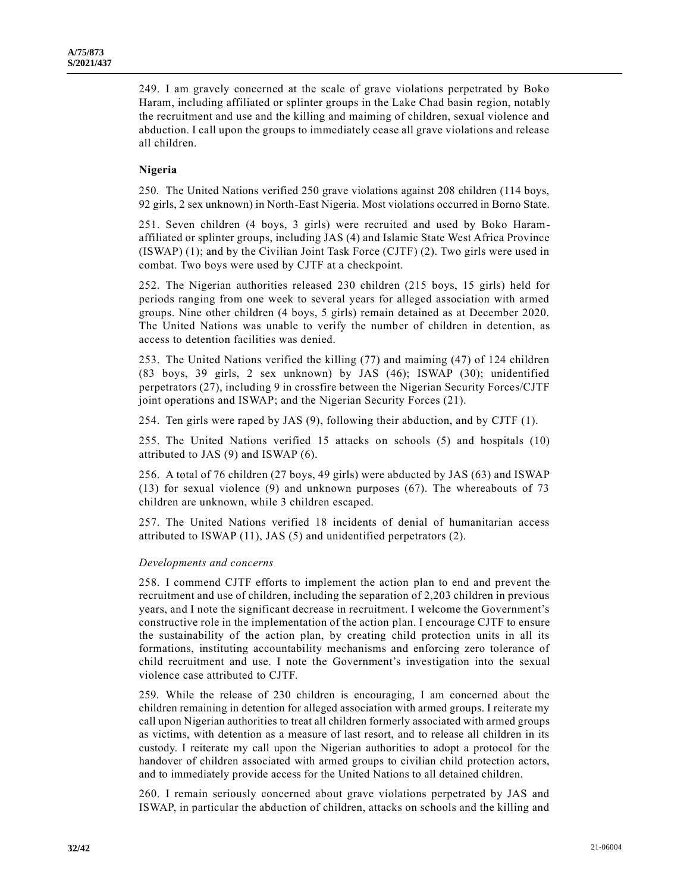249. I am gravely concerned at the scale of grave violations perpetrated by Boko Haram, including affiliated or splinter groups in the Lake Chad basin region, notably the recruitment and use and the killing and maiming of children, sexual violence and abduction. I call upon the groups to immediately cease all grave violations and release all children.

### Nigeria

250. The United Nations verified 250 grave violations against 208 children (114 boys, 92 girls, 2 sex unknown) in North-East Nigeria. Most violations occurred in Borno State.

251. Seven children (4 boys, 3 girls) were recruited and used by Boko Haram-affiliated or splinter groups, including JAS (4) and Islamic State West Africa Province (ISWAP) (1); and by the Civilian Joint Task Force (CJTF) (2). Two girls were used in combat. Two boys were used by CJTF at a checkpoint.

252. The Nigerian authorities released 230 children (215 boys, 15 girls) held for periods ranging from one week to several years for alleged association with armed groups. Nine other children (4 boys, 5 girls) remain detained as at December 2020. The United Nations was unable to verify the number of children in detention, as access to detention facilities was denied.

253. The United Nations verified the killing (77) and maiming (47) of 124 children (83 boys, 39 girls, 2 sex unknown) by JAS (46); ISWAP (30); unidentified perpetrators (27), including 9 in crossfire between the Nigerian Security Forces/CJTF joint operations and ISWAP; and the Nigerian Security Forces (21).

254. Ten girls were raped by JAS (9), following their abduction, and by CJTF (1).

255. The United Nations verified 15 attacks on schools (5) and hospitals (10) attributed to JAS (9) and ISWAP (6).

256. A total of 76 children (27 boys, 49 girls) were abducted by JAS (63) and ISWAP (13) for sexual violence (9) and unknown purposes (67). The whereabouts of 73 children are unknown, while 3 children escaped.

257. The United Nations verified 18 incidents of denial of humanitarian access attributed to ISWAP (11), JAS (5) and unidentified perpetrators (2).

#### *Developments and concerns*

258. I commend CJTF efforts to implement the action plan to end and prevent the recruitment and use of children, including the separation of 2,203 children in previous years, and I note the significant decrease in recruitment. I welcome the Government's constructive role in the implementation of the action plan. I encourage CJTF to ensure the sustainability of the action plan, by creating child protection units in all its formations, instituting accountability mechanisms and enforcing zero tolerance of child recruitment and use. I note the Government's investigation into the sexual violence case attributed to CJTF.

259. While the release of 230 children is encouraging, I am concerned about the children remaining in detention for alleged association with armed groups. I reiterate my call upon Nigerian authorities to treat all children formerly associated with armed groups as victims, with detention as a measure of last resort, and to release all children in its custody. I reiterate my call upon the Nigerian authorities to adopt a protocol for the handover of children associated with armed groups to civilian child protection actors, and to immediately provide access for the United Nations to all detained children.

260. I remain seriously concerned about grave violations perpetrated by JAS and ISWAP, in particular the abduction of children, attacks on schools and the killing and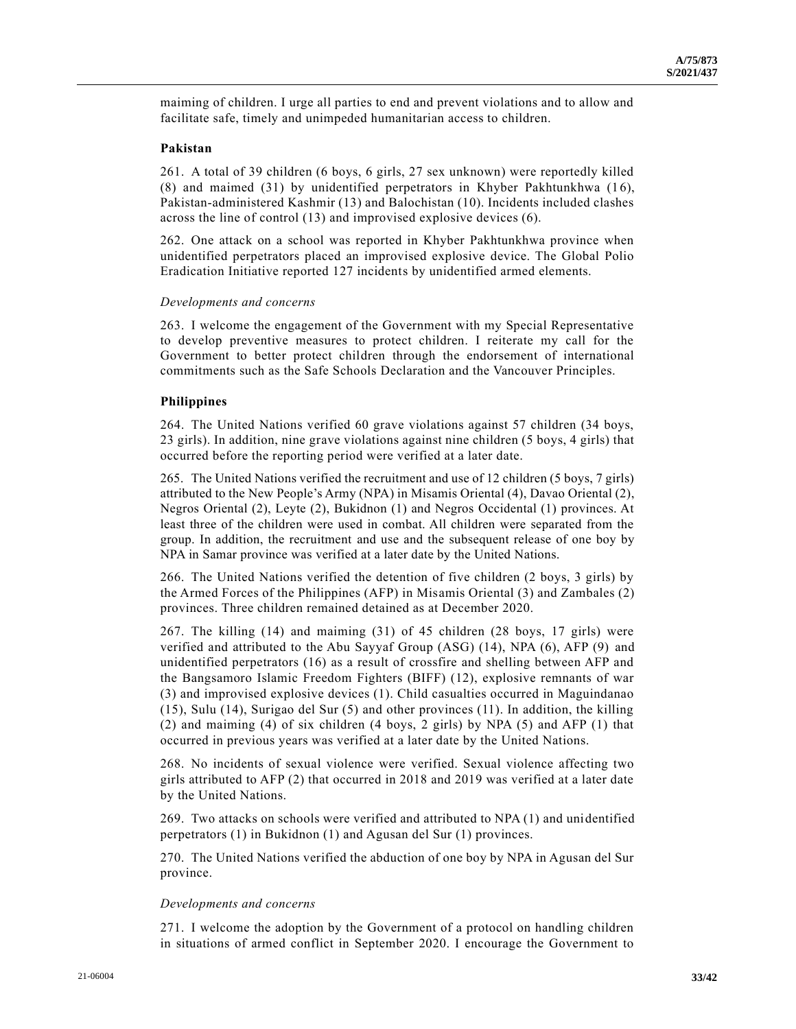maiming of children. I urge all parties to end and prevent violations and to allow and facilitate safe, timely and unimpeded humanitarian access to children.

### Pakistan

261. A total of 39 children (6 boys, 6 girls, 27 sex unknown) were reportedly killed (8) and maimed (31) by unidentified perpetrators in Khyber Pakhtunkhwa (16), Pakistan-administered Kashmir (13) and Balochistan (10). Incidents included clashes across the line of control (13) and improvised explosive devices (6).

262. One attack on a school was reported in Khyber Pakhtunkhwa province when unidentified perpetrators placed an improvised explosive device. The Global Polio Eradication Initiative reported 127 incidents by unidentified armed elements.

#### *Developments and concerns*

263. I welcome the engagement of the Government with my Special Representative to develop preventive measures to protect children. I reiterate my call for the Government to better protect children through the endorsement of international commitments such as the Safe Schools Declaration and the Vancouver Principles.

### Philippines

264. The United Nations verified 60 grave violations against 57 children (34 boys, 23 girls). In addition, nine grave violations against nine children (5 boys, 4 girls) that occurred before the reporting period were verified at a later date.

265. The United Nations verified the recruitment and use of 12 children (5 boys, 7 girls) attributed to the New People's Army (NPA) in Misamis Oriental (4), Davao Oriental (2), Negros Oriental (2), Leyte (2), Bukidnon (1) and Negros Occidental (1) provinces. At least three of the children were used in combat. All children were separated from the group. In addition, the recruitment and use and the subsequent release of one boy by NPA in Samar province was verified at a later date by the United Nations.

266. The United Nations verified the detention of five children (2 boys, 3 girls) by the Armed Forces of the Philippines (AFP) in Misamis Oriental (3) and Zambales (2) provinces. Three children remained detained as at December 2020.

267. The killing (14) and maiming (31) of 45 children (28 boys, 17 girls) were verified and attributed to the Abu Sayyaf Group (ASG) (14), NPA (6), AFP (9) and unidentified perpetrators (16) as a result of crossfire and shelling between AFP and the Bangsamoro Islamic Freedom Fighters (BIFF) (12), explosive remnants of war (3) and improvised explosive devices (1). Child casualties occurred in Maguindanao (15), Sulu (14), Surigao del Sur (5) and other provinces (11). In addition, the killing (2) and maiming (4) of six children (4 boys, 2 girls) by NPA (5) and AFP (1) that occurred in previous years was verified at a later date by the United Nations.

268. No incidents of sexual violence were verified. Sexual violence affecting two girls attributed to AFP (2) that occurred in 2018 and 2019 was verified at a later date by the United Nations.

269. Two attacks on schools were verified and attributed to NPA (1) and unidentified perpetrators (1) in Bukidnon (1) and Agusan del Sur (1) provinces.

270. The United Nations verified the abduction of one boy by NPA in Agusan del Sur province.

#### *Developments and concerns*

271. I welcome the adoption by the Government of a protocol on handling children in situations of armed conflict in September 2020. I encourage the Government to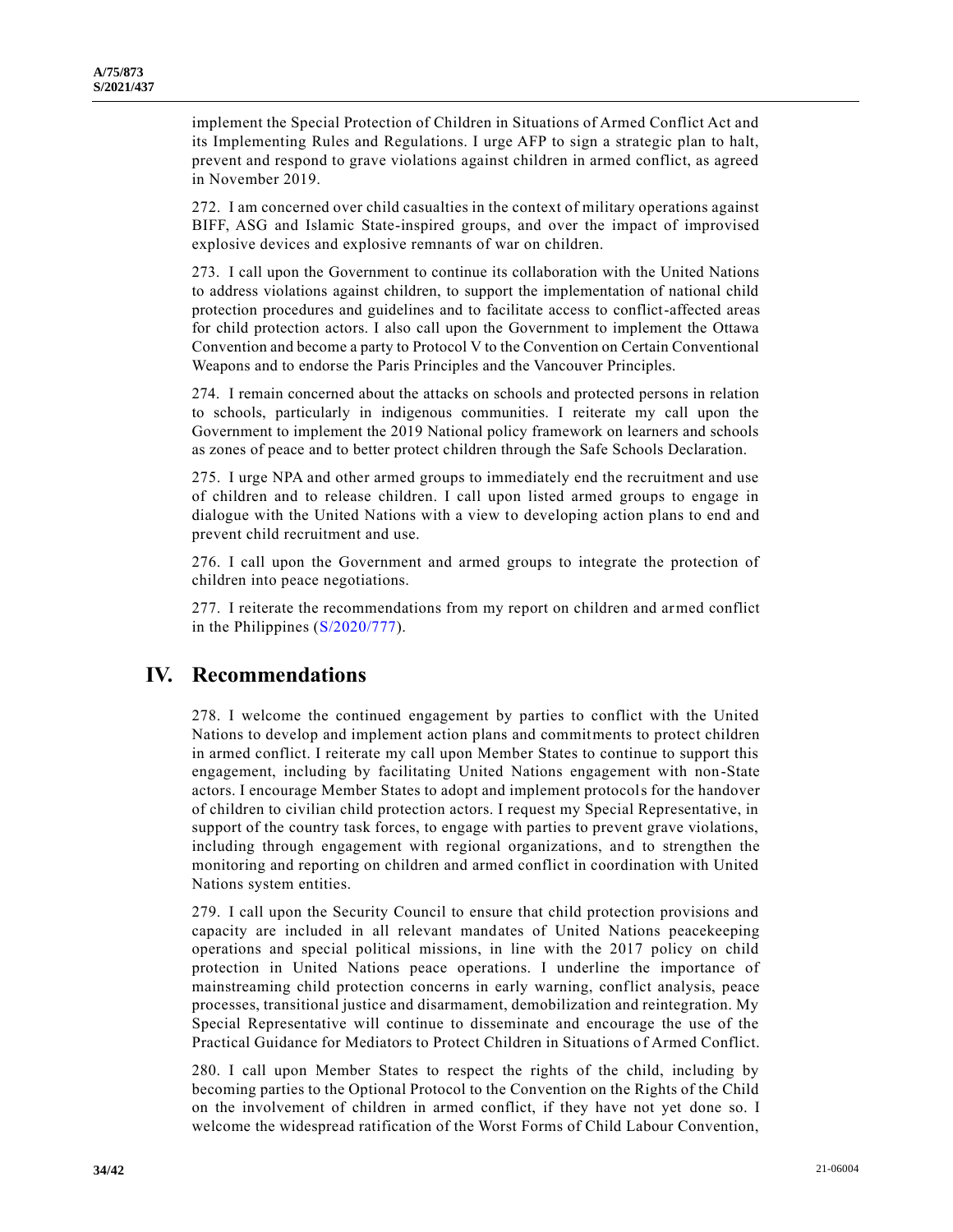implement the Special Protection of Children in Situations of Armed Conflict Act and its Implementing Rules and Regulations. I urge AFP to sign a strategic plan to halt, prevent and respond to grave violations against children in armed conflict, as agreed in November 2019.

272. I am concerned over child casualties in the context of military operations against BIFF, ASG and Islamic State-inspired groups, and over the impact of improvised explosive devices and explosive remnants of war on children.

273. I call upon the Government to continue its collaboration with the United Nations to address violations against children, to support the implementation of national child protection procedures and guidelines and to facilitate access to conflict-affected areas for child protection actors. I also call upon the Government to implement the Ottawa Convention and become a party to Protocol V to the Convention on Certain Conventional Weapons and to endorse the Paris Principles and the Vancouver Principles.

274. I remain concerned about the attacks on schools and protected persons in relation to schools, particularly in indigenous communities. I reiterate my call upon the Government to implement the 2019 National policy framework on learners and schools as zones of peace and to better protect children through the Safe Schools Declaration.

275. I urge NPA and other armed groups to immediately end the recruitment and use of children and to release children. I call upon listed armed groups to engage in dialogue with the United Nations with a view to developing action plans to end and prevent child recruitment and use.

276. I call upon the Government and armed groups to integrate the protection of children into peace negotiations.

277. I reiterate the recommendations from my report on children and armed conflict in the Philippines (S/2020/777).

# IV. Recommendations

278. I welcome the continued engagement by parties to conflict with the United Nations to develop and implement action plans and commitments to protect children in armed conflict. I reiterate my call upon Member States to continue to support this engagement, including by facilitating United Nations engagement with non-State actors. I encourage Member States to adopt and implement protocols for the handover of children to civilian child protection actors. I request my Special Representative, in support of the country task forces, to engage with parties to prevent grave violations, including through engagement with regional organizations, and to strengthen the monitoring and reporting on children and armed conflict in coordination with United Nations system entities.

279. I call upon the Security Council to ensure that child protection provisions and capacity are included in all relevant mandates of United Nations peacekeeping operations and special political missions, in line with the 2017 policy on child protection in United Nations peace operations. I underline the importance of mainstreaming child protection concerns in early warning, conflict analysis, peace processes, transitional justice and disarmament, demobilization and reintegration. My Special Representative will continue to disseminate and encourage the use of the Practical Guidance for Mediators to Protect Children in Situations of Armed Conflict.

280. I call upon Member States to respect the rights of the child, including by becoming parties to the Optional Protocol to the Convention on the Rights of the Child on the involvement of children in armed conflict, if they have not yet done so. I welcome the widespread ratification of the Worst Forms of Child Labour Convention,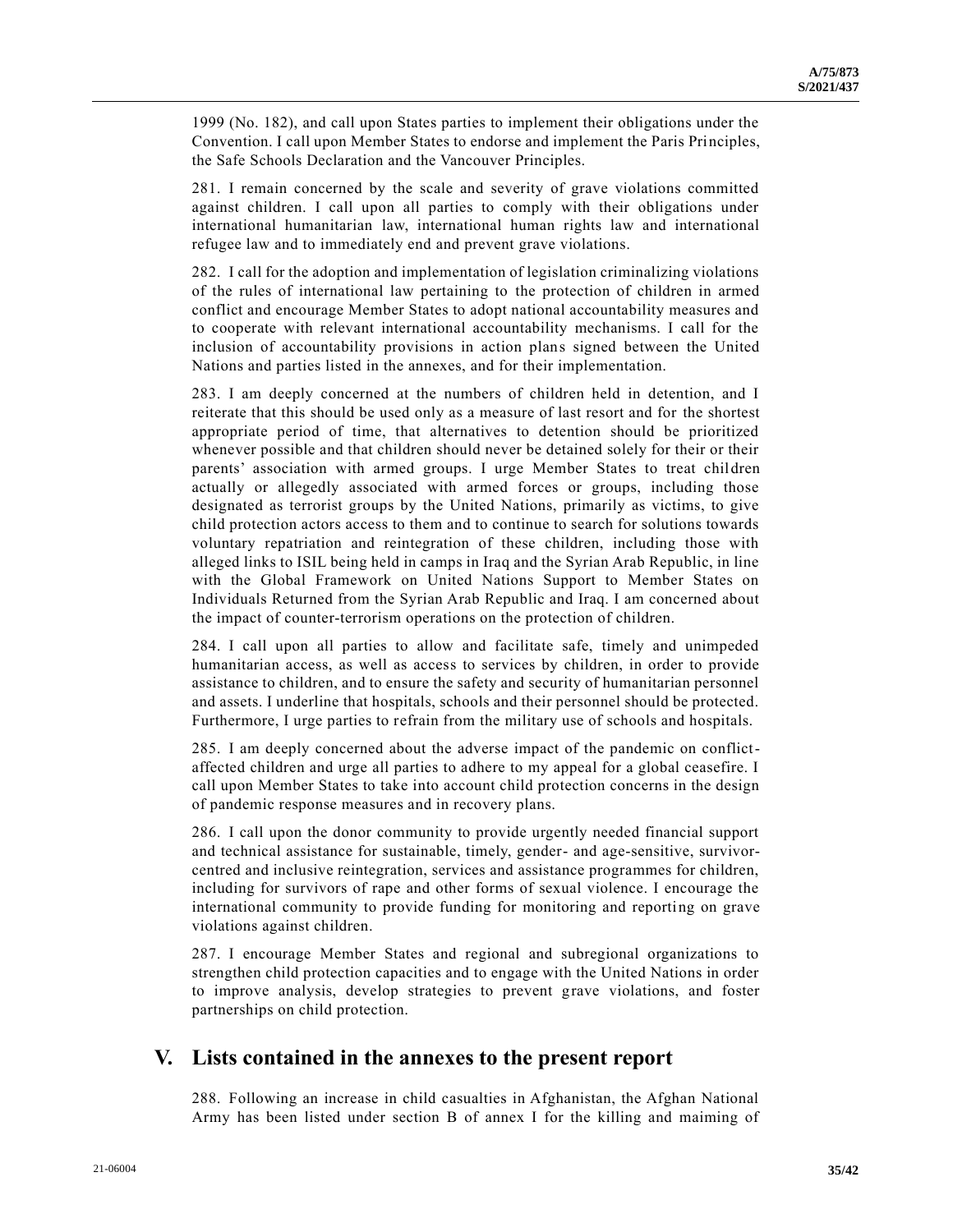1999 (No. 182), and call upon States parties to implement their obligations under the Convention. I call upon Member States to endorse and implement the Paris Principles, the Safe Schools Declaration and the Vancouver Principles.

281. I remain concerned by the scale and severity of grave violations committed against children. I call upon all parties to comply with their obligations under international humanitarian law, international human rights law and international refugee law and to immediately end and prevent grave violations.

282. I call for the adoption and implementation of legislation criminalizing violations of the rules of international law pertaining to the protection of children in armed conflict and encourage Member States to adopt national accountability measures and to cooperate with relevant international accountability mechanisms. I call for the inclusion of accountability provisions in action plans signed between the United Nations and parties listed in the annexes, and for their implementation.

283. I am deeply concerned at the numbers of children held in detention, and I reiterate that this should be used only as a measure of last resort and for the shortest appropriate period of time, that alternatives to detention should be prioritized whenever possible and that children should never be detained solely for their or their parents' association with armed groups. I urge Member States to treat children actually or allegedly associated with armed forces or groups, including those designated as terrorist groups by the United Nations, primarily as victims, to give child protection actors access to them and to continue to search for solutions towards voluntary repatriation and reintegration of these children, including those with alleged links to ISIL being held in camps in Iraq and the Syrian Arab Republic, in line with the Global Framework on United Nations Support to Member States on Individuals Returned from the Syrian Arab Republic and Iraq. I am concerned about the impact of counter-terrorism operations on the protection of children.

284. I call upon all parties to allow and facilitate safe, timely and unimpeded humanitarian access, as well as access to services by children, in order to provide assistance to children, and to ensure the safety and security of humanitarian personnel and assets. I underline that hospitals, schools and their personnel should be protected. Furthermore, I urge parties to refrain from the military use of schools and hospitals.

285. I am deeply concerned about the adverse impact of the pandemic on conflict-affected children and urge all parties to adhere to my appeal for a global ceasefire. I call upon Member States to take into account child protection concerns in the design of pandemic response measures and in recovery plans.

286. I call upon the donor community to provide urgently needed financial support and technical assistance for sustainable, timely, gender- and age-sensitive, survivor-centred and inclusive reintegration, services and assistance programmes for children, including for survivors of rape and other forms of sexual violence. I encourage the international community to provide funding for monitoring and reporting on grave violations against children.

287. I encourage Member States and regional and subregional organizations to strengthen child protection capacities and to engage with the United Nations in order to improve analysis, develop strategies to prevent grave violations, and foster partnerships on child protection.

## V. Lists contained in the annexes to the present report

288. Following an increase in child casualties in Afghanistan, the Afghan National Army has been listed under section B of annex I for the killing and maiming of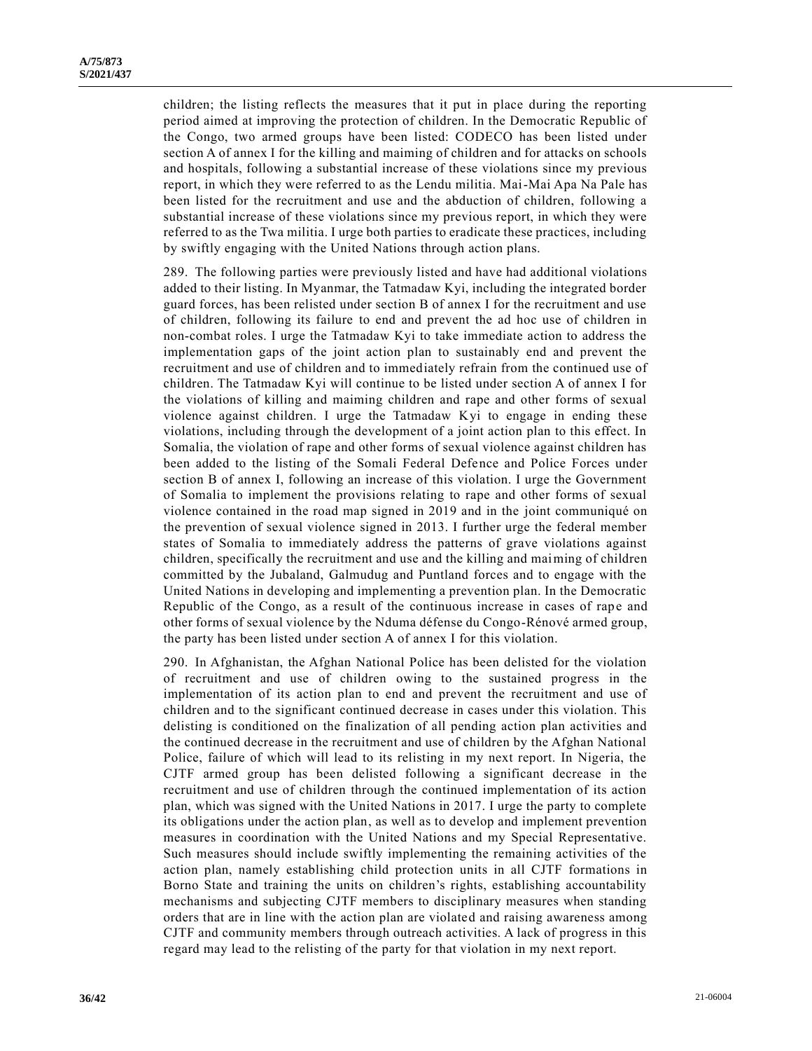children; the listing reflects the measures that it put in place during the reporting period aimed at improving the protection of children. In the Democratic Republic of the Congo, two armed groups have been listed: CODECO has been listed under section A of annex I for the killing and maiming of children and for attacks on schools and hospitals, following a substantial increase of these violations since my previous report, in which they were referred to as the Lendu militia. Mai-Mai Apa Na Pale has been listed for the recruitment and use and the abduction of children, following a substantial increase of these violations since my previous report, in which they were referred to as the Twa militia. I urge both parties to eradicate these practices, including by swiftly engaging with the United Nations through action plans.

289. The following parties were previously listed and have had additional violations added to their listing. In Myanmar, the Tatmadaw Kyi, including the integrated border guard forces, has been relisted under section B of annex I for the recruitment and use of children, following its failure to end and prevent the ad hoc use of children in non-combat roles. I urge the Tatmadaw Kyi to take immediate action to address the implementation gaps of the joint action plan to sustainably end and prevent the recruitment and use of children and to immediately refrain from the continued use of children. The Tatmadaw Kyi will continue to be listed under section A of annex I for the violations of killing and maiming children and rape and other forms of sexual violence against children. I urge the Tatmadaw Kyi to engage in ending these violations, including through the development of a joint action plan to this effect. In Somalia, the violation of rape and other forms of sexual violence against children has been added to the listing of the Somali Federal Defence and Police Forces under section B of annex I, following an increase of this violation. I urge the Government of Somalia to implement the provisions relating to rape and other forms of sexual violence contained in the road map signed in 2019 and in the joint communiqué on the prevention of sexual violence signed in 2013. I further urge the federal member states of Somalia to immediately address the patterns of grave violations against children, specifically the recruitment and use and the killing and maiming of children committed by the Jubaland, Galmudug and Puntland forces and to engage with the United Nations in developing and implementing a prevention plan. In the Democratic Republic of the Congo, as a result of the continuous increase in cases of rape and other forms of sexual violence by the Nduma défense du Congo-Rénové armed group, the party has been listed under section A of annex I for this violation.

290. In Afghanistan, the Afghan National Police has been delisted for the violation of recruitment and use of children owing to the sustained progress in the implementation of its action plan to end and prevent the recruitment and use of children and to the significant continued decrease in cases under this violation. This delisting is conditioned on the finalization of all pending action plan activities and the continued decrease in the recruitment and use of children by the Afghan National Police, failure of which will lead to its relisting in my next report. In Nigeria, the CJTF armed group has been delisted following a significant decrease in the recruitment and use of children through the continued implementation of its action plan, which was signed with the United Nations in 2017. I urge the party to complete its obligations under the action plan, as well as to develop and implement prevention measures in coordination with the United Nations and my Special Representative. Such measures should include swiftly implementing the remaining activities of the action plan, namely establishing child protection units in all CJTF formations in Borno State and training the units on children's rights, establishing accountability mechanisms and subjecting CJTF members to disciplinary measures when standing orders that are in line with the action plan are violated and raising awareness among CJTF and community members through outreach activities. A lack of progress in this regard may lead to the relisting of the party for that violation in my next report.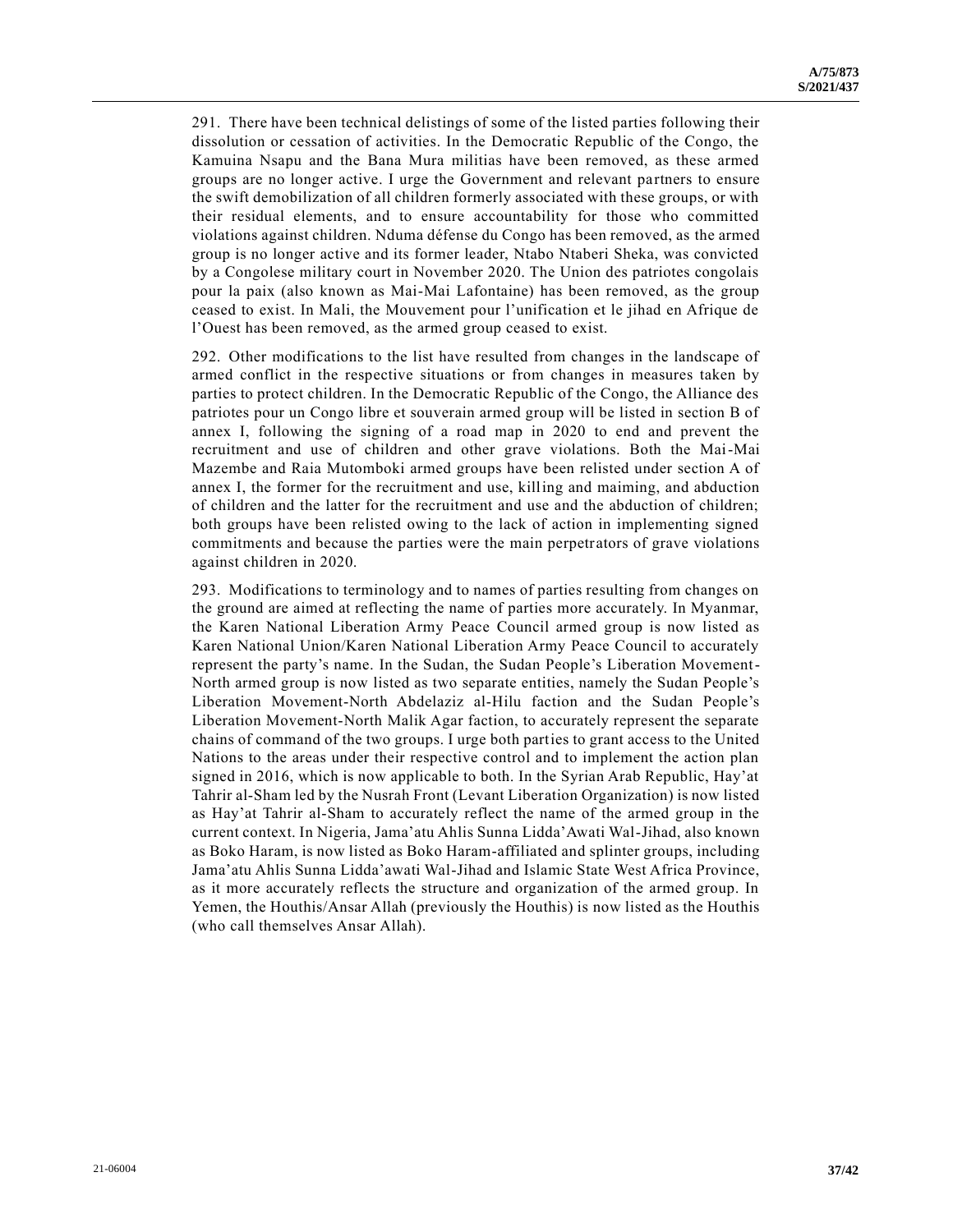291. There have been technical delistings of some of the listed parties following their dissolution or cessation of activities. In the Democratic Republic of the Congo, the Kamuina Nsapu and the Bana Mura militias have been removed, as these armed groups are no longer active. I urge the Government and relevant partners to ensure the swift demobilization of all children formerly associated with these groups, or with their residual elements, and to ensure accountability for those who committed violations against children. Nduma défense du Congo has been removed, as the armed group is no longer active and its former leader, Ntabo Ntaberi Sheka, was convicted by a Congolese military court in November 2020. The Union des patriotes congolais pour la paix (also known as Mai-Mai Lafontaine) has been removed, as the group ceased to exist. In Mali, the Mouvement pour l'unification et le jihad en Afrique de l'Ouest has been removed, as the armed group ceased to exist.

292. Other modifications to the list have resulted from changes in the landscape of armed conflict in the respective situations or from changes in measures taken by parties to protect children. In the Democratic Republic of the Congo, the Alliance des patriotes pour un Congo libre et souverain armed group will be listed in section B of annex I, following the signing of a road map in 2020 to end and prevent the recruitment and use of children and other grave violations. Both the Mai-Mai Mazembe and Raia Mutomboki armed groups have been relisted under section A of annex I, the former for the recruitment and use, killing and maiming, and abduction of children and the latter for the recruitment and use and the abduction of children; both groups have been relisted owing to the lack of action in implementing signed commitments and because the parties were the main perpetrators of grave violations against children in 2020.

293. Modifications to terminology and to names of parties resulting from changes on the ground are aimed at reflecting the name of parties more accurately. In Myanmar, the Karen National Liberation Army Peace Council armed group is now listed as Karen National Union/Karen National Liberation Army Peace Council to accurately represent the party's name. In the Sudan, the Sudan People's Liberation Movement-North armed group is now listed as two separate entities, namely the Sudan People's Liberation Movement-North Abdelaziz al-Hilu faction and the Sudan People's Liberation Movement-North Malik Agar faction, to accurately represent the separate chains of command of the two groups. I urge both parties to grant access to the United Nations to the areas under their respective control and to implement the action plan signed in 2016, which is now applicable to both. In the Syrian Arab Republic, Hay'at Tahrir al-Sham led by the Nusrah Front (Levant Liberation Organization) is now listed as Hay'at Tahrir al-Sham to accurately reflect the name of the armed group in the current context. In Nigeria, Jama'atu Ahlis Sunna Lidda'Awati Wal-Jihad, also known as Boko Haram, is now listed as Boko Haram-affiliated and splinter groups, including Jama'atu Ahlis Sunna Lidda'awati Wal-Jihad and Islamic State West Africa Province, as it more accurately reflects the structure and organization of the armed group. In Yemen, the Houthis/Ansar Allah (previously the Houthis) is now listed as the Houthis (who call themselves Ansar Allah).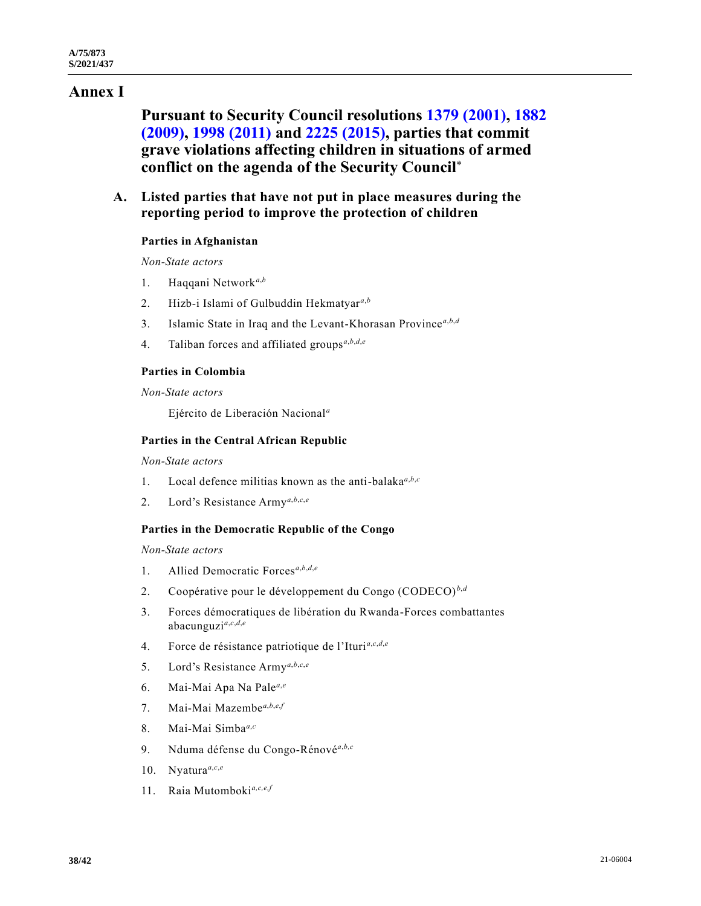# Annex I

## Pursuant to Security Council resolutions 1379 (2001), 1882 (2009), 1998 (2011) and 2225 (2015), parties that commit grave violations affecting children in situations of armed conflict on the agenda of the Security Council*

### A. Listed parties that have not put in place measures during the reporting period to improve the protection of children

#### Parties in Afghanistan

*Non-State actors*

1. Haqqani Network[a,b]
2. Hizb-i Islami of Gulbuddin Hekmatyar[a,b]
3. Islamic State in Iraq and the Levant-Khorasan Province[a,b,d]
4. Taliban forces and affiliated groups[a,b,d,e]

#### Parties in Colombia

*Non-State actors*

Ejército de Liberación Nacional[a]

#### Parties in the Central African Republic

*Non-State actors*

1. Local defence militias known as the anti-balaka[a,b,c]
2. Lord's Resistance Army[a,b,c,e]

#### Parties in the Democratic Republic of the Congo

*Non-State actors*

1. Allied Democratic Forces[a,b,d,e]
2. Coopérative pour le développement du Congo (CODECO)[b,d]
3. Forces démocratiques de libération du Rwanda-Forces combattantes abacunguzi[a,c,d,e]
4. Force de résistance patriotique de l'Ituri[a,c,d,e]
5. Lord's Resistance Army[a,b,c,e]
6. Mai-Mai Apa Na Pale[a,e]
7. Mai-Mai Mazembe[a,b,e,f]
8. Mai-Mai Simba[a,c]
9. Nduma défense du Congo-Rénové[a,b,c]
10. Nyatura[a,c,e]
11. Raia Mutomboki[a,c,e,f]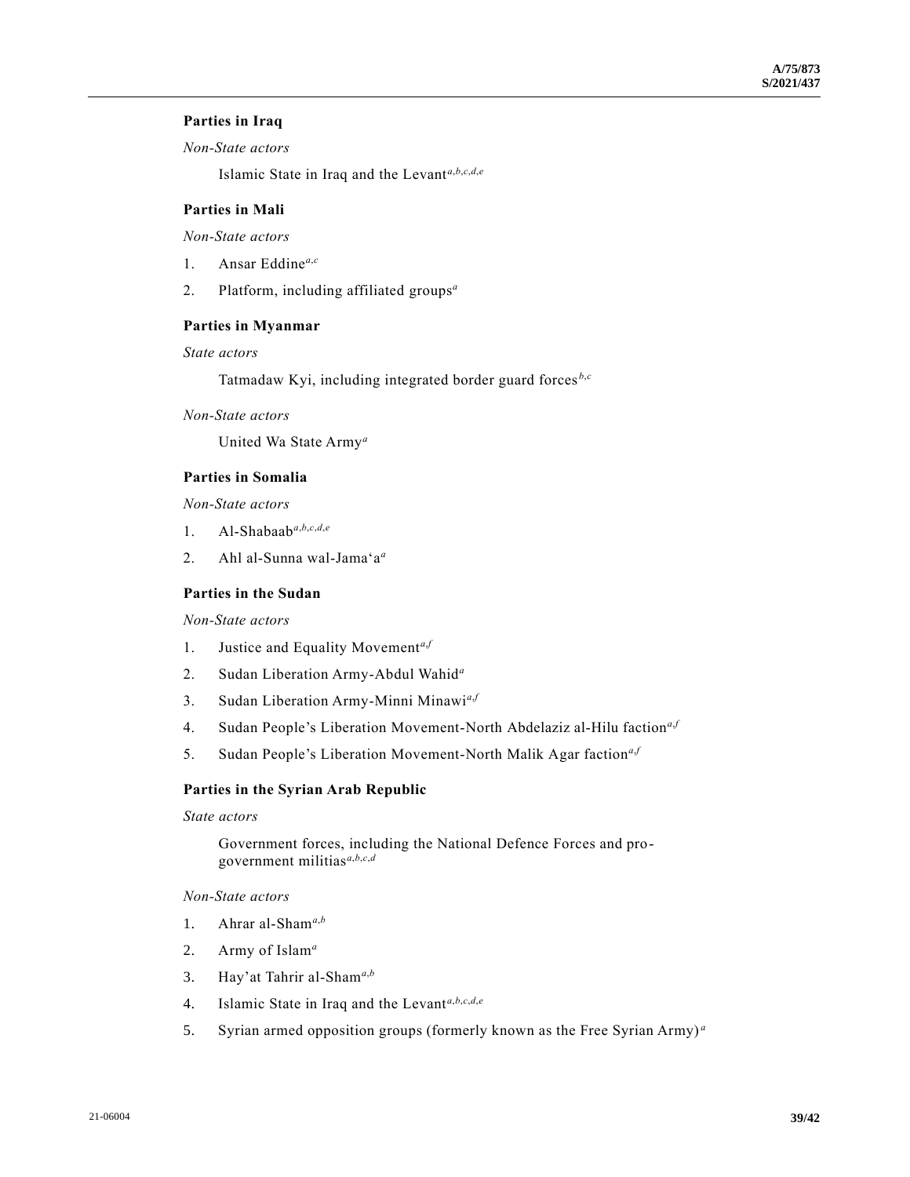**Parties in Iraq**

*Non-State actors*

Islamic State in Iraq and the Levant[a,b,c,d,e]

**Parties in Mali**

*Non-State actors*

1. Ansar Eddine[a,c]
2. Platform, including affiliated groups[a]

**Parties in Myanmar**

*State actors*

Tatmadaw Kyi, including integrated border guard forces[b,c]

*Non-State actors*

United Wa State Army[a]

**Parties in Somalia**

*Non-State actors*

1. Al-Shabaab[a,b,c,d,e]
2. Ahl al-Sunna wal-Jama'a[a]

**Parties in the Sudan**

*Non-State actors*

1. Justice and Equality Movement[a,f]
2. Sudan Liberation Army-Abdul Wahid[a]
3. Sudan Liberation Army-Minni Minawi[a,f]
4. Sudan People's Liberation Movement-North Abdelaziz al-Hilu faction[a,f]
5. Sudan People's Liberation Movement-North Malik Agar faction[a,f]

**Parties in the Syrian Arab Republic**

*State actors*

Government forces, including the National Defence Forces and pro-government militias[a,b,c,d]

*Non-State actors*

1. Ahrar al-Sham[a,b]
2. Army of Islam[a]
3. Hay'at Tahrir al-Sham[a,b]
4. Islamic State in Iraq and the Levant[a,b,c,d,e]
5. Syrian armed opposition groups (formerly known as the Free Syrian Army)[a]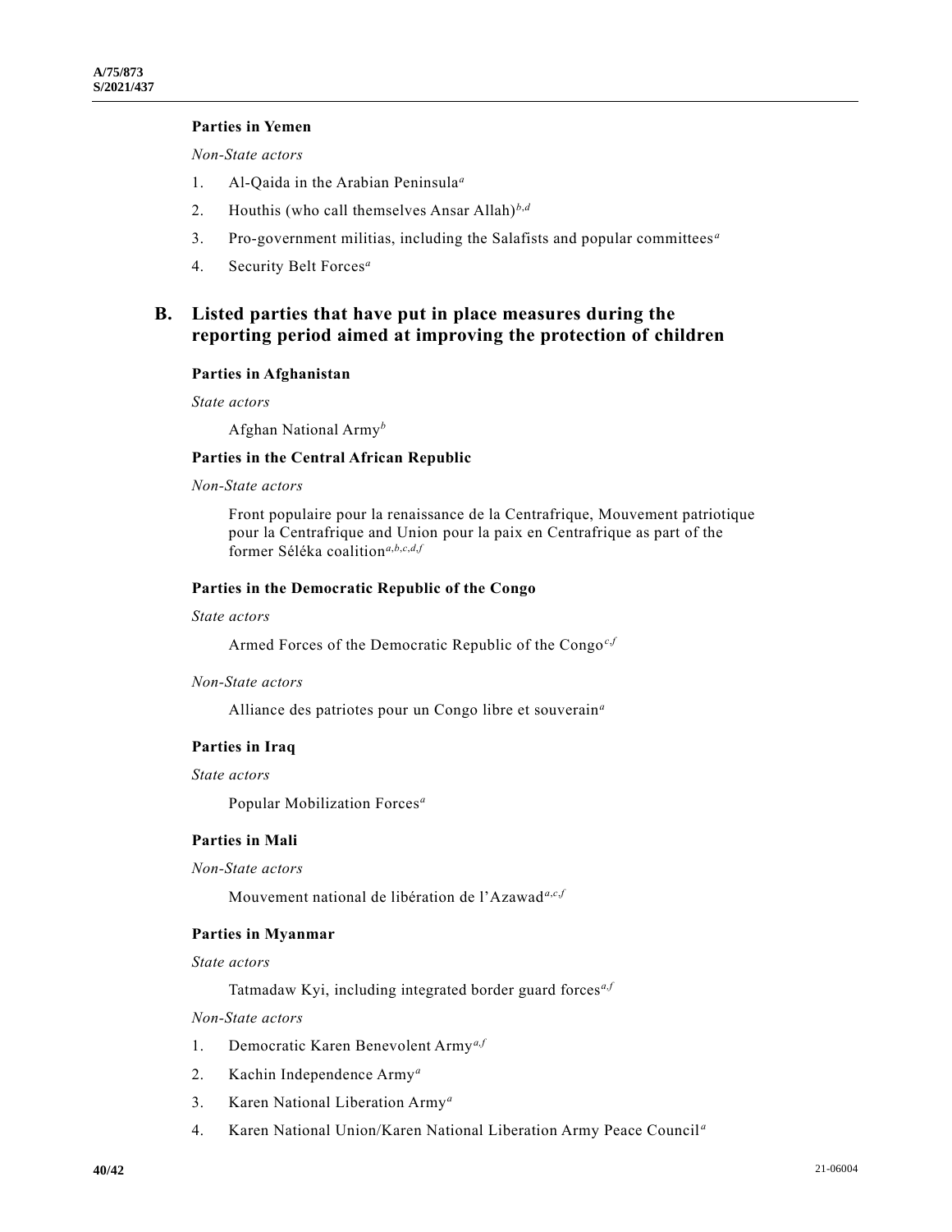**Parties in Yemen**

*Non-State actors*

1. Al-Qaida in the Arabian Peninsula[a]
2. Houthis (who call themselves Ansar Allah)[b,d]
3. Pro-government militias, including the Salafists and popular committees[a]
4. Security Belt Forces[a]

## B. Listed parties that have put in place measures during the reporting period aimed at improving the protection of children

**Parties in Afghanistan**

*State actors*

Afghan National Army[b]

**Parties in the Central African Republic**

*Non-State actors*

Front populaire pour la renaissance de la Centrafrique, Mouvement patriotique pour la Centrafrique and Union pour la paix en Centrafrique as part of the former Séléka coalition[a,b,c,d,f]

**Parties in the Democratic Republic of the Congo**

*State actors*

Armed Forces of the Democratic Republic of the Congo[c,f]

*Non-State actors*

Alliance des patriotes pour un Congo libre et souverain[a]

**Parties in Iraq**

*State actors*

Popular Mobilization Forces[a]

**Parties in Mali**

*Non-State actors*

Mouvement national de libération de l'Azawad[a,c,f]

**Parties in Myanmar**

*State actors*

Tatmadaw Kyi, including integrated border guard forces[a,f]

*Non-State actors*

1. Democratic Karen Benevolent Army[a,f]
2. Kachin Independence Army[a]
3. Karen National Liberation Army[a]
4. Karen National Union/Karen National Liberation Army Peace Council[a]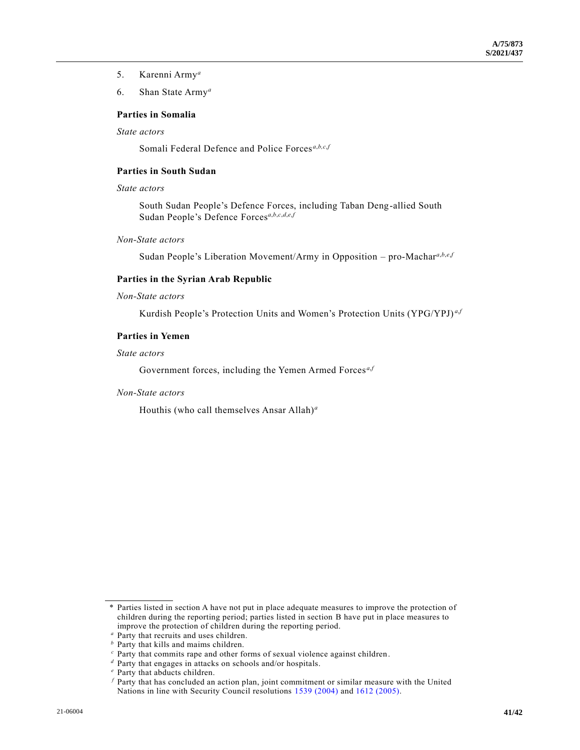5. Karenni Army[a]

6. Shan State Army[a]

**Parties in Somalia**

*State actors*

Somali Federal Defence and Police Forces[a,b,c,f]

**Parties in South Sudan**

*State actors*

South Sudan People's Defence Forces, including Taban Deng-allied South Sudan People's Defence Forces[a,b,c,d,e,f]

*Non-State actors*

Sudan People's Liberation Movement/Army in Opposition – pro-Machar[a,b,e,f]

**Parties in the Syrian Arab Republic**

*Non-State actors*

Kurdish People's Protection Units and Women's Protection Units (YPG/YPJ)[a,f]

**Parties in Yemen**

*State actors*

Government forces, including the Yemen Armed Forces[a,f]

*Non-State actors*

Houthis (who call themselves Ansar Allah)[a]

---

\* Parties listed in section A have not put in place adequate measures to improve the protection of children during the reporting period; parties listed in section B have put in place measures to improve the protection of children during the reporting period.

[a] Party that recruits and uses children.

[b] Party that kills and maims children.

[c] Party that commits rape and other forms of sexual violence against children.

[d] Party that engages in attacks on schools and/or hospitals.

[e] Party that abducts children.

[f] Party that has concluded an action plan, joint commitment or similar measure with the United Nations in line with Security Council resolutions 1539 (2004) and 1612 (2005).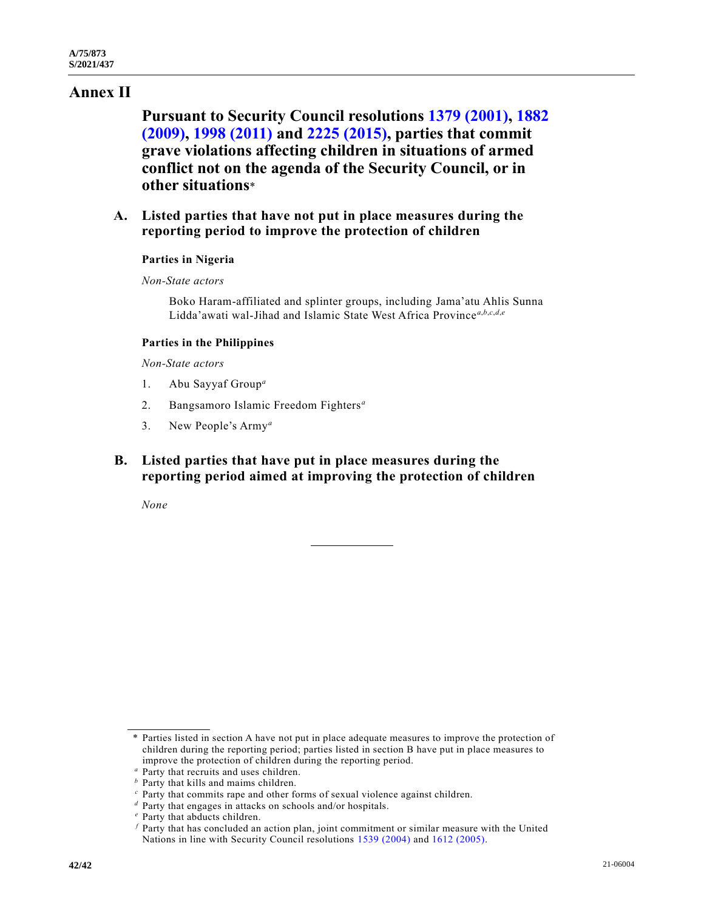# Annex II

## Pursuant to Security Council resolutions 1379 (2001), 1882 (2009), 1998 (2011) and 2225 (2015), parties that commit grave violations affecting children in situations of armed conflict not on the agenda of the Security Council, or in other situations*

### A. Listed parties that have not put in place measures during the reporting period to improve the protection of children

**Parties in Nigeria**

*Non-State actors*

Boko Haram-affiliated and splinter groups, including Jama'atu Ahlis Sunna Lidda'awati wal-Jihad and Islamic State West Africa Province[a,b,c,d,e]

**Parties in the Philippines**

*Non-State actors*

1. Abu Sayyaf Group[a]
2. Bangsamoro Islamic Freedom Fighters[a]
3. New People's Army[a]

### B. Listed parties that have put in place measures during the reporting period aimed at improving the protection of children

*None*

---

\* Parties listed in section A have not put in place adequate measures to improve the protection of children during the reporting period; parties listed in section B have put in place measures to improve the protection of children during the reporting period.

[a] Party that recruits and uses children.

[b] Party that kills and maims children.

[c] Party that commits rape and other forms of sexual violence against children.

[d] Party that engages in attacks on schools and/or hospitals.

[e] Party that abducts children.

[f] Party that has concluded an action plan, joint commitment or similar measure with the United Nations in line with Security Council resolutions 1539 (2004) and 1612 (2005).